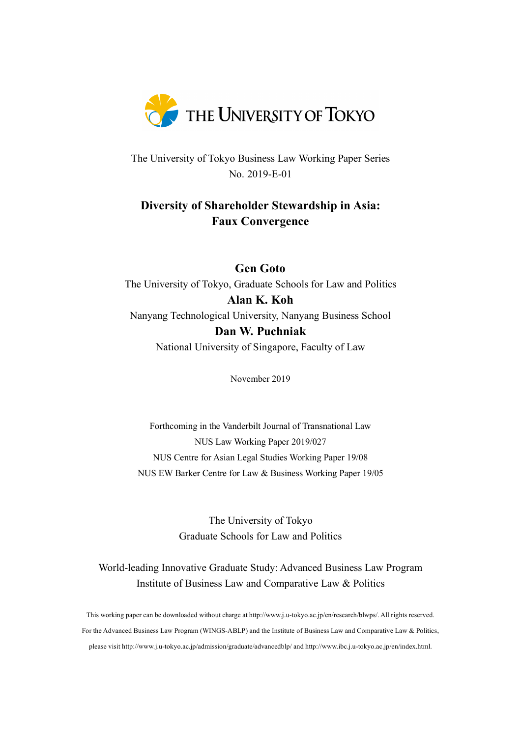THE UNIVERSITY OF TOKYO

The University of Tokyo Business Law Working Paper Series
No. 2019-E-01

# Diversity of Shareholder Stewardship in Asia: Faux Convergence

**Gen Goto**
The University of Tokyo, Graduate Schools for Law and Politics

**Alan K. Koh**
Nanyang Technological University, Nanyang Business School

**Dan W. Puchniak**
National University of Singapore, Faculty of Law

November 2019

Forthcoming in the Vanderbilt Journal of Transnational Law
NUS Law Working Paper 2019/027
NUS Centre for Asian Legal Studies Working Paper 19/08
NUS EW Barker Centre for Law & Business Working Paper 19/05

The University of Tokyo
Graduate Schools for Law and Politics

World-leading Innovative Graduate Study: Advanced Business Law Program
Institute of Business Law and Comparative Law & Politics

This working paper can be downloaded without charge at http://www.j.u-tokyo.ac.jp/en/research/blwps/. All rights reserved.
For the Advanced Business Law Program (WINGS-ABLP) and the Institute of Business Law and Comparative Law & Politics, please visit http://www.j.u-tokyo.ac.jp/admission/graduate/advancedblp/ and http://www.ibc.j.u-tokyo.ac.jp/en/index.html.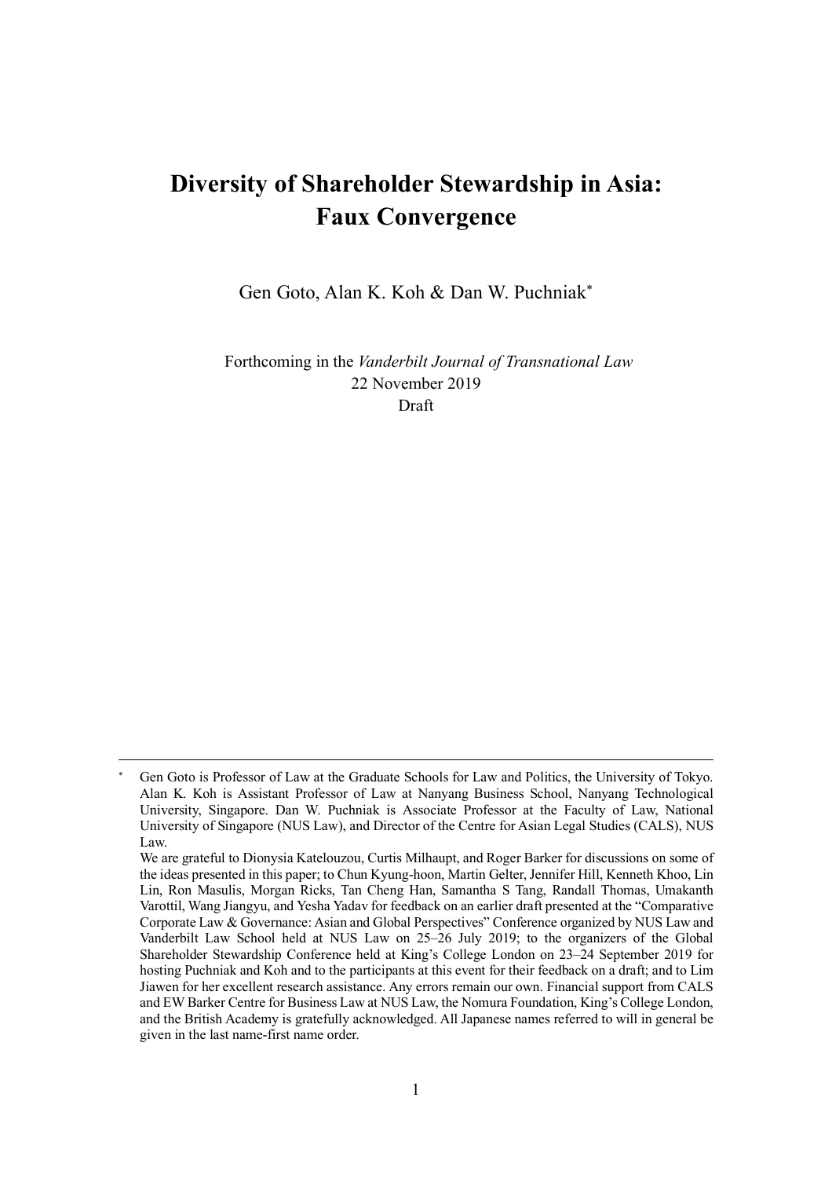# Diversity of Shareholder Stewardship in Asia: Faux Convergence

Gen Goto, Alan K. Koh & Dan W. Puchniak*

Forthcoming in the *Vanderbilt Journal of Transnational Law*
22 November 2019
Draft

---

\* Gen Goto is Professor of Law at the Graduate Schools for Law and Politics, the University of Tokyo. Alan K. Koh is Assistant Professor of Law at Nanyang Business School, Nanyang Technological University, Singapore. Dan W. Puchniak is Associate Professor at the Faculty of Law, National University of Singapore (NUS Law), and Director of the Centre for Asian Legal Studies (CALS), NUS Law.

We are grateful to Dionysia Katelouzou, Curtis Milhaupt, and Roger Barker for discussions on some of the ideas presented in this paper; to Chun Kyung-hoon, Martin Gelter, Jennifer Hill, Kenneth Khoo, Lin Lin, Ron Masulis, Morgan Ricks, Tan Cheng Han, Samantha S Tang, Randall Thomas, Umakanth Varottil, Wang Jiangyu, and Yesha Yadav for feedback on an earlier draft presented at the "Comparative Corporate Law & Governance: Asian and Global Perspectives" Conference organized by NUS Law and Vanderbilt Law School held at NUS Law on 25–26 July 2019; to the organizers of the Global Shareholder Stewardship Conference held at King's College London on 23–24 September 2019 for hosting Puchniak and Koh and to the participants at this event for their feedback on a draft; and to Lim Jiawen for her excellent research assistance. Any errors remain our own. Financial support from CALS and EW Barker Centre for Business Law at NUS Law, the Nomura Foundation, King's College London, and the British Academy is gratefully acknowledged. All Japanese names referred to will in general be given in the last name-first name order.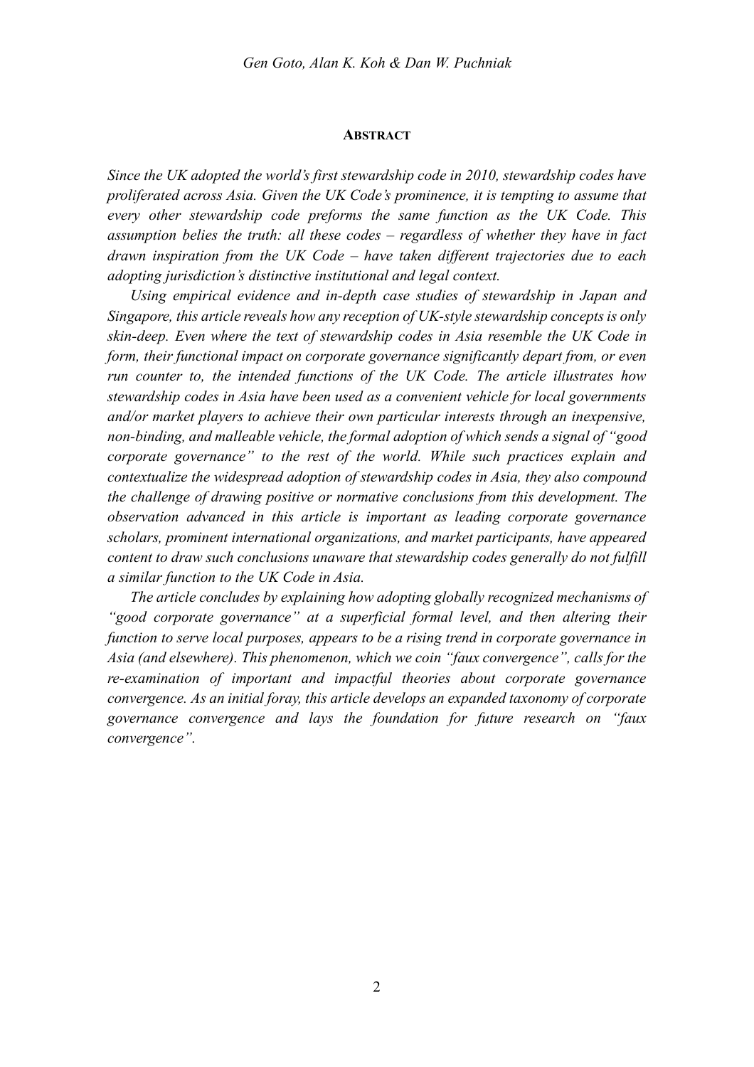## Abstract

*Since the UK adopted the world's first stewardship code in 2010, stewardship codes have proliferated across Asia. Given the UK Code's prominence, it is tempting to assume that every other stewardship code preforms the same function as the UK Code. This assumption belies the truth: all these codes – regardless of whether they have in fact drawn inspiration from the UK Code – have taken different trajectories due to each adopting jurisdiction's distinctive institutional and legal context.*

*Using empirical evidence and in-depth case studies of stewardship in Japan and Singapore, this article reveals how any reception of UK-style stewardship concepts is only skin-deep. Even where the text of stewardship codes in Asia resemble the UK Code in form, their functional impact on corporate governance significantly depart from, or even run counter to, the intended functions of the UK Code. The article illustrates how stewardship codes in Asia have been used as a convenient vehicle for local governments and/or market players to achieve their own particular interests through an inexpensive, non-binding, and malleable vehicle, the formal adoption of which sends a signal of "good corporate governance" to the rest of the world. While such practices explain and contextualize the widespread adoption of stewardship codes in Asia, they also compound the challenge of drawing positive or normative conclusions from this development. The observation advanced in this article is important as leading corporate governance scholars, prominent international organizations, and market participants, have appeared content to draw such conclusions unaware that stewardship codes generally do not fulfill a similar function to the UK Code in Asia.*

*The article concludes by explaining how adopting globally recognized mechanisms of "good corporate governance" at a superficial formal level, and then altering their function to serve local purposes, appears to be a rising trend in corporate governance in Asia (and elsewhere). This phenomenon, which we coin "faux convergence", calls for the re-examination of important and impactful theories about corporate governance convergence. As an initial foray, this article develops an expanded taxonomy of corporate governance convergence and lays the foundation for future research on "faux convergence".*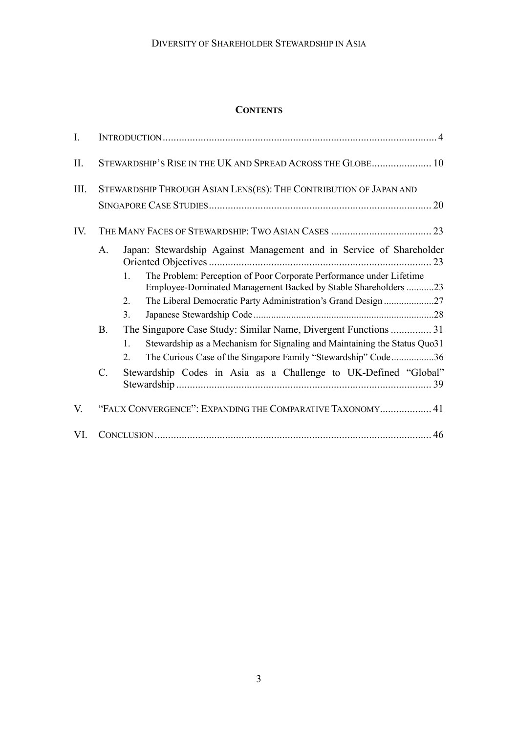# CONTENTS

I. INTRODUCTION ........................................................................................................ 4

II. STEWARDSHIP'S RISE IN THE UK AND SPREAD ACROSS THE GLOBE ...................... 10

III. STEWARDSHIP THROUGH ASIAN LENS(ES): THE CONTRIBUTION OF JAPAN AND SINGAPORE CASE STUDIES .................................................................................. 20

IV. THE MANY FACES OF STEWARDSHIP: TWO ASIAN CASES ..................................... 23

- A. Japan: Stewardship Against Management and in Service of Shareholder Oriented Objectives .................................................................................. 23
  1. The Problem: Perception of Poor Corporate Performance under Lifetime Employee-Dominated Management Backed by Stable Shareholders ...........23
  2. The Liberal Democratic Party Administration's Grand Design ....................27
  3. Japanese Stewardship Code .......................................................................28
- B. The Singapore Case Study: Similar Name, Divergent Functions ............... 31
  1. Stewardship as a Mechanism for Signaling and Maintaining the Status Quo31
  2. The Curious Case of the Singapore Family "Stewardship" Code .................36
- C. Stewardship Codes in Asia as a Challenge to UK-Defined "Global" Stewardship .............................................................................................. 39

V. "FAUX CONVERGENCE": EXPANDING THE COMPARATIVE TAXONOMY ................... 41

VI. CONCLUSION ...................................................................................................... 46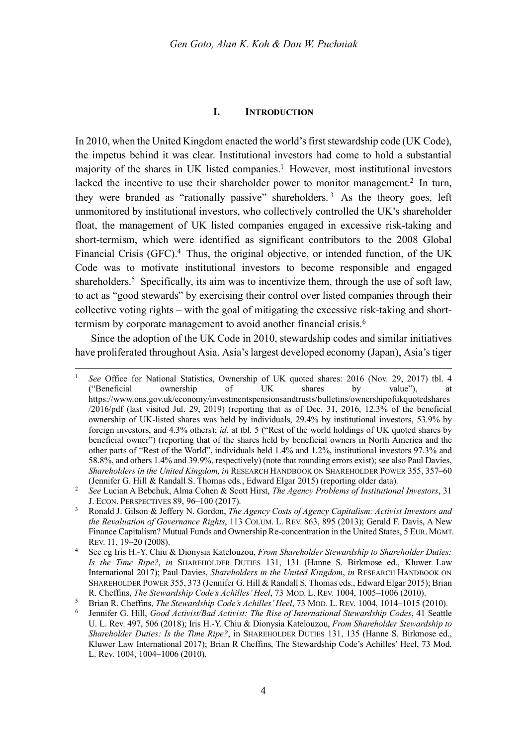## I. INTRODUCTION

In 2010, when the United Kingdom enacted the world's first stewardship code (UK Code), the impetus behind it was clear. Institutional investors had come to hold a substantial majority of the shares in UK listed companies.[1] However, most institutional investors lacked the incentive to use their shareholder power to monitor management.[2] In turn, they were branded as "rationally passive" shareholders.[3] As the theory goes, left unmonitored by institutional investors, who collectively controlled the UK's shareholder float, the management of UK listed companies engaged in excessive risk-taking and short-termism, which were identified as significant contributors to the 2008 Global Financial Crisis (GFC).[4] Thus, the original objective, or intended function, of the UK Code was to motivate institutional investors to become responsible and engaged shareholders.[5] Specifically, its aim was to incentivize them, through the use of soft law, to act as "good stewards" by exercising their control over listed companies through their collective voting rights – with the goal of mitigating the excessive risk-taking and short-termism by corporate management to avoid another financial crisis.[6]

Since the adoption of the UK Code in 2010, stewardship codes and similar initiatives have proliferated throughout Asia. Asia's largest developed economy (Japan), Asia's tiger

---

1. *See* Office for National Statistics, Ownership of UK quoted shares: 2016 (Nov. 29, 2017) tbl. 4 ("Beneficial ownership of UK shares by value"), at https://www.ons.gov.uk/economy/investmentspensionsandtrusts/bulletins/ownershipofukquotedshares/2016/pdf (last visited Jul. 29, 2019) (reporting that as of Dec. 31, 2016, 12.3% of the beneficial ownership of UK-listed shares was held by individuals, 29.4% by institutional investors, 53.9% by foreign investors, and 4.3% others); *id*. at tbl. 5 ("Rest of the world holdings of UK quoted shares by beneficial owner") (reporting that of the shares held by beneficial owners in North America and the other parts of "Rest of the World", individuals held 1.4% and 1.2%, institutional investors 97.3% and 58.8%, and others 1.4% and 39.9%, respectively) (note that rounding errors exist); see also Paul Davies, *Shareholders in the United Kingdom*, *in* RESEARCH HANDBOOK ON SHAREHOLDER POWER 355, 357–60 (Jennifer G. Hill & Randall S. Thomas eds., Edward Elgar 2015) (reporting older data).
2. *See* Lucian A Bebchuk, Alma Cohen & Scott Hirst, *The Agency Problems of Institutional Investors*, 31 J. ECON. PERSPECTIVES 89, 96–100 (2017).
3. Ronald J. Gilson & Jeffery N. Gordon, *The Agency Costs of Agency Capitalism: Activist Investors and the Revaluation of Governance Rights*, 113 COLUM. L. REV. 863, 895 (2013); Gerald F. Davis, A New Finance Capitalism? Mutual Funds and Ownership Re-concentration in the United States, 5 EUR. MGMT. REV. 11, 19–20 (2008).
4. See eg Iris H.-Y. Chiu & Dionysia Katelouzou, *From Shareholder Stewardship to Shareholder Duties: Is the Time Ripe?*, *in* SHAREHOLDER DUTIES 131, 131 (Hanne S. Birkmose ed., Kluwer Law International 2017); Paul Davies, *Shareholders in the United Kingdom*, *in* RESEARCH HANDBOOK ON SHAREHOLDER POWER 355, 373 (Jennifer G. Hill & Randall S. Thomas eds., Edward Elgar 2015); Brian R. Cheffins, *The Stewardship Code's Achilles' Heel*, 73 MOD. L. REV. 1004, 1005–1006 (2010).
5. Brian R. Cheffins, *The Stewardship Code's Achilles' Heel*, 73 MOD. L. REV. 1004, 1014–1015 (2010).
6. Jennifer G. Hill, *Good Activist/Bad Activist: The Rise of International Stewardship Codes*, 41 Seattle U. L. Rev. 497, 506 (2018); Iris H.-Y. Chiu & Dionysia Katelouzou, *From Shareholder Stewardship to Shareholder Duties: Is the Time Ripe?*, in SHAREHOLDER DUTIES 131, 135 (Hanne S. Birkmose ed., Kluwer Law International 2017); Brian R Cheffins, The Stewardship Code's Achilles' Heel, 73 Mod. L. Rev. 1004, 1004–1006 (2010).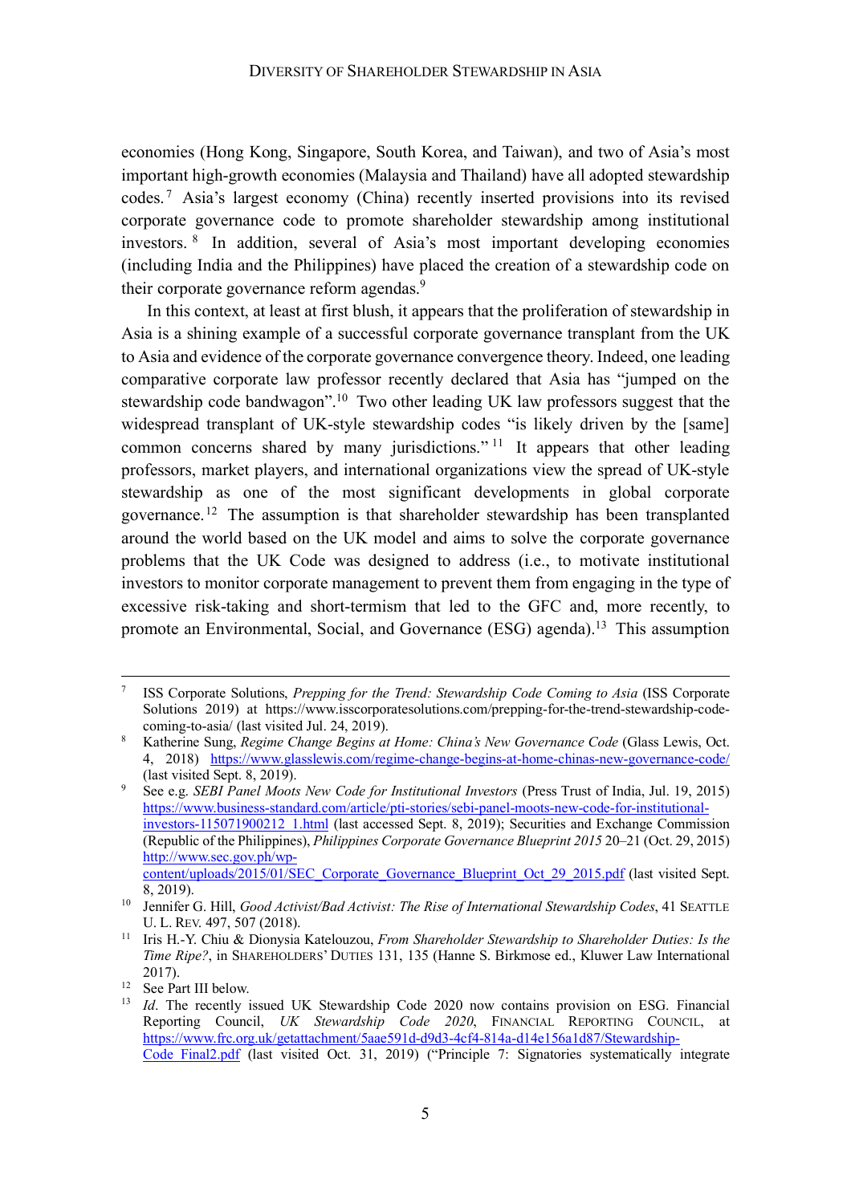economies (Hong Kong, Singapore, South Korea, and Taiwan), and two of Asia's most important high-growth economies (Malaysia and Thailand) have all adopted stewardship codes.[7] Asia's largest economy (China) recently inserted provisions into its revised corporate governance code to promote shareholder stewardship among institutional investors.[8] In addition, several of Asia's most important developing economies (including India and the Philippines) have placed the creation of a stewardship code on their corporate governance reform agendas.[9]

In this context, at least at first blush, it appears that the proliferation of stewardship in Asia is a shining example of a successful corporate governance transplant from the UK to Asia and evidence of the corporate governance convergence theory. Indeed, one leading comparative corporate law professor recently declared that Asia has "jumped on the stewardship code bandwagon".[10] Two other leading UK law professors suggest that the widespread transplant of UK-style stewardship codes "is likely driven by the [same] common concerns shared by many jurisdictions."[11] It appears that other leading professors, market players, and international organizations view the spread of UK-style stewardship as one of the most significant developments in global corporate governance.[12] The assumption is that shareholder stewardship has been transplanted around the world based on the UK model and aims to solve the corporate governance problems that the UK Code was designed to address (i.e., to motivate institutional investors to monitor corporate management to prevent them from engaging in the type of excessive risk-taking and short-termism that led to the GFC and, more recently, to promote an Environmental, Social, and Governance (ESG) agenda).[13] This assumption

---

[7] ISS Corporate Solutions, *Prepping for the Trend: Stewardship Code Coming to Asia* (ISS Corporate Solutions 2019) at https://www.isscorporatesolutions.com/prepping-for-the-trend-stewardship-code-coming-to-asia/ (last visited Jul. 24, 2019).

[8] Katherine Sung, *Regime Change Begins at Home: China's New Governance Code* (Glass Lewis, Oct. 4, 2018) https://www.glasslewis.com/regime-change-begins-at-home-chinas-new-governance-code/ (last visited Sept. 8, 2019).

[9] See e.g. *SEBI Panel Moots New Code for Institutional Investors* (Press Trust of India, Jul. 19, 2015) https://www.business-standard.com/article/pti-stories/sebi-panel-moots-new-code-for-institutional-investors-115071900212_1.html (last accessed Sept. 8, 2019); Securities and Exchange Commission (Republic of the Philippines), *Philippines Corporate Governance Blueprint 2015* 20–21 (Oct. 29, 2015) http://www.sec.gov.ph/wp-content/uploads/2015/01/SEC_Corporate_Governance_Blueprint_Oct_29_2015.pdf (last visited Sept. 8, 2019).

[10] Jennifer G. Hill, *Good Activist/Bad Activist: The Rise of International Stewardship Codes*, 41 SEATTLE U. L. REV. 497, 507 (2018).

[11] Iris H.-Y. Chiu & Dionysia Katelouzou, *From Shareholder Stewardship to Shareholder Duties: Is the Time Ripe?*, in SHAREHOLDERS' DUTIES 131, 135 (Hanne S. Birkmose ed., Kluwer Law International 2017).

[12] See Part III below.

[13] *Id*. The recently issued UK Stewardship Code 2020 now contains provision on ESG. Financial Reporting Council, *UK Stewardship Code 2020*, FINANCIAL REPORTING COUNCIL, at https://www.frc.org.uk/getattachment/5aae591d-d9d3-4cf4-814a-d14e156a1d87/Stewardship-Code_Final2.pdf (last visited Oct. 31, 2019) ("Principle 7: Signatories systematically integrate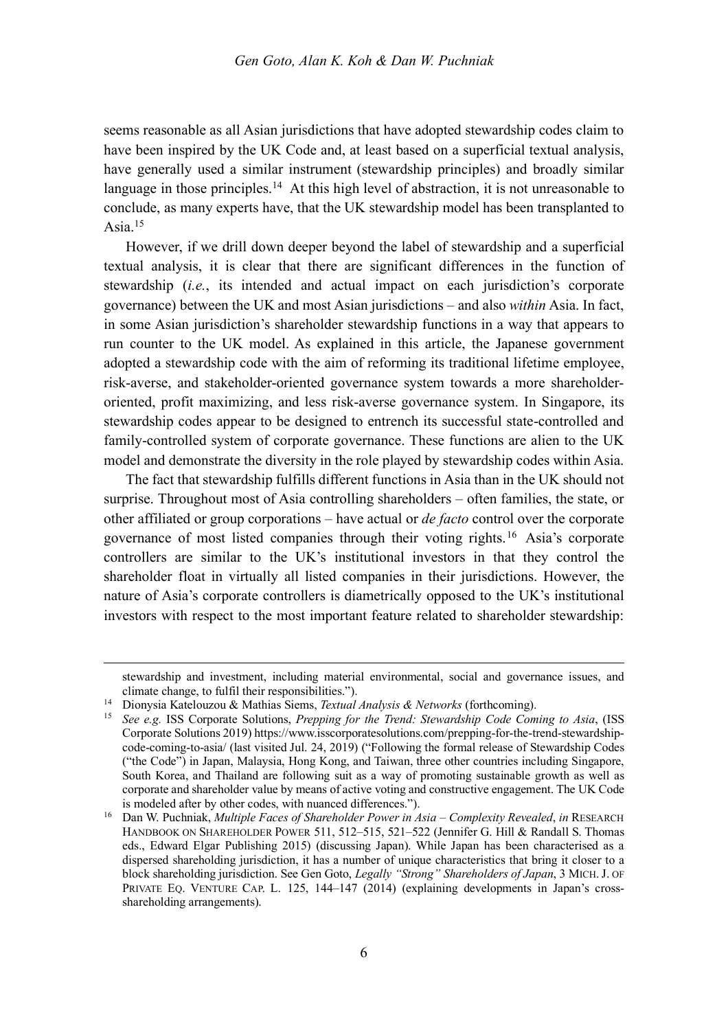seems reasonable as all Asian jurisdictions that have adopted stewardship codes claim to have been inspired by the UK Code and, at least based on a superficial textual analysis, have generally used a similar instrument (stewardship principles) and broadly similar language in those principles.[14] At this high level of abstraction, it is not unreasonable to conclude, as many experts have, that the UK stewardship model has been transplanted to Asia.[15]

However, if we drill down deeper beyond the label of stewardship and a superficial textual analysis, it is clear that there are significant differences in the function of stewardship (*i.e.*, its intended and actual impact on each jurisdiction's corporate governance) between the UK and most Asian jurisdictions – and also *within* Asia. In fact, in some Asian jurisdiction's shareholder stewardship functions in a way that appears to run counter to the UK model. As explained in this article, the Japanese government adopted a stewardship code with the aim of reforming its traditional lifetime employee, risk-averse, and stakeholder-oriented governance system towards a more shareholder-oriented, profit maximizing, and less risk-averse governance system. In Singapore, its stewardship codes appear to be designed to entrench its successful state-controlled and family-controlled system of corporate governance. These functions are alien to the UK model and demonstrate the diversity in the role played by stewardship codes within Asia.

The fact that stewardship fulfills different functions in Asia than in the UK should not surprise. Throughout most of Asia controlling shareholders – often families, the state, or other affiliated or group corporations – have actual or *de facto* control over the corporate governance of most listed companies through their voting rights.[16] Asia's corporate controllers are similar to the UK's institutional investors in that they control the shareholder float in virtually all listed companies in their jurisdictions. However, the nature of Asia's corporate controllers is diametrically opposed to the UK's institutional investors with respect to the most important feature related to shareholder stewardship:

---

stewardship and investment, including material environmental, social and governance issues, and climate change, to fulfil their responsibilities.").

[14] Dionysia Katelouzou & Mathias Siems, *Textual Analysis & Networks* (forthcoming).

[15] *See e.g.* ISS Corporate Solutions, *Prepping for the Trend: Stewardship Code Coming to Asia*, (ISS Corporate Solutions 2019) https://www.isscorporatesolutions.com/prepping-for-the-trend-stewardship-code-coming-to-asia/ (last visited Jul. 24, 2019) ("Following the formal release of Stewardship Codes ("the Code") in Japan, Malaysia, Hong Kong, and Taiwan, three other countries including Singapore, South Korea, and Thailand are following suit as a way of promoting sustainable growth as well as corporate and shareholder value by means of active voting and constructive engagement. The UK Code is modeled after by other codes, with nuanced differences.").

[16] Dan W. Puchniak, *Multiple Faces of Shareholder Power in Asia – Complexity Revealed*, *in* RESEARCH HANDBOOK ON SHAREHOLDER POWER 511, 512–515, 521–522 (Jennifer G. Hill & Randall S. Thomas eds., Edward Elgar Publishing 2015) (discussing Japan). While Japan has been characterised as a dispersed shareholding jurisdiction, it has a number of unique characteristics that bring it closer to a block shareholding jurisdiction. See Gen Goto, *Legally "Strong" Shareholders of Japan*, 3 MICH. J. OF PRIVATE EQ. VENTURE CAP. L. 125, 144–147 (2014) (explaining developments in Japan's cross-shareholding arrangements).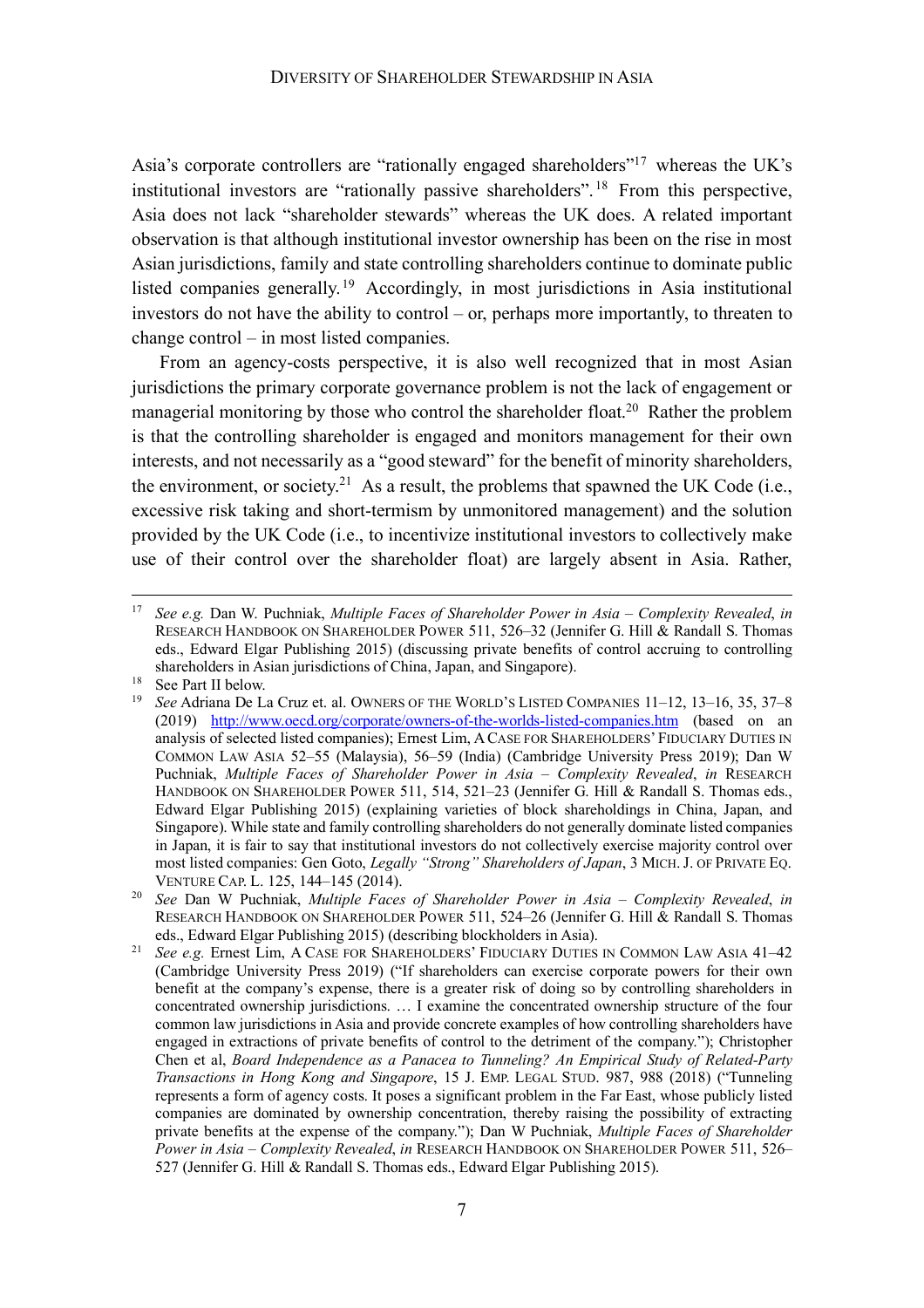Asia's corporate controllers are "rationally engaged shareholders"[17] whereas the UK's institutional investors are "rationally passive shareholders".[18] From this perspective, Asia does not lack "shareholder stewards" whereas the UK does. A related important observation is that although institutional investor ownership has been on the rise in most Asian jurisdictions, family and state controlling shareholders continue to dominate public listed companies generally.[19] Accordingly, in most jurisdictions in Asia institutional investors do not have the ability to control – or, perhaps more importantly, to threaten to change control – in most listed companies.

From an agency-costs perspective, it is also well recognized that in most Asian jurisdictions the primary corporate governance problem is not the lack of engagement or managerial monitoring by those who control the shareholder float.[20] Rather the problem is that the controlling shareholder is engaged and monitors management for their own interests, and not necessarily as a "good steward" for the benefit of minority shareholders, the environment, or society.[21] As a result, the problems that spawned the UK Code (i.e., excessive risk taking and short-termism by unmonitored management) and the solution provided by the UK Code (i.e., to incentivize institutional investors to collectively make use of their control over the shareholder float) are largely absent in Asia. Rather,

---

[17] *See e.g.* Dan W. Puchniak, *Multiple Faces of Shareholder Power in Asia – Complexity Revealed*, *in* RESEARCH HANDBOOK ON SHAREHOLDER POWER 511, 526–32 (Jennifer G. Hill & Randall S. Thomas eds., Edward Elgar Publishing 2015) (discussing private benefits of control accruing to controlling shareholders in Asian jurisdictions of China, Japan, and Singapore).

[18] See Part II below.

[19] *See* Adriana De La Cruz et. al. OWNERS OF THE WORLD'S LISTED COMPANIES 11–12, 13–16, 35, 37–8 (2019) http://www.oecd.org/corporate/owners-of-the-worlds-listed-companies.htm (based on an analysis of selected listed companies); Ernest Lim, A CASE FOR SHAREHOLDERS' FIDUCIARY DUTIES IN COMMON LAW ASIA 52–55 (Malaysia), 56–59 (India) (Cambridge University Press 2019); Dan W Puchniak, *Multiple Faces of Shareholder Power in Asia – Complexity Revealed*, *in* RESEARCH HANDBOOK ON SHAREHOLDER POWER 511, 514, 521–23 (Jennifer G. Hill & Randall S. Thomas eds., Edward Elgar Publishing 2015) (explaining varieties of block shareholdings in China, Japan, and Singapore). While state and family controlling shareholders do not generally dominate listed companies in Japan, it is fair to say that institutional investors do not collectively exercise majority control over most listed companies: Gen Goto, *Legally "Strong" Shareholders of Japan*, 3 MICH. J. OF PRIVATE EQ. VENTURE CAP. L. 125, 144–145 (2014).

[20] *See* Dan W Puchniak, *Multiple Faces of Shareholder Power in Asia – Complexity Revealed*, *in* RESEARCH HANDBOOK ON SHAREHOLDER POWER 511, 524–26 (Jennifer G. Hill & Randall S. Thomas eds., Edward Elgar Publishing 2015) (describing blockholders in Asia).

[21] *See e.g.* Ernest Lim, A CASE FOR SHAREHOLDERS' FIDUCIARY DUTIES IN COMMON LAW ASIA 41–42 (Cambridge University Press 2019) ("If shareholders can exercise corporate powers for their own benefit at the company's expense, there is a greater risk of doing so by controlling shareholders in concentrated ownership jurisdictions. … I examine the concentrated ownership structure of the four common law jurisdictions in Asia and provide concrete examples of how controlling shareholders have engaged in extractions of private benefits of control to the detriment of the company."); Christopher Chen et al, *Board Independence as a Panacea to Tunneling? An Empirical Study of Related-Party Transactions in Hong Kong and Singapore*, 15 J. EMP. LEGAL STUD. 987, 988 (2018) ("Tunneling represents a form of agency costs. It poses a significant problem in the Far East, whose publicly listed companies are dominated by ownership concentration, thereby raising the possibility of extracting private benefits at the expense of the company."); Dan W Puchniak, *Multiple Faces of Shareholder Power in Asia – Complexity Revealed*, *in* RESEARCH HANDBOOK ON SHAREHOLDER POWER 511, 526–527 (Jennifer G. Hill & Randall S. Thomas eds., Edward Elgar Publishing 2015).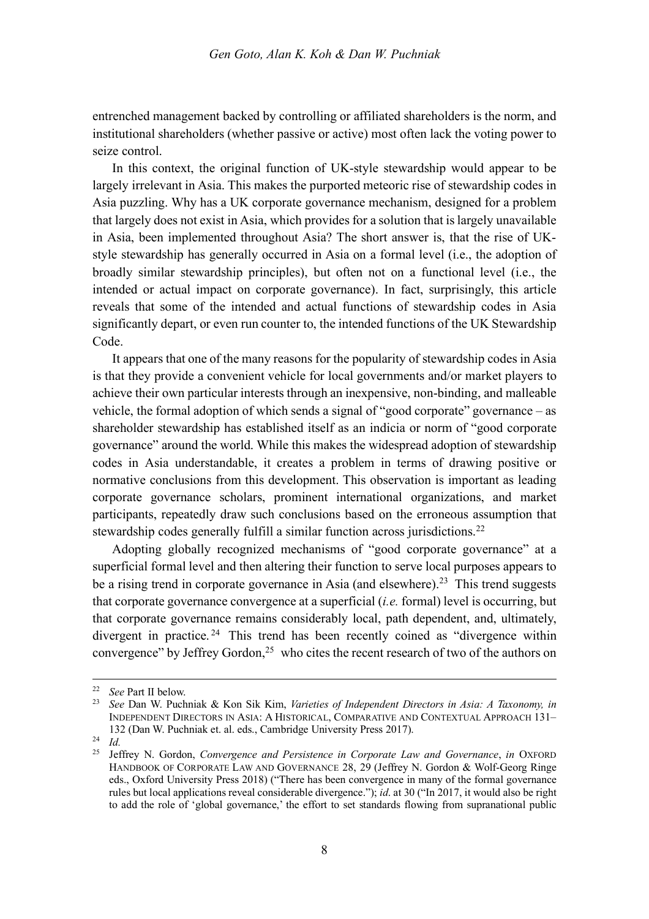entrenched management backed by controlling or affiliated shareholders is the norm, and institutional shareholders (whether passive or active) most often lack the voting power to seize control.

In this context, the original function of UK-style stewardship would appear to be largely irrelevant in Asia. This makes the purported meteoric rise of stewardship codes in Asia puzzling. Why has a UK corporate governance mechanism, designed for a problem that largely does not exist in Asia, which provides for a solution that is largely unavailable in Asia, been implemented throughout Asia? The short answer is, that the rise of UK-style stewardship has generally occurred in Asia on a formal level (i.e., the adoption of broadly similar stewardship principles), but often not on a functional level (i.e., the intended or actual impact on corporate governance). In fact, surprisingly, this article reveals that some of the intended and actual functions of stewardship codes in Asia significantly depart, or even run counter to, the intended functions of the UK Stewardship Code.

It appears that one of the many reasons for the popularity of stewardship codes in Asia is that they provide a convenient vehicle for local governments and/or market players to achieve their own particular interests through an inexpensive, non-binding, and malleable vehicle, the formal adoption of which sends a signal of "good corporate" governance – as shareholder stewardship has established itself as an indicia or norm of "good corporate governance" around the world. While this makes the widespread adoption of stewardship codes in Asia understandable, it creates a problem in terms of drawing positive or normative conclusions from this development. This observation is important as leading corporate governance scholars, prominent international organizations, and market participants, repeatedly draw such conclusions based on the erroneous assumption that stewardship codes generally fulfill a similar function across jurisdictions.[22]

Adopting globally recognized mechanisms of "good corporate governance" at a superficial formal level and then altering their function to serve local purposes appears to be a rising trend in corporate governance in Asia (and elsewhere).[23] This trend suggests that corporate governance convergence at a superficial (*i.e.* formal) level is occurring, but that corporate governance remains considerably local, path dependent, and, ultimately, divergent in practice.[24] This trend has been recently coined as "divergence within convergence" by Jeffrey Gordon,[25] who cites the recent research of two of the authors on

---

[22] *See* Part II below.

[23] *See* Dan W. Puchniak & Kon Sik Kim, *Varieties of Independent Directors in Asia: A Taxonomy, in* INDEPENDENT DIRECTORS IN ASIA: A HISTORICAL, COMPARATIVE AND CONTEXTUAL APPROACH 131–132 (Dan W. Puchniak et. al. eds., Cambridge University Press 2017).

[24] *Id.*

[25] Jeffrey N. Gordon, *Convergence and Persistence in Corporate Law and Governance*, *in* OXFORD HANDBOOK OF CORPORATE LAW AND GOVERNANCE 28, 29 (Jeffrey N. Gordon & Wolf-Georg Ringe eds., Oxford University Press 2018) ("There has been convergence in many of the formal governance rules but local applications reveal considerable divergence."); *id.* at 30 ("In 2017, it would also be right to add the role of 'global governance,' the effort to set standards flowing from supranational public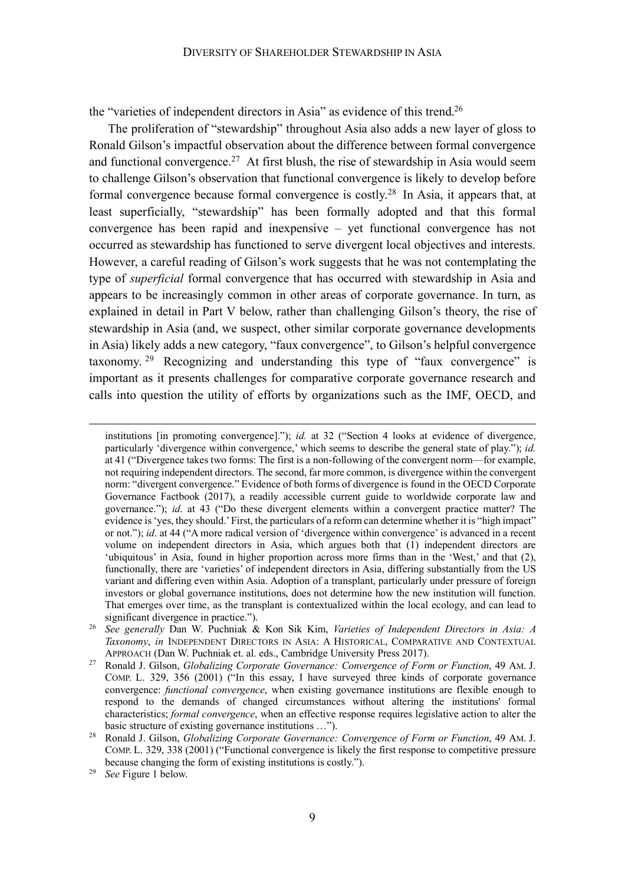the "varieties of independent directors in Asia" as evidence of this trend.[26]

The proliferation of "stewardship" throughout Asia also adds a new layer of gloss to Ronald Gilson's impactful observation about the difference between formal convergence and functional convergence.[27] At first blush, the rise of stewardship in Asia would seem to challenge Gilson's observation that functional convergence is likely to develop before formal convergence because formal convergence is costly.[28] In Asia, it appears that, at least superficially, "stewardship" has been formally adopted and that this formal convergence has been rapid and inexpensive – yet functional convergence has not occurred as stewardship has functioned to serve divergent local objectives and interests. However, a careful reading of Gilson's work suggests that he was not contemplating the type of *superficial* formal convergence that has occurred with stewardship in Asia and appears to be increasingly common in other areas of corporate governance. In turn, as explained in detail in Part V below, rather than challenging Gilson's theory, the rise of stewardship in Asia (and, we suspect, other similar corporate governance developments in Asia) likely adds a new category, "faux convergence", to Gilson's helpful convergence taxonomy.[29] Recognizing and understanding this type of "faux convergence" is important as it presents challenges for comparative corporate governance research and calls into question the utility of efforts by organizations such as the IMF, OECD, and

---

institutions [in promoting convergence]."); *id.* at 32 ("Section 4 looks at evidence of divergence, particularly 'divergence within convergence,' which seems to describe the general state of play."); *id.* at 41 ("Divergence takes two forms: The first is a non-following of the convergent norm—for example, not requiring independent directors. The second, far more common, is divergence within the convergent norm: "divergent convergence." Evidence of both forms of divergence is found in the OECD Corporate Governance Factbook (2017), a readily accessible current guide to worldwide corporate law and governance."); *id*. at 43 ("Do these divergent elements within a convergent practice matter? The evidence is 'yes, they should.' First, the particulars of a reform can determine whether it is "high impact" or not."); *id*. at 44 ("A more radical version of 'divergence within convergence' is advanced in a recent volume on independent directors in Asia, which argues both that (1) independent directors are 'ubiquitous' in Asia, found in higher proportion across more firms than in the 'West,' and that (2), functionally, there are 'varieties' of independent directors in Asia, differing substantially from the US variant and differing even within Asia. Adoption of a transplant, particularly under pressure of foreign investors or global governance institutions, does not determine how the new institution will function. That emerges over time, as the transplant is contextualized within the local ecology, and can lead to significant divergence in practice.").

[26] *See generally* Dan W. Puchniak & Kon Sik Kim, *Varieties of Independent Directors in Asia: A Taxonomy*, *in* INDEPENDENT DIRECTORS IN ASIA: A HISTORICAL, COMPARATIVE AND CONTEXTUAL APPROACH (Dan W. Puchniak et. al. eds., Cambridge University Press 2017).

[27] Ronald J. Gilson, *Globalizing Corporate Governance: Convergence of Form or Function*, 49 AM. J. COMP. L. 329, 356 (2001) ("In this essay, I have surveyed three kinds of corporate governance convergence: *functional convergence*, when existing governance institutions are flexible enough to respond to the demands of changed circumstances without altering the institutions' formal characteristics; *formal convergence*, when an effective response requires legislative action to alter the basic structure of existing governance institutions …").

[28] Ronald J. Gilson, *Globalizing Corporate Governance: Convergence of Form or Function*, 49 AM. J. COMP. L. 329, 338 (2001) ("Functional convergence is likely the first response to competitive pressure because changing the form of existing institutions is costly.").

[29] *See* Figure 1 below.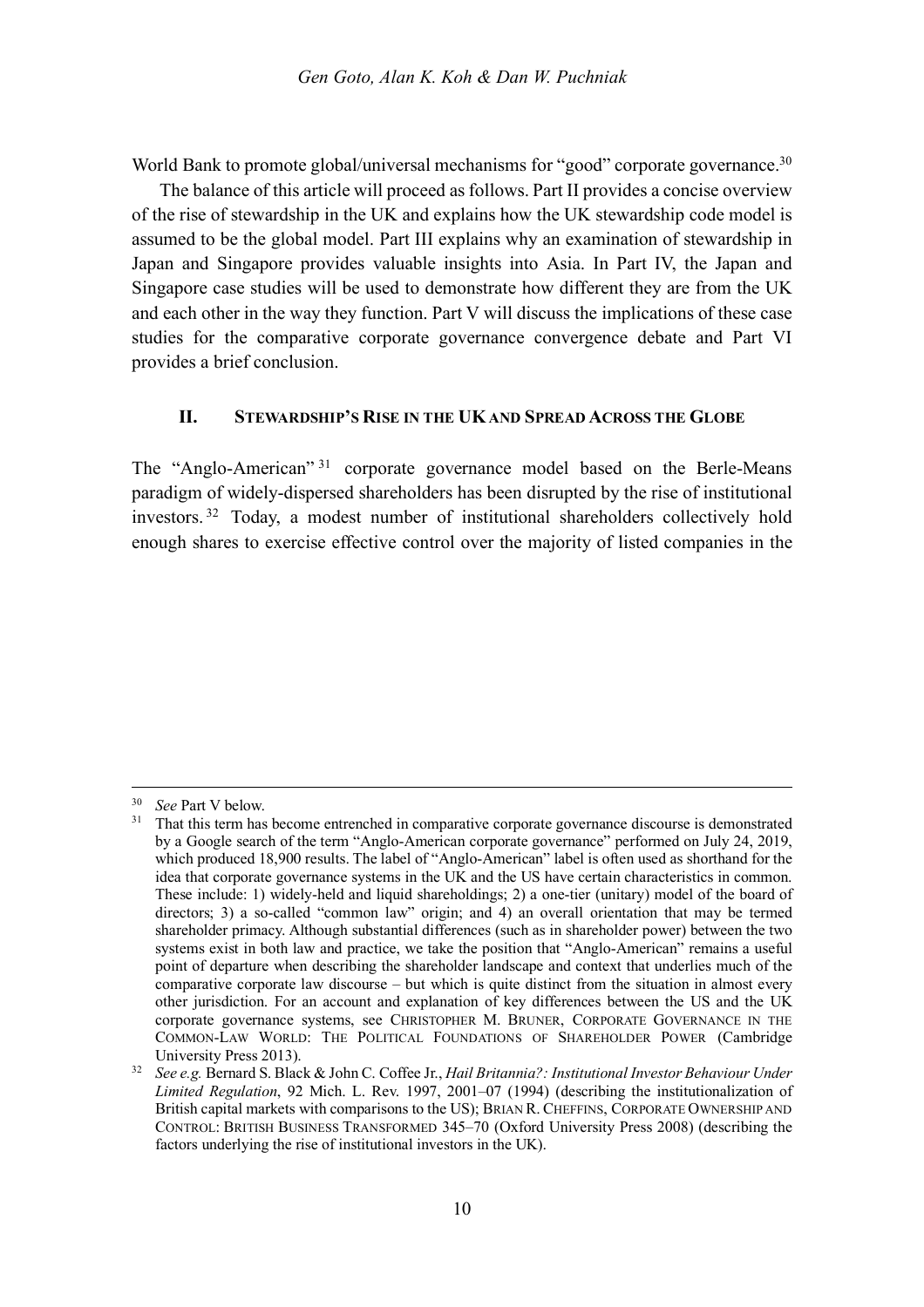World Bank to promote global/universal mechanisms for "good" corporate governance.[30]

The balance of this article will proceed as follows. Part II provides a concise overview of the rise of stewardship in the UK and explains how the UK stewardship code model is assumed to be the global model. Part III explains why an examination of stewardship in Japan and Singapore provides valuable insights into Asia. In Part IV, the Japan and Singapore case studies will be used to demonstrate how different they are from the UK and each other in the way they function. Part V will discuss the implications of these case studies for the comparative corporate governance convergence debate and Part VI provides a brief conclusion.

## II. STEWARDSHIP'S RISE IN THE UK AND SPREAD ACROSS THE GLOBE

The "Anglo-American"[31] corporate governance model based on the Berle-Means paradigm of widely-dispersed shareholders has been disrupted by the rise of institutional investors.[32] Today, a modest number of institutional shareholders collectively hold enough shares to exercise effective control over the majority of listed companies in the

---

[30] *See* Part V below.

[31] That this term has become entrenched in comparative corporate governance discourse is demonstrated by a Google search of the term "Anglo-American corporate governance" performed on July 24, 2019, which produced 18,900 results. The label of "Anglo-American" label is often used as shorthand for the idea that corporate governance systems in the UK and the US have certain characteristics in common. These include: 1) widely-held and liquid shareholdings; 2) a one-tier (unitary) model of the board of directors; 3) a so-called "common law" origin; and 4) an overall orientation that may be termed shareholder primacy. Although substantial differences (such as in shareholder power) between the two systems exist in both law and practice, we take the position that "Anglo-American" remains a useful point of departure when describing the shareholder landscape and context that underlies much of the comparative corporate law discourse – but which is quite distinct from the situation in almost every other jurisdiction. For an account and explanation of key differences between the US and the UK corporate governance systems, see CHRISTOPHER M. BRUNER, CORPORATE GOVERNANCE IN THE COMMON-LAW WORLD: THE POLITICAL FOUNDATIONS OF SHAREHOLDER POWER (Cambridge University Press 2013).

[32] *See e.g.* Bernard S. Black & John C. Coffee Jr., *Hail Britannia?: Institutional Investor Behaviour Under Limited Regulation*, 92 Mich. L. Rev. 1997, 2001–07 (1994) (describing the institutionalization of British capital markets with comparisons to the US); BRIAN R. CHEFFINS, CORPORATE OWNERSHIP AND CONTROL: BRITISH BUSINESS TRANSFORMED 345–70 (Oxford University Press 2008) (describing the factors underlying the rise of institutional investors in the UK).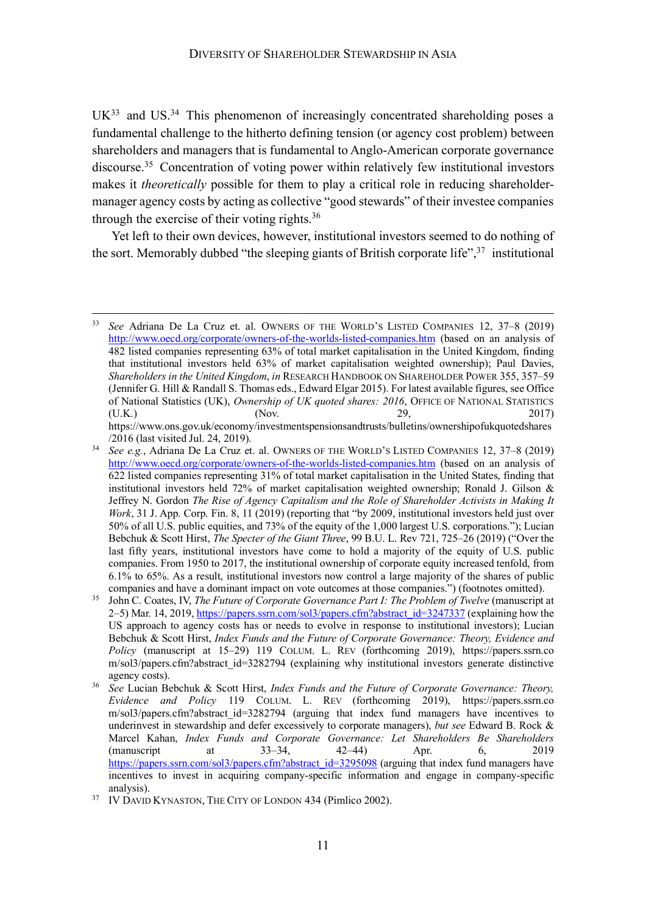UK[33] and US.[34] This phenomenon of increasingly concentrated shareholding poses a fundamental challenge to the hitherto defining tension (or agency cost problem) between shareholders and managers that is fundamental to Anglo-American corporate governance discourse.[35] Concentration of voting power within relatively few institutional investors makes it *theoretically* possible for them to play a critical role in reducing shareholder-manager agency costs by acting as collective "good stewards" of their investee companies through the exercise of their voting rights.[36]

Yet left to their own devices, however, institutional investors seemed to do nothing of the sort. Memorably dubbed "the sleeping giants of British corporate life",[37] institutional

---

[33] *See* Adriana De La Cruz et. al. OWNERS OF THE WORLD'S LISTED COMPANIES 12, 37–8 (2019) http://www.oecd.org/corporate/owners-of-the-worlds-listed-companies.htm (based on an analysis of 482 listed companies representing 63% of total market capitalisation in the United Kingdom, finding that institutional investors held 63% of market capitalisation weighted ownership); Paul Davies, *Shareholders in the United Kingdom*, *in* RESEARCH HANDBOOK ON SHAREHOLDER POWER 355, 357–59 (Jennifer G. Hill & Randall S. Thomas eds., Edward Elgar 2015). For latest available figures, see Office of National Statistics (UK), *Ownership of UK quoted shares: 2016*, OFFICE OF NATIONAL STATISTICS (U.K.) (Nov. 29, 2017) https://www.ons.gov.uk/economy/investmentspensionsandtrusts/bulletins/ownershipofukquotedshares/2016 (last visited Jul. 24, 2019).

[34] *See e.g.*, Adriana De La Cruz et. al. OWNERS OF THE WORLD'S LISTED COMPANIES 12, 37–8 (2019) http://www.oecd.org/corporate/owners-of-the-worlds-listed-companies.htm (based on an analysis of 622 listed companies representing 31% of total market capitalisation in the United States, finding that institutional investors held 72% of market capitalisation weighted ownership; Ronald J. Gilson & Jeffrey N. Gordon *The Rise of Agency Capitalism and the Role of Shareholder Activists in Making It Work*, 31 J. App. Corp. Fin. 8, 11 (2019) (reporting that "by 2009, institutional investors held just over 50% of all U.S. public equities, and 73% of the equity of the 1,000 largest U.S. corporations."); Lucian Bebchuk & Scott Hirst, *The Specter of the Giant Three*, 99 B.U. L. Rev 721, 725–26 (2019) ("Over the last fifty years, institutional investors have come to hold a majority of the equity of U.S. public companies. From 1950 to 2017, the institutional ownership of corporate equity increased tenfold, from 6.1% to 65%. As a result, institutional investors now control a large majority of the shares of public companies and have a dominant impact on vote outcomes at those companies.") (footnotes omitted).

[35] John C. Coates, IV, *The Future of Corporate Governance Part I: The Problem of Twelve* (manuscript at 2–5) Mar. 14, 2019, https://papers.ssrn.com/sol3/papers.cfm?abstract_id=3247337 (explaining how the US approach to agency costs has or needs to evolve in response to institutional investors); Lucian Bebchuk & Scott Hirst, *Index Funds and the Future of Corporate Governance: Theory, Evidence and Policy* (manuscript at 15–29) 119 COLUM. L. REV (forthcoming 2019), https://papers.ssrn.com/sol3/papers.cfm?abstract_id=3282794 (explaining why institutional investors generate distinctive agency costs).

[36] *See* Lucian Bebchuk & Scott Hirst, *Index Funds and the Future of Corporate Governance: Theory, Evidence and Policy* 119 COLUM. L. REV (forthcoming 2019), https://papers.ssrn.com/sol3/papers.cfm?abstract_id=3282794 (arguing that index fund managers have incentives to underinvest in stewardship and defer excessively to corporate managers), *but see* Edward B. Rock & Marcel Kahan, *Index Funds and Corporate Governance: Let Shareholders Be Shareholders* (manuscript at 33–34, 42–44) Apr. 6, 2019 https://papers.ssrn.com/sol3/papers.cfm?abstract_id=3295098 (arguing that index fund managers have incentives to invest in acquiring company-specific information and engage in company-specific analysis).

[37] IV DAVID KYNASTON, THE CITY OF LONDON 434 (Pimlico 2002).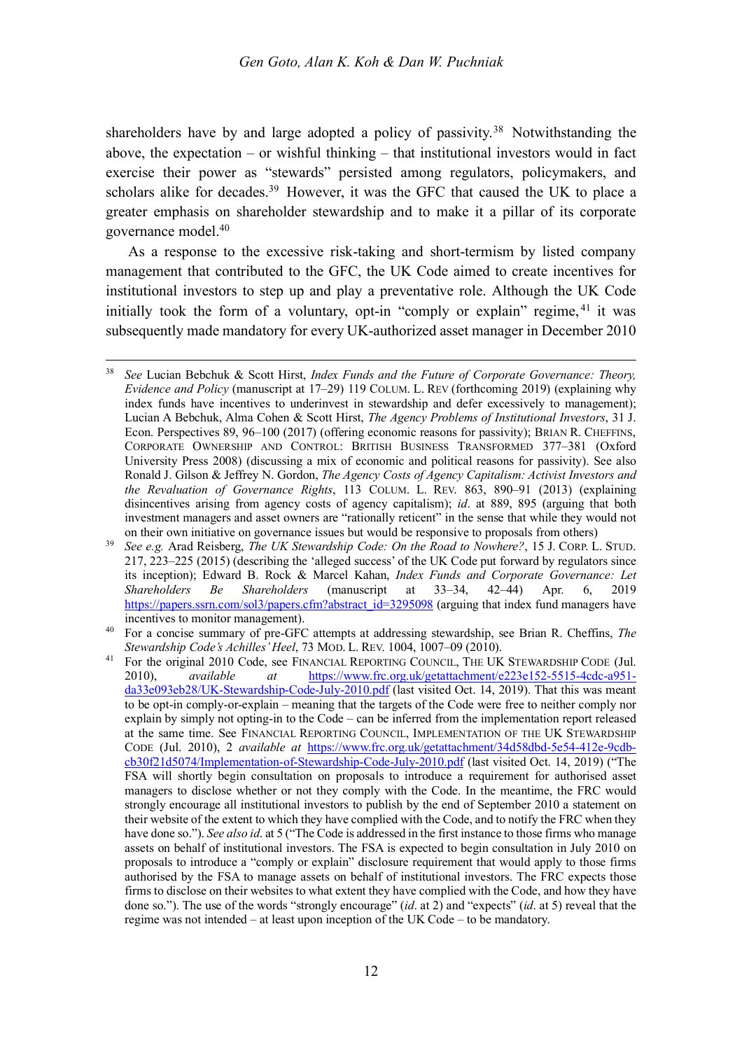shareholders have by and large adopted a policy of passivity.[38] Notwithstanding the above, the expectation – or wishful thinking – that institutional investors would in fact exercise their power as "stewards" persisted among regulators, policymakers, and scholars alike for decades.[39] However, it was the GFC that caused the UK to place a greater emphasis on shareholder stewardship and to make it a pillar of its corporate governance model.[40]

As a response to the excessive risk-taking and short-termism by listed company management that contributed to the GFC, the UK Code aimed to create incentives for institutional investors to step up and play a preventative role. Although the UK Code initially took the form of a voluntary, opt-in "comply or explain" regime,[41] it was subsequently made mandatory for every UK-authorized asset manager in December 2010

---

[38] *See* Lucian Bebchuk & Scott Hirst, *Index Funds and the Future of Corporate Governance: Theory, Evidence and Policy* (manuscript at 17–29) 119 COLUM. L. REV (forthcoming 2019) (explaining why index funds have incentives to underinvest in stewardship and defer excessively to management); Lucian A Bebchuk, Alma Cohen & Scott Hirst, *The Agency Problems of Institutional Investors*, 31 J. Econ. Perspectives 89, 96–100 (2017) (offering economic reasons for passivity); BRIAN R. CHEFFINS, CORPORATE OWNERSHIP AND CONTROL: BRITISH BUSINESS TRANSFORMED 377–381 (Oxford University Press 2008) (discussing a mix of economic and political reasons for passivity). See also Ronald J. Gilson & Jeffrey N. Gordon, *The Agency Costs of Agency Capitalism: Activist Investors and the Revaluation of Governance Rights*, 113 COLUM. L. REV. 863, 890–91 (2013) (explaining disincentives arising from agency costs of agency capitalism); *id*. at 889, 895 (arguing that both investment managers and asset owners are "rationally reticent" in the sense that while they would not on their own initiative on governance issues but would be responsive to proposals from others)

[39] *See e.g.* Arad Reisberg, *The UK Stewardship Code: On the Road to Nowhere?*, 15 J. CORP. L. STUD. 217, 223–225 (2015) (describing the 'alleged success' of the UK Code put forward by regulators since its inception); Edward B. Rock & Marcel Kahan, *Index Funds and Corporate Governance: Let Shareholders Be Shareholders* (manuscript at 33–34, 42–44) Apr. 6, 2019 https://papers.ssrn.com/sol3/papers.cfm?abstract_id=3295098 (arguing that index fund managers have incentives to monitor management).

[40] For a concise summary of pre-GFC attempts at addressing stewardship, see Brian R. Cheffins, *The Stewardship Code's Achilles' Heel*, 73 MOD. L. REV. 1004, 1007–09 (2010).

[41] For the original 2010 Code, see FINANCIAL REPORTING COUNCIL, THE UK STEWARDSHIP CODE (Jul. 2010), *available at* https://www.frc.org.uk/getattachment/e223e152-5515-4cdc-a951-da33e093eb28/UK-Stewardship-Code-July-2010.pdf (last visited Oct. 14, 2019). That this was meant to be opt-in comply-or-explain – meaning that the targets of the Code were free to neither comply nor explain by simply not opting-in to the Code – can be inferred from the implementation report released at the same time. See FINANCIAL REPORTING COUNCIL, IMPLEMENTATION OF THE UK STEWARDSHIP CODE (Jul. 2010), 2 *available at* https://www.frc.org.uk/getattachment/34d58dbd-5e54-412e-9cdb-cb30f21d5074/Implementation-of-Stewardship-Code-July-2010.pdf (last visited Oct. 14, 2019) ("The FSA will shortly begin consultation on proposals to introduce a requirement for authorised asset managers to disclose whether or not they comply with the Code. In the meantime, the FRC would strongly encourage all institutional investors to publish by the end of September 2010 a statement on their website of the extent to which they have complied with the Code, and to notify the FRC when they have done so."). *See also id*. at 5 ("The Code is addressed in the first instance to those firms who manage assets on behalf of institutional investors. The FSA is expected to begin consultation in July 2010 on proposals to introduce a "comply or explain" disclosure requirement that would apply to those firms authorised by the FSA to manage assets on behalf of institutional investors. The FRC expects those firms to disclose on their websites to what extent they have complied with the Code, and how they have done so."). The use of the words "strongly encourage" (*id*. at 2) and "expects" (*id*. at 5) reveal that the regime was not intended – at least upon inception of the UK Code – to be mandatory.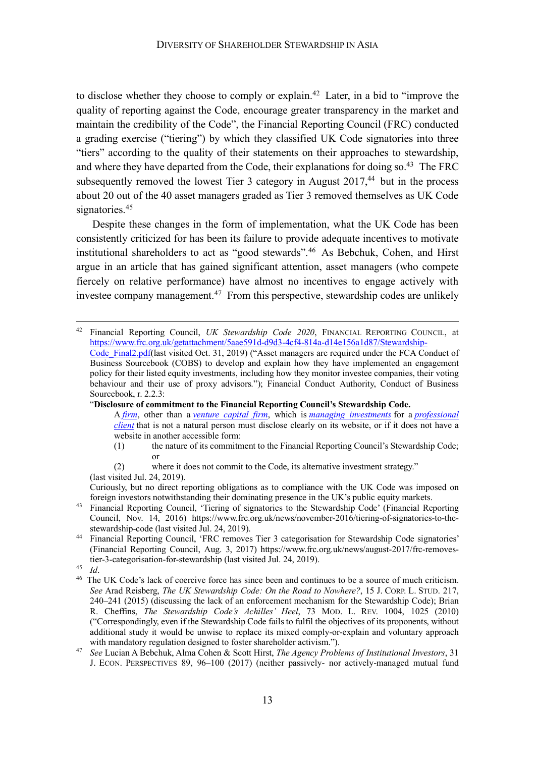to disclose whether they choose to comply or explain.[42] Later, in a bid to "improve the quality of reporting against the Code, encourage greater transparency in the market and maintain the credibility of the Code", the Financial Reporting Council (FRC) conducted a grading exercise ("tiering") by which they classified UK Code signatories into three "tiers" according to the quality of their statements on their approaches to stewardship, and where they have departed from the Code, their explanations for doing so.[43] The FRC subsequently removed the lowest Tier 3 category in August 2017,[44] but in the process about 20 out of the 40 asset managers graded as Tier 3 removed themselves as UK Code signatories.[45]

Despite these changes in the form of implementation, what the UK Code has been consistently criticized for has been its failure to provide adequate incentives to motivate institutional shareholders to act as "good stewards".[46] As Bebchuk, Cohen, and Hirst argue in an article that has gained significant attention, asset managers (who compete fiercely on relative performance) have almost no incentives to engage actively with investee company management.[47] From this perspective, stewardship codes are unlikely

---

[42] Financial Reporting Council, *UK Stewardship Code 2020*, FINANCIAL REPORTING COUNCIL, at https://www.frc.org.uk/getattachment/5aae591d-d9d3-4cf4-814a-d14e156a1d87/Stewardship-Code_Final2.pdf(last visited Oct. 31, 2019) ("Asset managers are required under the FCA Conduct of Business Sourcebook (COBS) to develop and explain how they have implemented an engagement policy for their listed equity investments, including how they monitor investee companies, their voting behaviour and their use of proxy advisors."); Financial Conduct Authority, Conduct of Business Sourcebook, r. 2.2.3:

"**Disclosure of commitment to the Financial Reporting Council's Stewardship Code.**

A *firm*, other than a *venture capital firm*, which is *managing investments* for a *professional client* that is not a natural person must disclose clearly on its website, or if it does not have a website in another accessible form:

(1) the nature of its commitment to the Financial Reporting Council's Stewardship Code; or

(2) where it does not commit to the Code, its alternative investment strategy."

(last visited Jul. 24, 2019).

Curiously, but no direct reporting obligations as to compliance with the UK Code was imposed on foreign investors notwithstanding their dominating presence in the UK's public equity markets.

[43] Financial Reporting Council, 'Tiering of signatories to the Stewardship Code' (Financial Reporting Council, Nov. 14, 2016) https://www.frc.org.uk/news/november-2016/tiering-of-signatories-to-the-stewardship-code (last visited Jul. 24, 2019).

[44] Financial Reporting Council, 'FRC removes Tier 3 categorisation for Stewardship Code signatories' (Financial Reporting Council, Aug. 3, 2017) https://www.frc.org.uk/news/august-2017/frc-removes-tier-3-categorisation-for-stewardship (last visited Jul. 24, 2019).

[45] *Id*.

[46] The UK Code's lack of coercive force has since been and continues to be a source of much criticism. *See* Arad Reisberg, *The UK Stewardship Code: On the Road to Nowhere?*, 15 J. CORP. L. STUD. 217, 240–241 (2015) (discussing the lack of an enforcement mechanism for the Stewardship Code); Brian R. Cheffins, *The Stewardship Code's Achilles' Heel*, 73 MOD. L. REV. 1004, 1025 (2010) ("Correspondingly, even if the Stewardship Code fails to fulfil the objectives of its proponents, without additional study it would be unwise to replace its mixed comply-or-explain and voluntary approach with mandatory regulation designed to foster shareholder activism.").

[47] *See* Lucian A Bebchuk, Alma Cohen & Scott Hirst, *The Agency Problems of Institutional Investors*, 31 J. ECON. PERSPECTIVES 89, 96–100 (2017) (neither passively- nor actively-managed mutual fund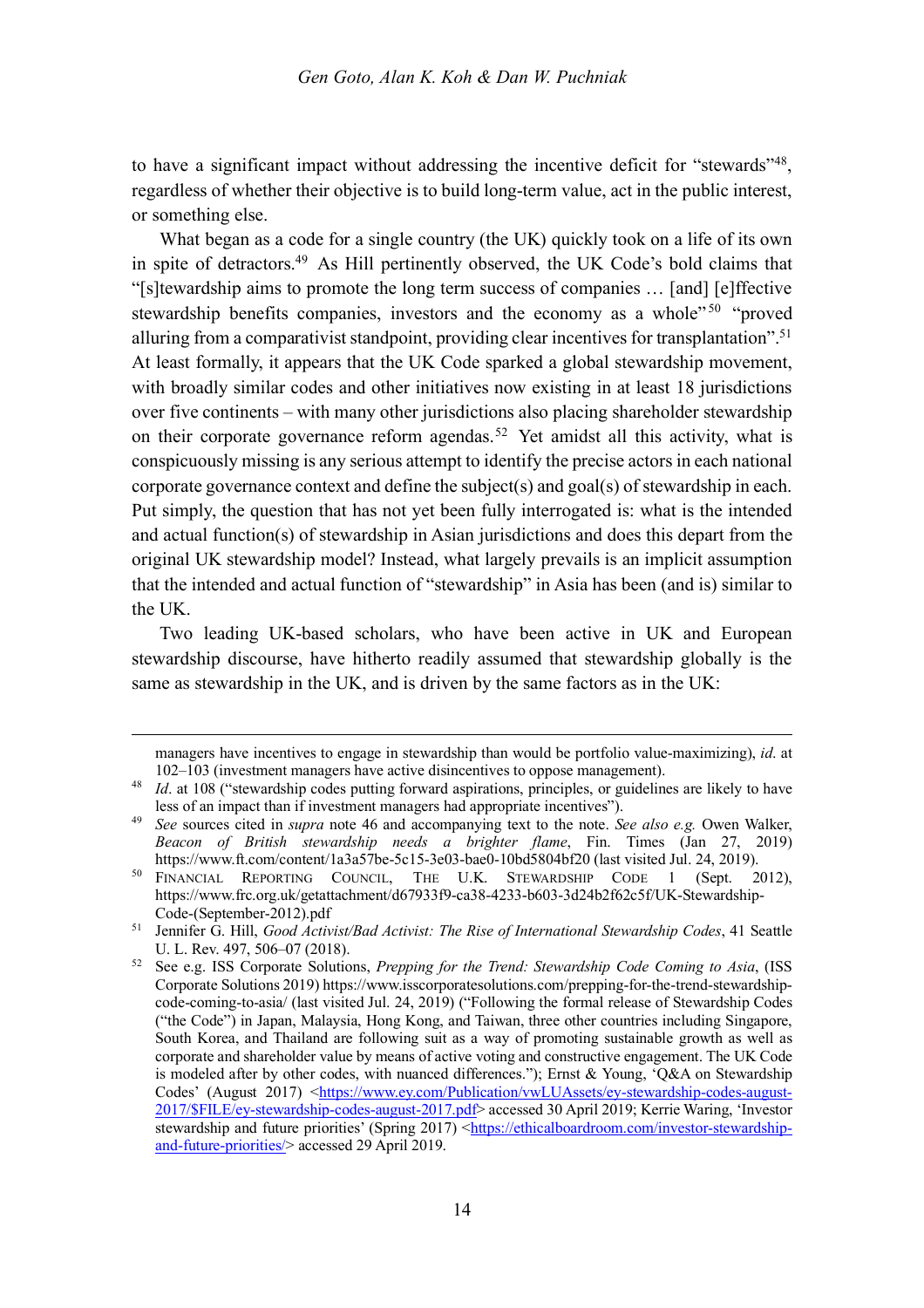to have a significant impact without addressing the incentive deficit for "stewards"[48], regardless of whether their objective is to build long-term value, act in the public interest, or something else.

What began as a code for a single country (the UK) quickly took on a life of its own in spite of detractors.[49] As Hill pertinently observed, the UK Code's bold claims that "[s]tewardship aims to promote the long term success of companies … [and] [e]ffective stewardship benefits companies, investors and the economy as a whole"[50] "proved alluring from a comparativist standpoint, providing clear incentives for transplantation".[51] At least formally, it appears that the UK Code sparked a global stewardship movement, with broadly similar codes and other initiatives now existing in at least 18 jurisdictions over five continents – with many other jurisdictions also placing shareholder stewardship on their corporate governance reform agendas.[52] Yet amidst all this activity, what is conspicuously missing is any serious attempt to identify the precise actors in each national corporate governance context and define the subject(s) and goal(s) of stewardship in each. Put simply, the question that has not yet been fully interrogated is: what is the intended and actual function(s) of stewardship in Asian jurisdictions and does this depart from the original UK stewardship model? Instead, what largely prevails is an implicit assumption that the intended and actual function of "stewardship" in Asia has been (and is) similar to the UK.

Two leading UK-based scholars, who have been active in UK and European stewardship discourse, have hitherto readily assumed that stewardship globally is the same as stewardship in the UK, and is driven by the same factors as in the UK:

---

managers have incentives to engage in stewardship than would be portfolio value-maximizing), *id.* at 102–103 (investment managers have active disincentives to oppose management).

[48] *Id*. at 108 ("stewardship codes putting forward aspirations, principles, or guidelines are likely to have less of an impact than if investment managers had appropriate incentives").

[49] *See* sources cited in *supra* note 46 and accompanying text to the note. *See also e.g.* Owen Walker, *Beacon of British stewardship needs a brighter flame*, Fin. Times (Jan 27, 2019) https://www.ft.com/content/1a3a57be-5c15-3e03-bae0-10bd5804bf20 (last visited Jul. 24, 2019).

[50] FINANCIAL REPORTING COUNCIL, THE U.K. STEWARDSHIP CODE 1 (Sept. 2012), https://www.frc.org.uk/getattachment/d67933f9-ca38-4233-b603-3d24b2f62c5f/UK-Stewardship-Code-(September-2012).pdf

[51] Jennifer G. Hill, *Good Activist/Bad Activist: The Rise of International Stewardship Codes*, 41 Seattle U. L. Rev. 497, 506–07 (2018).

[52] See e.g. ISS Corporate Solutions, *Prepping for the Trend: Stewardship Code Coming to Asia*, (ISS Corporate Solutions 2019) https://www.isscorporatesolutions.com/prepping-for-the-trend-stewardship-code-coming-to-asia/ (last visited Jul. 24, 2019) ("Following the formal release of Stewardship Codes ("the Code") in Japan, Malaysia, Hong Kong, and Taiwan, three other countries including Singapore, South Korea, and Thailand are following suit as a way of promoting sustainable growth as well as corporate and shareholder value by means of active voting and constructive engagement. The UK Code is modeled after by other codes, with nuanced differences."); Ernst & Young, 'Q&A on Stewardship Codes' (August 2017) <https://www.ey.com/Publication/vwLUAssets/ey-stewardship-codes-august-2017/$FILE/ey-stewardship-codes-august-2017.pdf> accessed 30 April 2019; Kerrie Waring, 'Investor stewardship and future priorities' (Spring 2017) <https://ethicalboardroom.com/investor-stewardship-and-future-priorities/> accessed 29 April 2019.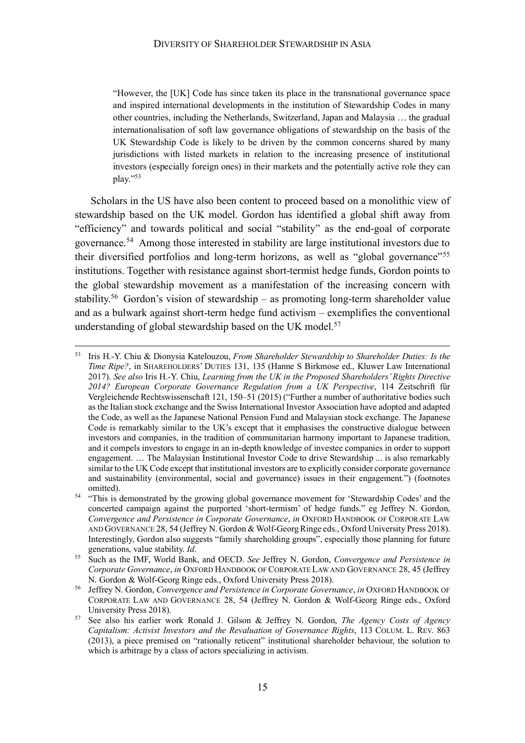> "However, the [UK] Code has since taken its place in the transnational governance space and inspired international developments in the institution of Stewardship Codes in many other countries, including the Netherlands, Switzerland, Japan and Malaysia … the gradual internationalisation of soft law governance obligations of stewardship on the basis of the UK Stewardship Code is likely to be driven by the common concerns shared by many jurisdictions with listed markets in relation to the increasing presence of institutional investors (especially foreign ones) in their markets and the potentially active role they can play."[53]

Scholars in the US have also been content to proceed based on a monolithic view of stewardship based on the UK model. Gordon has identified a global shift away from "efficiency" and towards political and social "stability" as the end-goal of corporate governance.[54] Among those interested in stability are large institutional investors due to their diversified portfolios and long-term horizons, as well as "global governance"[55] institutions. Together with resistance against short-termist hedge funds, Gordon points to the global stewardship movement as a manifestation of the increasing concern with stability.[56] Gordon's vision of stewardship – as promoting long-term shareholder value and as a bulwark against short-term hedge fund activism – exemplifies the conventional understanding of global stewardship based on the UK model.[57]

---

[53] Iris H.-Y. Chiu & Dionysia Katelouzou, *From Shareholder Stewardship to Shareholder Duties: Is the Time Ripe?*, in SHAREHOLDERS' DUTIES 131, 135 (Hanne S Birkmose ed., Kluwer Law International 2017). *See also* Iris H.-Y. Chiu, *Learning from the UK in the Proposed Shareholders' Rights Directive 2014? European Corporate Governance Regulation from a UK Perspective*, 114 Zeitschrift für Vergleichende Rechtswissenschaft 121, 150–51 (2015) ("Further a number of authoritative bodies such as the Italian stock exchange and the Swiss International Investor Association have adopted and adapted the Code, as well as the Japanese National Pension Fund and Malaysian stock exchange. The Japanese Code is remarkably similar to the UK's except that it emphasises the constructive dialogue between investors and companies, in the tradition of communitarian harmony important to Japanese tradition, and it compels investors to engage in an in-depth knowledge of investee companies in order to support engagement. … The Malaysian Institutional Investor Code to drive Stewardship ... is also remarkably similar to the UK Code except that institutional investors are to explicitly consider corporate governance and sustainability (environmental, social and governance) issues in their engagement.") (footnotes omitted).

[54] "This is demonstrated by the growing global governance movement for 'Stewardship Codes' and the concerted campaign against the purported 'short-termism' of hedge funds." eg Jeffrey N. Gordon, *Convergence and Persistence in Corporate Governance*, *in* OXFORD HANDBOOK OF CORPORATE LAW AND GOVERNANCE 28, 54 (Jeffrey N. Gordon & Wolf-Georg Ringe eds., Oxford University Press 2018). Interestingly, Gordon also suggests "family shareholding groups", especially those planning for future generations, value stability. *Id*.

[55] Such as the IMF, World Bank, and OECD. *See* Jeffrey N. Gordon, *Convergence and Persistence in Corporate Governance*, *in* OXFORD HANDBOOK OF CORPORATE LAW AND GOVERNANCE 28, 45 (Jeffrey N. Gordon & Wolf-Georg Ringe eds., Oxford University Press 2018).

[56] Jeffrey N. Gordon, *Convergence and Persistence in Corporate Governance*, *in* OXFORD HANDBOOK OF CORPORATE LAW AND GOVERNANCE 28, 54 (Jeffrey N. Gordon & Wolf-Georg Ringe eds., Oxford University Press 2018).

[57] See also his earlier work Ronald J. Gilson & Jeffrey N. Gordon, *The Agency Costs of Agency Capitalism: Activist Investors and the Revaluation of Governance Rights*, 113 COLUM. L. REV. 863 (2013), a piece premised on "rationally reticent" institutional shareholder behaviour, the solution to which is arbitrage by a class of actors specializing in activism.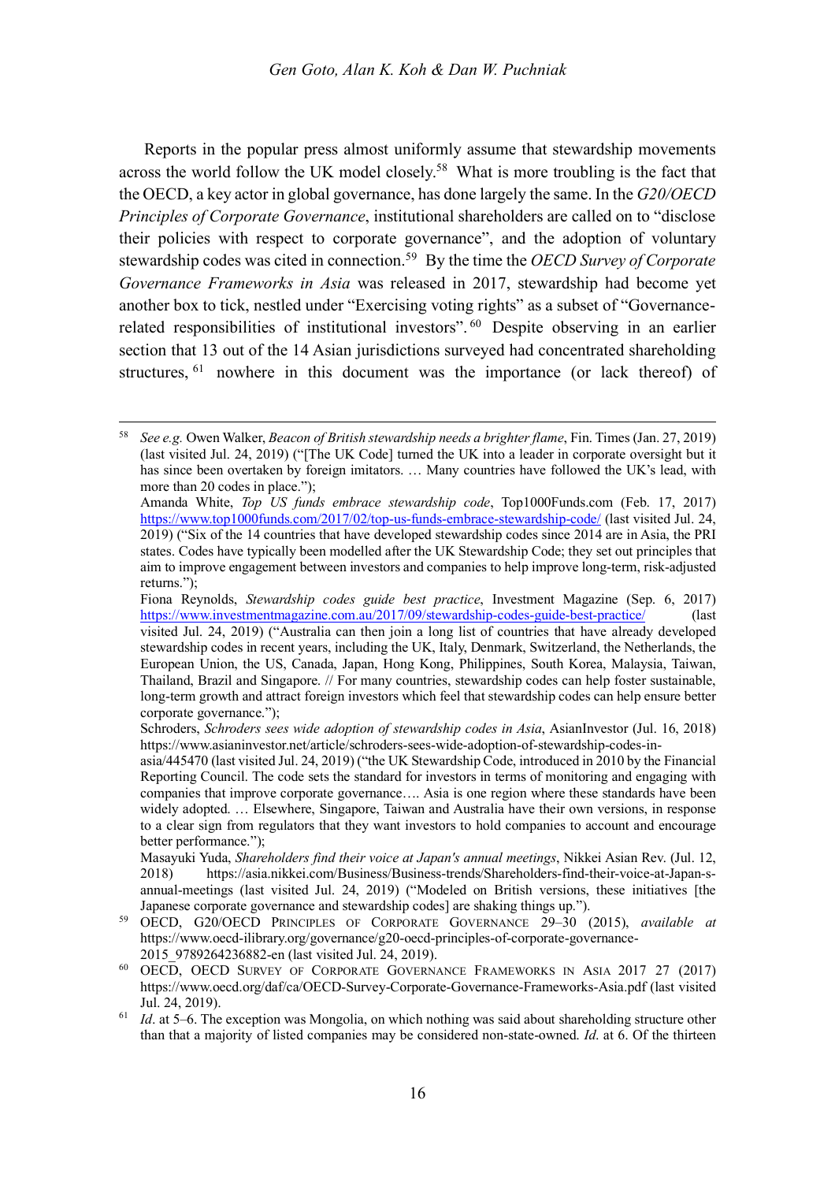Reports in the popular press almost uniformly assume that stewardship movements across the world follow the UK model closely.[58] What is more troubling is the fact that the OECD, a key actor in global governance, has done largely the same. In the *G20/OECD Principles of Corporate Governance*, institutional shareholders are called on to "disclose their policies with respect to corporate governance", and the adoption of voluntary stewardship codes was cited in connection.[59] By the time the *OECD Survey of Corporate Governance Frameworks in Asia* was released in 2017, stewardship had become yet another box to tick, nestled under "Exercising voting rights" as a subset of "Governance-related responsibilities of institutional investors".[60] Despite observing in an earlier section that 13 out of the 14 Asian jurisdictions surveyed had concentrated shareholding structures,[61] nowhere in this document was the importance (or lack thereof) of

---

[58] *See e.g.* Owen Walker, *Beacon of British stewardship needs a brighter flame*, Fin. Times (Jan. 27, 2019) (last visited Jul. 24, 2019) ("[The UK Code] turned the UK into a leader in corporate oversight but it has since been overtaken by foreign imitators. … Many countries have followed the UK's lead, with more than 20 codes in place.");
Amanda White, *Top US funds embrace stewardship code*, Top1000Funds.com (Feb. 17, 2017) https://www.top1000funds.com/2017/02/top-us-funds-embrace-stewardship-code/ (last visited Jul. 24, 2019) ("Six of the 14 countries that have developed stewardship codes since 2014 are in Asia, the PRI states. Codes have typically been modelled after the UK Stewardship Code; they set out principles that aim to improve engagement between investors and companies to help improve long-term, risk-adjusted returns.");
Fiona Reynolds, *Stewardship codes guide best practice*, Investment Magazine (Sep. 6, 2017) https://www.investmentmagazine.com.au/2017/09/stewardship-codes-guide-best-practice/ (last visited Jul. 24, 2019) ("Australia can then join a long list of countries that have already developed stewardship codes in recent years, including the UK, Italy, Denmark, Switzerland, the Netherlands, the European Union, the US, Canada, Japan, Hong Kong, Philippines, South Korea, Malaysia, Taiwan, Thailand, Brazil and Singapore. // For many countries, stewardship codes can help foster sustainable, long-term growth and attract foreign investors which feel that stewardship codes can help ensure better corporate governance.");
Schroders, *Schroders sees wide adoption of stewardship codes in Asia*, AsianInvestor (Jul. 16, 2018) https://www.asianinvestor.net/article/schroders-sees-wide-adoption-of-stewardship-codes-in-asia/445470 (last visited Jul. 24, 2019) ("the UK Stewardship Code, introduced in 2010 by the Financial Reporting Council. The code sets the standard for investors in terms of monitoring and engaging with companies that improve corporate governance…. Asia is one region where these standards have been widely adopted. … Elsewhere, Singapore, Taiwan and Australia have their own versions, in response to a clear sign from regulators that they want investors to hold companies to account and encourage better performance.");
Masayuki Yuda, *Shareholders find their voice at Japan's annual meetings*, Nikkei Asian Rev. (Jul. 12, 2018) https://asia.nikkei.com/Business/Business-trends/Shareholders-find-their-voice-at-Japan-s-annual-meetings (last visited Jul. 24, 2019) ("Modeled on British versions, these initiatives [the Japanese corporate governance and stewardship codes] are shaking things up.").

[59] OECD, G20/OECD PRINCIPLES OF CORPORATE GOVERNANCE 29–30 (2015), *available at* https://www.oecd-ilibrary.org/governance/g20-oecd-principles-of-corporate-governance-2015_9789264236882-en (last visited Jul. 24, 2019).

[60] OECD, OECD SURVEY OF CORPORATE GOVERNANCE FRAMEWORKS IN ASIA 2017 27 (2017) https://www.oecd.org/daf/ca/OECD-Survey-Corporate-Governance-Frameworks-Asia.pdf (last visited Jul. 24, 2019).

[61] *Id*. at 5–6. The exception was Mongolia, on which nothing was said about shareholding structure other than that a majority of listed companies may be considered non-state-owned. *Id*. at 6. Of the thirteen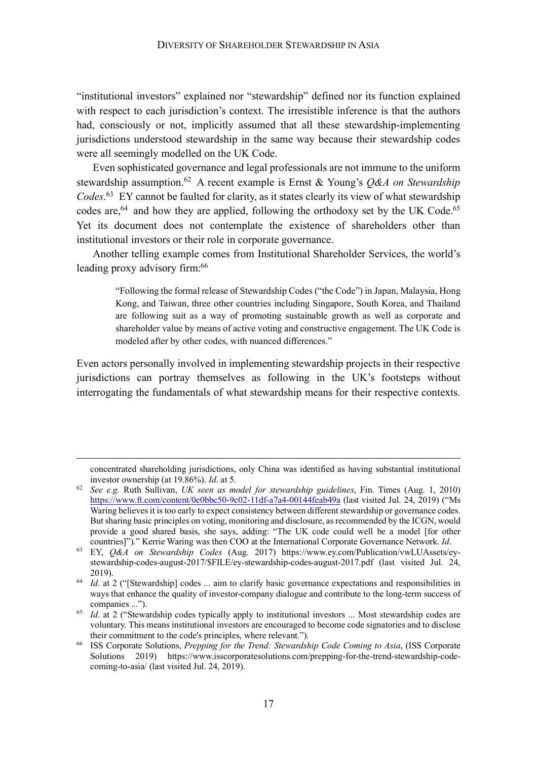"institutional investors" explained nor "stewardship" defined nor its function explained with respect to each jurisdiction's context. The irresistible inference is that the authors had, consciously or not, implicitly assumed that all these stewardship-implementing jurisdictions understood stewardship in the same way because their stewardship codes were all seemingly modelled on the UK Code.

Even sophisticated governance and legal professionals are not immune to the uniform stewardship assumption.[62] A recent example is Ernst & Young's *Q&A on Stewardship Codes*.[63] EY cannot be faulted for clarity, as it states clearly its view of what stewardship codes are,[64] and how they are applied, following the orthodoxy set by the UK Code.[65] Yet its document does not contemplate the existence of shareholders other than institutional investors or their role in corporate governance.

Another telling example comes from Institutional Shareholder Services, the world's leading proxy advisory firm:[66]

> "Following the formal release of Stewardship Codes ("the Code") in Japan, Malaysia, Hong Kong, and Taiwan, three other countries including Singapore, South Korea, and Thailand are following suit as a way of promoting sustainable growth as well as corporate and shareholder value by means of active voting and constructive engagement. The UK Code is modeled after by other codes, with nuanced differences."

Even actors personally involved in implementing stewardship projects in their respective jurisdictions can portray themselves as following in the UK's footsteps without interrogating the fundamentals of what stewardship means for their respective contexts.

---

concentrated shareholding jurisdictions, only China was identified as having substantial institutional investor ownership (at 19.86%). *Id.* at 5.

[62] *See e.g.* Ruth Sullivan, *UK seen as model for stewardship guidelines*, Fin. Times (Aug. 1, 2010) https://www.ft.com/content/0e0bbc50-9c02-11df-a7a4-00144feab49a (last visited Jul. 24, 2019) ("Ms Waring believes it is too early to expect consistency between different stewardship or governance codes. But sharing basic principles on voting, monitoring and disclosure, as recommended by the ICGN, would provide a good shared basis, she says, adding: "The UK code could well be a model [for other countries]")." Kerrie Waring was then COO at the International Corporate Governance Network. *Id*.

[63] EY, *Q&A on Stewardship Codes* (Aug. 2017) https://www.ey.com/Publication/vwLUAssets/ey-stewardship-codes-august-2017/$FILE/ey-stewardship-codes-august-2017.pdf (last visited Jul. 24, 2019).

[64] *Id*. at 2 ("[Stewardship] codes ... aim to clarify basic governance expectations and responsibilities in ways that enhance the quality of investor-company dialogue and contribute to the long-term success of companies ...").

[65] *Id*. at 2 ("Stewardship codes typically apply to institutional investors ... Most stewardship codes are voluntary. This means institutional investors are encouraged to become code signatories and to disclose their commitment to the code's principles, where relevant.").

[66] ISS Corporate Solutions, *Prepping for the Trend: Stewardship Code Coming to Asia*, (ISS Corporate Solutions 2019) https://www.isscorporatesolutions.com/prepping-for-the-trend-stewardship-code-coming-to-asia/ (last visited Jul. 24, 2019).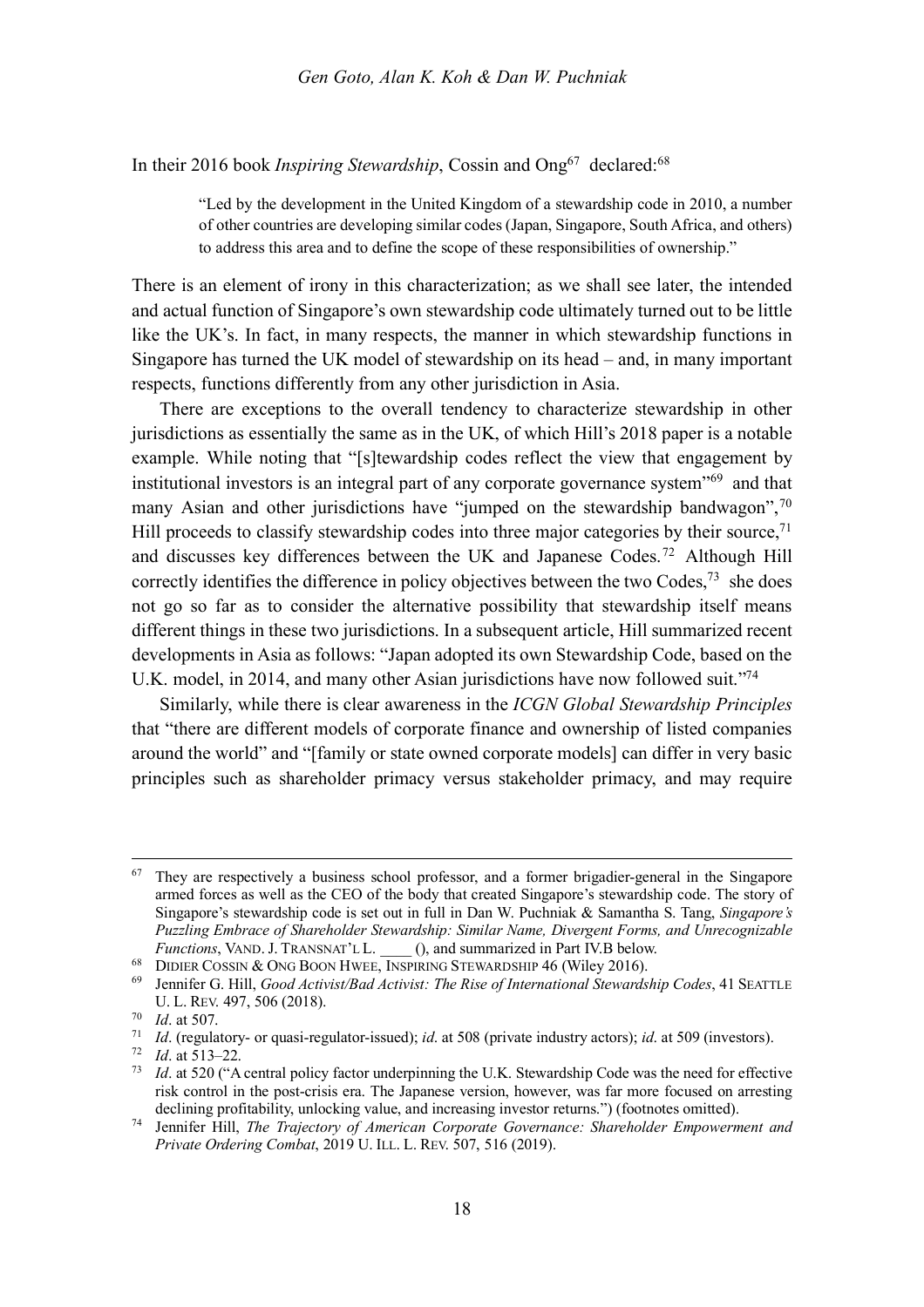In their 2016 book *Inspiring Stewardship*, Cossin and Ong[67] declared:[68]

> "Led by the development in the United Kingdom of a stewardship code in 2010, a number of other countries are developing similar codes (Japan, Singapore, South Africa, and others) to address this area and to define the scope of these responsibilities of ownership."

There is an element of irony in this characterization; as we shall see later, the intended and actual function of Singapore's own stewardship code ultimately turned out to be little like the UK's. In fact, in many respects, the manner in which stewardship functions in Singapore has turned the UK model of stewardship on its head – and, in many important respects, functions differently from any other jurisdiction in Asia.

There are exceptions to the overall tendency to characterize stewardship in other jurisdictions as essentially the same as in the UK, of which Hill's 2018 paper is a notable example. While noting that "[s]tewardship codes reflect the view that engagement by institutional investors is an integral part of any corporate governance system"[69] and that many Asian and other jurisdictions have "jumped on the stewardship bandwagon",[70] Hill proceeds to classify stewardship codes into three major categories by their source,[71] and discusses key differences between the UK and Japanese Codes.[72] Although Hill correctly identifies the difference in policy objectives between the two Codes,[73] she does not go so far as to consider the alternative possibility that stewardship itself means different things in these two jurisdictions. In a subsequent article, Hill summarized recent developments in Asia as follows: "Japan adopted its own Stewardship Code, based on the U.K. model, in 2014, and many other Asian jurisdictions have now followed suit."[74]

Similarly, while there is clear awareness in the *ICGN Global Stewardship Principles* that "there are different models of corporate finance and ownership of listed companies around the world" and "[family or state owned corporate models] can differ in very basic principles such as shareholder primacy versus stakeholder primacy, and may require

---

[67] They are respectively a business school professor, and a former brigadier-general in the Singapore armed forces as well as the CEO of the body that created Singapore's stewardship code. The story of Singapore's stewardship code is set out in full in Dan W. Puchniak & Samantha S. Tang, *Singapore's Puzzling Embrace of Shareholder Stewardship: Similar Name, Divergent Forms, and Unrecognizable Functions*, VAND. J. TRANSNAT'L L. ____ (), and summarized in Part IV.B below.

[68] DIDIER COSSIN & ONG BOON HWEE, INSPIRING STEWARDSHIP 46 (Wiley 2016).

[69] Jennifer G. Hill, *Good Activist/Bad Activist: The Rise of International Stewardship Codes*, 41 SEATTLE U. L. REV. 497, 506 (2018).

[70] *Id*. at 507.

[71] *Id*. (regulatory- or quasi-regulator-issued); *id*. at 508 (private industry actors); *id*. at 509 (investors).

[72] *Id*. at 513–22.

[73] *Id*. at 520 ("A central policy factor underpinning the U.K. Stewardship Code was the need for effective risk control in the post-crisis era. The Japanese version, however, was far more focused on arresting declining profitability, unlocking value, and increasing investor returns.") (footnotes omitted).

[74] Jennifer Hill, *The Trajectory of American Corporate Governance: Shareholder Empowerment and Private Ordering Combat*, 2019 U. ILL. L. REV. 507, 516 (2019).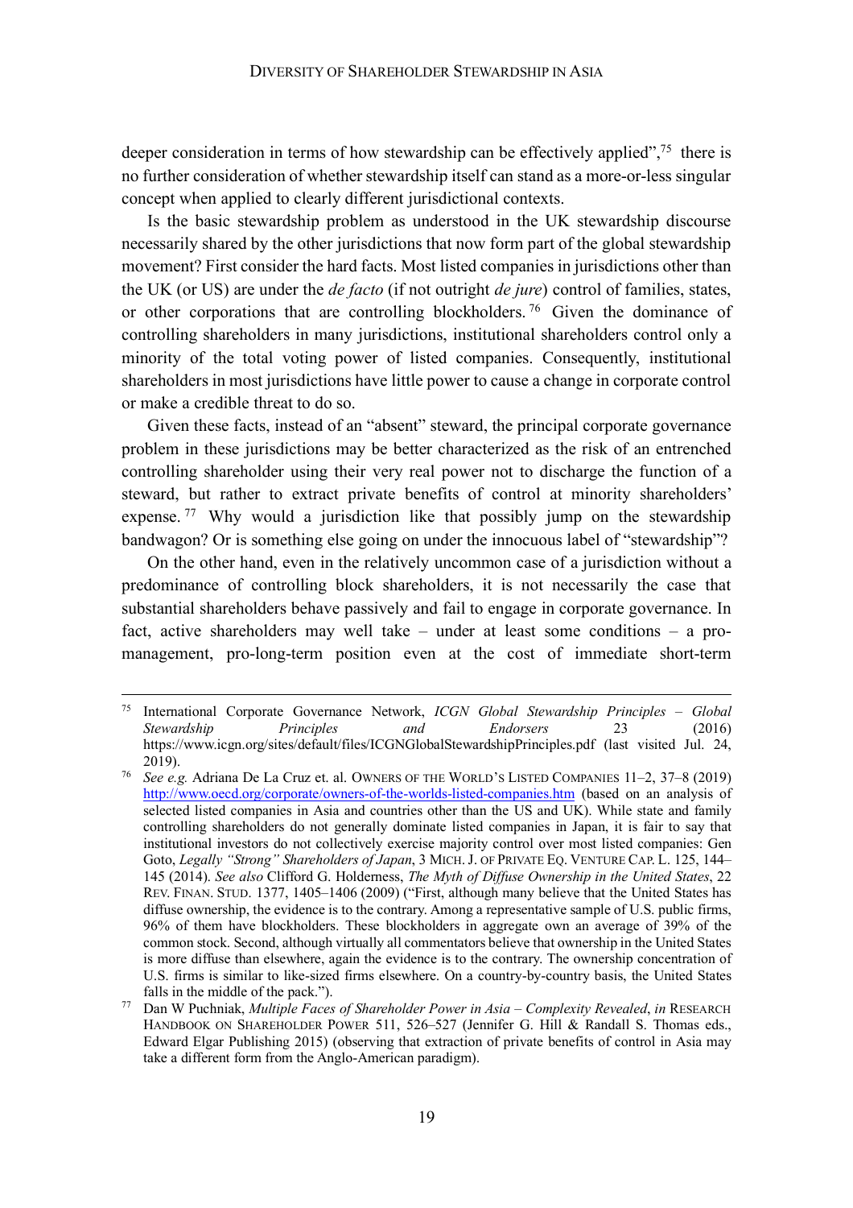deeper consideration in terms of how stewardship can be effectively applied",[75] there is no further consideration of whether stewardship itself can stand as a more-or-less singular concept when applied to clearly different jurisdictional contexts.

Is the basic stewardship problem as understood in the UK stewardship discourse necessarily shared by the other jurisdictions that now form part of the global stewardship movement? First consider the hard facts. Most listed companies in jurisdictions other than the UK (or US) are under the *de facto* (if not outright *de jure*) control of families, states, or other corporations that are controlling blockholders.[76] Given the dominance of controlling shareholders in many jurisdictions, institutional shareholders control only a minority of the total voting power of listed companies. Consequently, institutional shareholders in most jurisdictions have little power to cause a change in corporate control or make a credible threat to do so.

Given these facts, instead of an "absent" steward, the principal corporate governance problem in these jurisdictions may be better characterized as the risk of an entrenched controlling shareholder using their very real power not to discharge the function of a steward, but rather to extract private benefits of control at minority shareholders' expense.[77] Why would a jurisdiction like that possibly jump on the stewardship bandwagon? Or is something else going on under the innocuous label of "stewardship"?

On the other hand, even in the relatively uncommon case of a jurisdiction without a predominance of controlling block shareholders, it is not necessarily the case that substantial shareholders behave passively and fail to engage in corporate governance. In fact, active shareholders may well take – under at least some conditions – a pro-management, pro-long-term position even at the cost of immediate short-term

---

[75] International Corporate Governance Network, *ICGN Global Stewardship Principles – Global Stewardship Principles and Endorsers* 23 (2016) https://www.icgn.org/sites/default/files/ICGNGlobalStewardshipPrinciples.pdf (last visited Jul. 24, 2019).

[76] *See e.g.* Adriana De La Cruz et. al. OWNERS OF THE WORLD'S LISTED COMPANIES 11–2, 37–8 (2019) http://www.oecd.org/corporate/owners-of-the-worlds-listed-companies.htm (based on an analysis of selected listed companies in Asia and countries other than the US and UK). While state and family controlling shareholders do not generally dominate listed companies in Japan, it is fair to say that institutional investors do not collectively exercise majority control over most listed companies: Gen Goto, *Legally "Strong" Shareholders of Japan*, 3 MICH. J. OF PRIVATE EQ. VENTURE CAP. L. 125, 144–145 (2014). *See also* Clifford G. Holderness, *The Myth of Diffuse Ownership in the United States*, 22 REV. FINAN. STUD. 1377, 1405–1406 (2009) ("First, although many believe that the United States has diffuse ownership, the evidence is to the contrary. Among a representative sample of U.S. public firms, 96% of them have blockholders. These blockholders in aggregate own an average of 39% of the common stock. Second, although virtually all commentators believe that ownership in the United States is more diffuse than elsewhere, again the evidence is to the contrary. The ownership concentration of U.S. firms is similar to like-sized firms elsewhere. On a country-by-country basis, the United States falls in the middle of the pack.").

[77] Dan W Puchniak, *Multiple Faces of Shareholder Power in Asia – Complexity Revealed*, *in* RESEARCH HANDBOOK ON SHAREHOLDER POWER 511, 526–527 (Jennifer G. Hill & Randall S. Thomas eds., Edward Elgar Publishing 2015) (observing that extraction of private benefits of control in Asia may take a different form from the Anglo-American paradigm).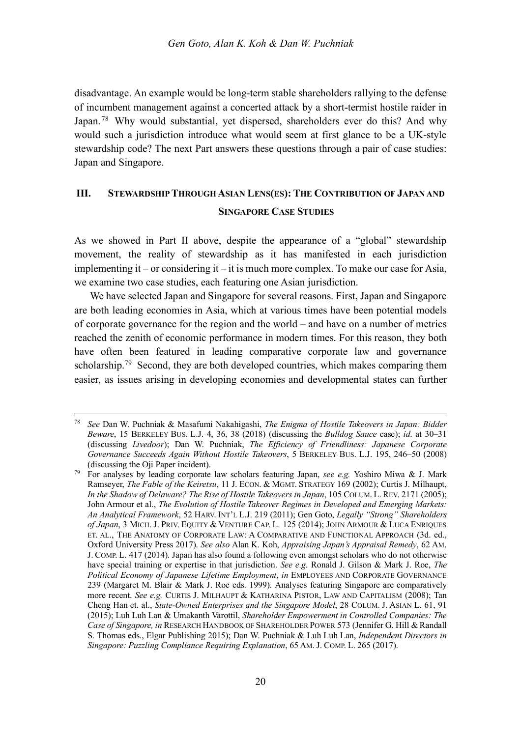disadvantage. An example would be long-term stable shareholders rallying to the defense of incumbent management against a concerted attack by a short-termist hostile raider in Japan.[78] Why would substantial, yet dispersed, shareholders ever do this? And why would such a jurisdiction introduce what would seem at first glance to be a UK-style stewardship code? The next Part answers these questions through a pair of case studies: Japan and Singapore.

## III. STEWARDSHIP THROUGH ASIAN LENS(ES): THE CONTRIBUTION OF JAPAN AND SINGAPORE CASE STUDIES

As we showed in Part II above, despite the appearance of a "global" stewardship movement, the reality of stewardship as it has manifested in each jurisdiction implementing it – or considering it – it is much more complex. To make our case for Asia, we examine two case studies, each featuring one Asian jurisdiction.

We have selected Japan and Singapore for several reasons. First, Japan and Singapore are both leading economies in Asia, which at various times have been potential models of corporate governance for the region and the world – and have on a number of metrics reached the zenith of economic performance in modern times. For this reason, they both have often been featured in leading comparative corporate law and governance scholarship.[79] Second, they are both developed countries, which makes comparing them easier, as issues arising in developing economies and developmental states can further

---

[78] *See* Dan W. Puchniak & Masafumi Nakahigashi, *The Enigma of Hostile Takeovers in Japan: Bidder Beware*, 15 BERKELEY BUS. L.J. 4, 36, 38 (2018) (discussing the *Bulldog Sauce* case); *id.* at 30–31 (discussing *Livedoor*); Dan W. Puchniak, *The Efficiency of Friendliness: Japanese Corporate Governance Succeeds Again Without Hostile Takeovers*, 5 BERKELEY BUS. L.J. 195, 246–50 (2008) (discussing the Oji Paper incident).

[79] For analyses by leading corporate law scholars featuring Japan, *see e.g.* Yoshiro Miwa & J. Mark Ramseyer, *The Fable of the Keiretsu*, 11 J. ECON. & MGMT. STRATEGY 169 (2002); Curtis J. Milhaupt, *In the Shadow of Delaware? The Rise of Hostile Takeovers in Japan*, 105 COLUM. L. REV. 2171 (2005); John Armour et al., *The Evolution of Hostile Takeover Regimes in Developed and Emerging Markets: An Analytical Framework*, 52 HARV. INT'L L.J. 219 (2011); Gen Goto, *Legally "Strong" Shareholders of Japan*, 3 MICH. J. PRIV. EQUITY & VENTURE CAP. L. 125 (2014); JOHN ARMOUR & LUCA ENRIQUES ET. AL., THE ANATOMY OF CORPORATE LAW: A COMPARATIVE AND FUNCTIONAL APPROACH (3d. ed., Oxford University Press 2017). *See also* Alan K. Koh, *Appraising Japan's Appraisal Remedy*, 62 AM. J. COMP. L. 417 (2014). Japan has also found a following even amongst scholars who do not otherwise have special training or expertise in that jurisdiction. *See e.g.* Ronald J. Gilson & Mark J. Roe, *The Political Economy of Japanese Lifetime Employment*, *in* EMPLOYEES AND CORPORATE GOVERNANCE 239 (Margaret M. Blair & Mark J. Roe eds. 1999). Analyses featuring Singapore are comparatively more recent. *See e.g.* CURTIS J. MILHAUPT & KATHARINA PISTOR, LAW AND CAPITALISM (2008); Tan Cheng Han et. al., *State-Owned Enterprises and the Singapore Model*, 28 COLUM. J. ASIAN L. 61, 91 (2015); Luh Luh Lan & Umakanth Varottil, *Shareholder Empowerment in Controlled Companies: The Case of Singapore, in* RESEARCH HANDBOOK OF SHAREHOLDER POWER 573 (Jennifer G. Hill & Randall S. Thomas eds., Elgar Publishing 2015); Dan W. Puchniak & Luh Luh Lan, *Independent Directors in Singapore: Puzzling Compliance Requiring Explanation*, 65 AM. J. COMP. L. 265 (2017).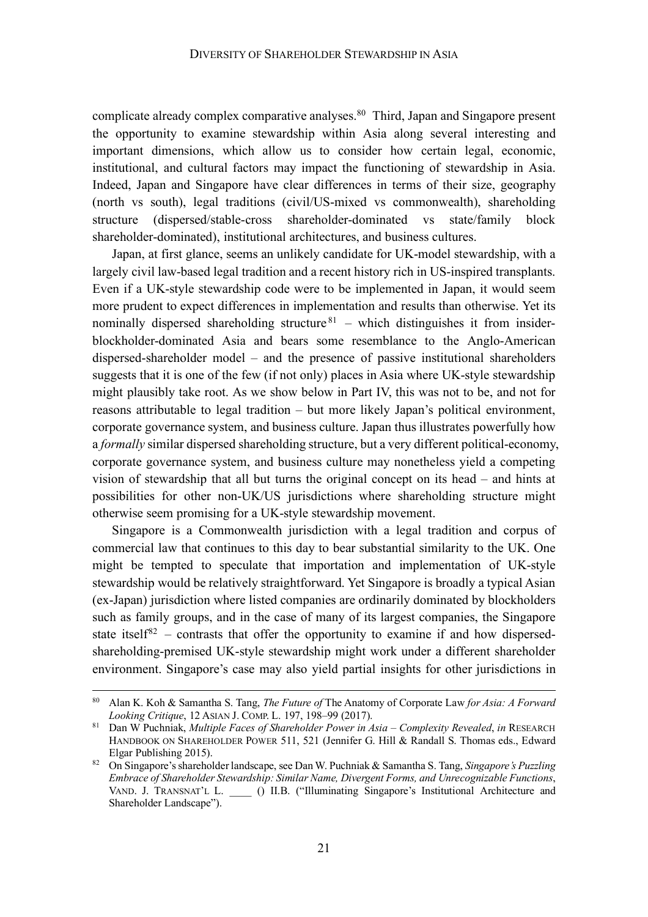complicate already complex comparative analyses.[80] Third, Japan and Singapore present the opportunity to examine stewardship within Asia along several interesting and important dimensions, which allow us to consider how certain legal, economic, institutional, and cultural factors may impact the functioning of stewardship in Asia. Indeed, Japan and Singapore have clear differences in terms of their size, geography (north vs south), legal traditions (civil/US-mixed vs commonwealth), shareholding structure (dispersed/stable-cross shareholder-dominated vs state/family block shareholder-dominated), institutional architectures, and business cultures.

Japan, at first glance, seems an unlikely candidate for UK-model stewardship, with a largely civil law-based legal tradition and a recent history rich in US-inspired transplants. Even if a UK-style stewardship code were to be implemented in Japan, it would seem more prudent to expect differences in implementation and results than otherwise. Yet its nominally dispersed shareholding structure[81] – which distinguishes it from insider-blockholder-dominated Asia and bears some resemblance to the Anglo-American dispersed-shareholder model – and the presence of passive institutional shareholders suggests that it is one of the few (if not only) places in Asia where UK-style stewardship might plausibly take root. As we show below in Part IV, this was not to be, and not for reasons attributable to legal tradition – but more likely Japan's political environment, corporate governance system, and business culture. Japan thus illustrates powerfully how a *formally* similar dispersed shareholding structure, but a very different political-economy, corporate governance system, and business culture may nonetheless yield a competing vision of stewardship that all but turns the original concept on its head – and hints at possibilities for other non-UK/US jurisdictions where shareholding structure might otherwise seem promising for a UK-style stewardship movement.

Singapore is a Commonwealth jurisdiction with a legal tradition and corpus of commercial law that continues to this day to bear substantial similarity to the UK. One might be tempted to speculate that importation and implementation of UK-style stewardship would be relatively straightforward. Yet Singapore is broadly a typical Asian (ex-Japan) jurisdiction where listed companies are ordinarily dominated by blockholders such as family groups, and in the case of many of its largest companies, the Singapore state itself[82] – contrasts that offer the opportunity to examine if and how dispersed-shareholding-premised UK-style stewardship might work under a different shareholder environment. Singapore's case may also yield partial insights for other jurisdictions in

---

[80] Alan K. Koh & Samantha S. Tang, *The Future of* The Anatomy of Corporate Law *for Asia: A Forward Looking Critique*, 12 ASIAN J. COMP. L. 197, 198–99 (2017).

[81] Dan W Puchniak, *Multiple Faces of Shareholder Power in Asia – Complexity Revealed*, *in* RESEARCH HANDBOOK ON SHAREHOLDER POWER 511, 521 (Jennifer G. Hill & Randall S. Thomas eds., Edward Elgar Publishing 2015).

[82] On Singapore's shareholder landscape, see Dan W. Puchniak & Samantha S. Tang, *Singapore's Puzzling Embrace of Shareholder Stewardship: Similar Name, Divergent Forms, and Unrecognizable Functions*, VAND. J. TRANSNAT'L L. ____ () II.B. ("Illuminating Singapore's Institutional Architecture and Shareholder Landscape").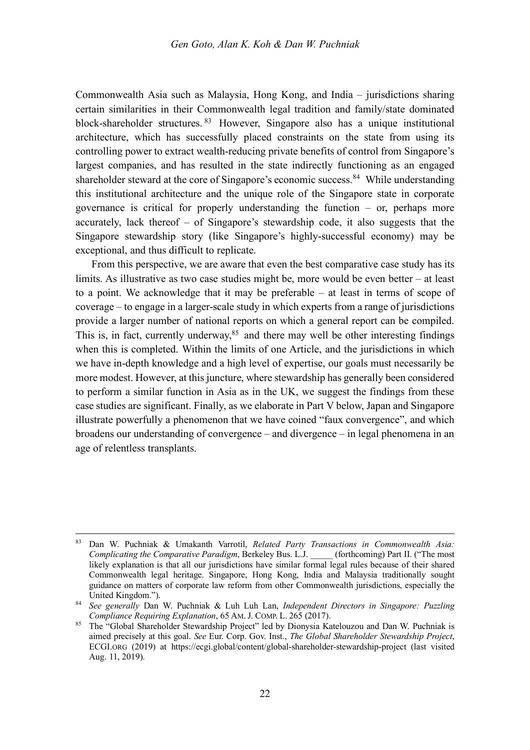Commonwealth Asia such as Malaysia, Hong Kong, and India – jurisdictions sharing certain similarities in their Commonwealth legal tradition and family/state dominated block-shareholder structures.[83] However, Singapore also has a unique institutional architecture, which has successfully placed constraints on the state from using its controlling power to extract wealth-reducing private benefits of control from Singapore's largest companies, and has resulted in the state indirectly functioning as an engaged shareholder steward at the core of Singapore's economic success.[84] While understanding this institutional architecture and the unique role of the Singapore state in corporate governance is critical for properly understanding the function – or, perhaps more accurately, lack thereof – of Singapore's stewardship code, it also suggests that the Singapore stewardship story (like Singapore's highly-successful economy) may be exceptional, and thus difficult to replicate.

From this perspective, we are aware that even the best comparative case study has its limits. As illustrative as two case studies might be, more would be even better – at least to a point. We acknowledge that it may be preferable – at least in terms of scope of coverage – to engage in a larger-scale study in which experts from a range of jurisdictions provide a larger number of national reports on which a general report can be compiled. This is, in fact, currently underway,[85] and there may well be other interesting findings when this is completed. Within the limits of one Article, and the jurisdictions in which we have in-depth knowledge and a high level of expertise, our goals must necessarily be more modest. However, at this juncture, where stewardship has generally been considered to perform a similar function in Asia as in the UK, we suggest the findings from these case studies are significant. Finally, as we elaborate in Part V below, Japan and Singapore illustrate powerfully a phenomenon that we have coined "faux convergence", and which broadens our understanding of convergence – and divergence – in legal phenomena in an age of relentless transplants.

---

[83] Dan W. Puchniak & Umakanth Varrotil, *Related Party Transactions in Commonwealth Asia: Complicating the Comparative Paradigm*, Berkeley Bus. L.J. _____ (forthcoming) Part II. ("The most likely explanation is that all our jurisdictions have similar formal legal rules because of their shared Commonwealth legal heritage. Singapore, Hong Kong, India and Malaysia traditionally sought guidance on matters of corporate law reform from other Commonwealth jurisdictions, especially the United Kingdom.").

[84] *See generally* Dan W. Puchniak & Luh Luh Lan, *Independent Directors in Singapore: Puzzling Compliance Requiring Explanation*, 65 AM. J. COMP. L. 265 (2017).

[85] The "Global Shareholder Stewardship Project" led by Dionysia Katelouzou and Dan W. Puchniak is aimed precisely at this goal. *See* Eur. Corp. Gov. Inst., *The Global Shareholder Stewardship Project*, ECGI.ORG (2019) at https://ecgi.global/content/global-shareholder-stewardship-project (last visited Aug. 11, 2019).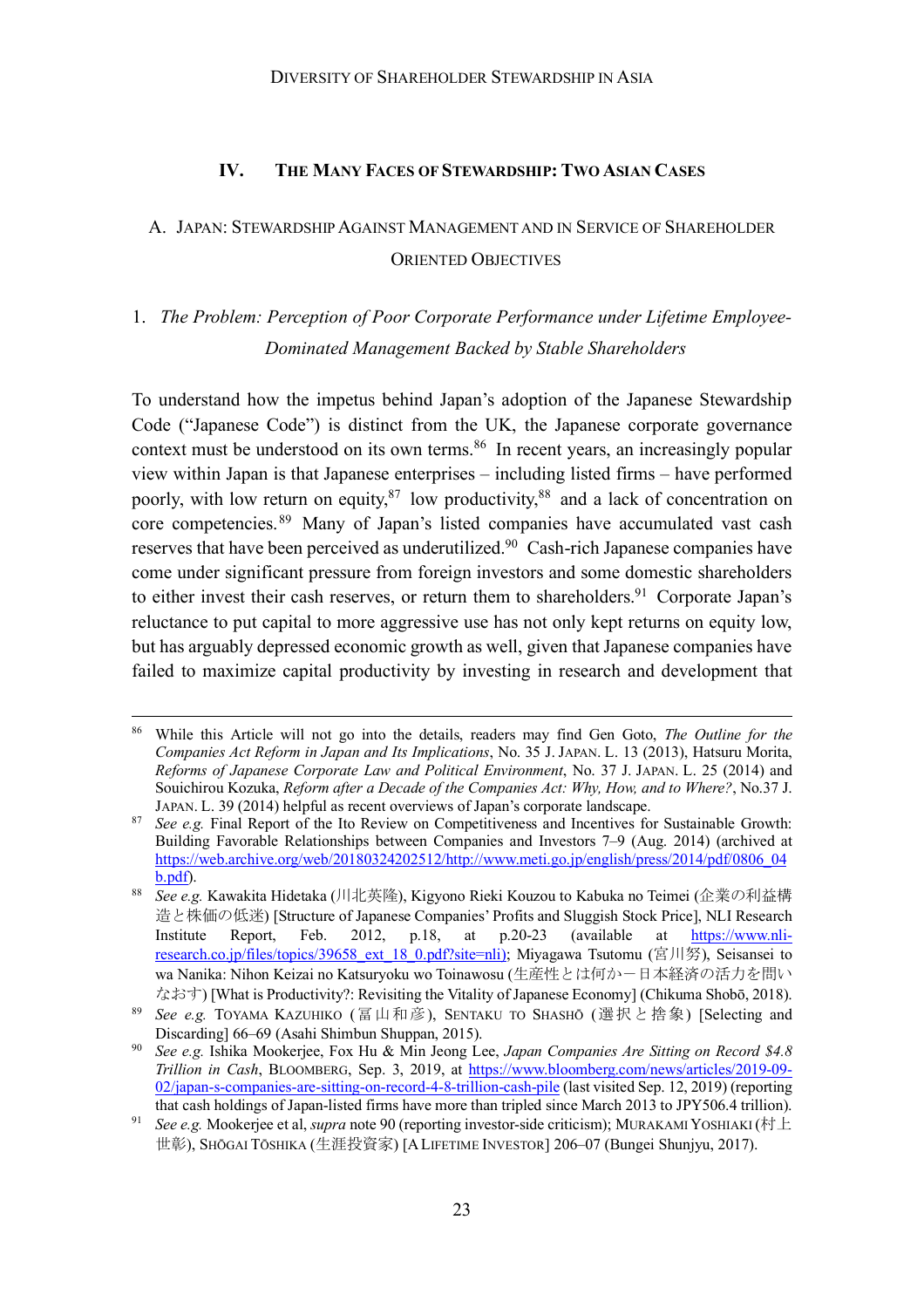## IV. The Many Faces of Stewardship: Two Asian Cases

### A. Japan: Stewardship Against Management and in Service of Shareholder Oriented Objectives

#### 1. *The Problem: Perception of Poor Corporate Performance under Lifetime Employee-Dominated Management Backed by Stable Shareholders*

To understand how the impetus behind Japan's adoption of the Japanese Stewardship Code ("Japanese Code") is distinct from the UK, the Japanese corporate governance context must be understood on its own terms.[86] In recent years, an increasingly popular view within Japan is that Japanese enterprises – including listed firms – have performed poorly, with low return on equity,[87] low productivity,[88] and a lack of concentration on core competencies.[89] Many of Japan's listed companies have accumulated vast cash reserves that have been perceived as underutilized.[90] Cash-rich Japanese companies have come under significant pressure from foreign investors and some domestic shareholders to either invest their cash reserves, or return them to shareholders.[91] Corporate Japan's reluctance to put capital to more aggressive use has not only kept returns on equity low, but has arguably depressed economic growth as well, given that Japanese companies have failed to maximize capital productivity by investing in research and development that

---

[86] While this Article will not go into the details, readers may find Gen Goto, *The Outline for the Companies Act Reform in Japan and Its Implications*, No. 35 J. Japan. L. 13 (2013), Hatsuru Morita, *Reforms of Japanese Corporate Law and Political Environment*, No. 37 J. Japan. L. 25 (2014) and Souichirou Kozuka, *Reform after a Decade of the Companies Act: Why, How, and to Where?*, No.37 J. Japan. L. 39 (2014) helpful as recent overviews of Japan's corporate landscape.

[87] *See e.g.* Final Report of the Ito Review on Competitiveness and Incentives for Sustainable Growth: Building Favorable Relationships between Companies and Investors 7–9 (Aug. 2014) (archived at https://web.archive.org/web/20180324202512/http://www.meti.go.jp/english/press/2014/pdf/0806_04b.pdf).

[88] *See e.g.* Kawakita Hidetaka (川北英隆), Kigyono Rieki Kouzou to Kabuka no Teimei (企業の利益構造と株価の低迷) [Structure of Japanese Companies' Profits and Sluggish Stock Price], NLI Research Institute Report, Feb. 2012, p.18, at p.20-23 (available at https://www.nli-research.co.jp/files/topics/39658_ext_18_0.pdf?site=nli); Miyagawa Tsutomu (宮川努), Seisansei to wa Nanika: Nihon Keizai no Katsuryoku wo Toinawosu (生産性とは何か－日本経済の活力を問いなおす) [What is Productivity?: Revisiting the Vitality of Japanese Economy] (Chikuma Shobō, 2018).

[89] *See e.g.* Toyama Kazuhiko (冨山和彦), Sentaku to Shashō (選択と捨象) [Selecting and Discarding] 66–69 (Asahi Shimbun Shuppan, 2015).

[90] *See e.g.* Ishika Mookerjee, Fox Hu & Min Jeong Lee, *Japan Companies Are Sitting on Record $4.8 Trillion in Cash*, Bloomberg, Sep. 3, 2019, at https://www.bloomberg.com/news/articles/2019-09-02/japan-s-companies-are-sitting-on-record-4-8-trillion-cash-pile (last visited Sep. 12, 2019) (reporting that cash holdings of Japan-listed firms have more than tripled since March 2013 to JPY506.4 trillion).

[91] *See e.g.* Mookerjee et al, *supra* note 90 (reporting investor-side criticism); Murakami Yoshiaki (村上世彰), Shōgai Tōshika (生涯投資家) [A Lifetime Investor] 206–07 (Bungei Shunjyu, 2017).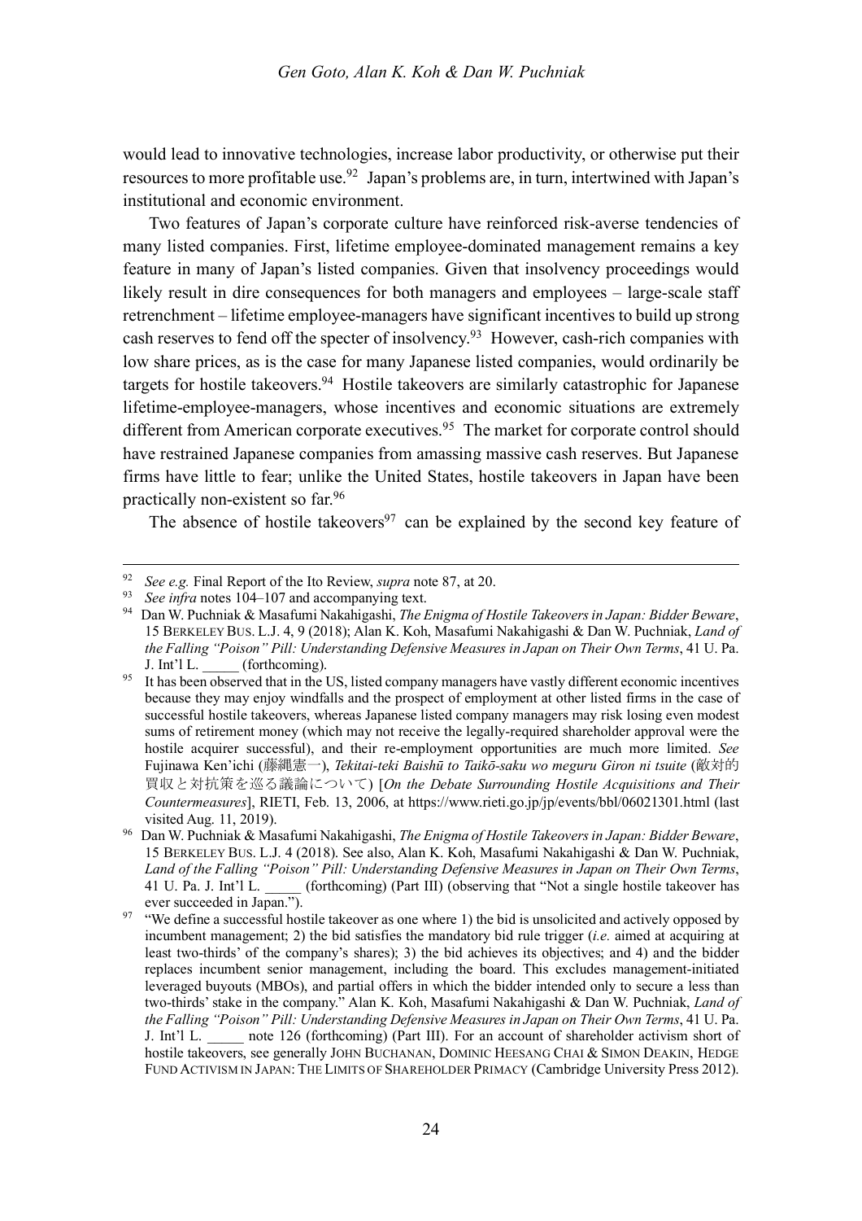would lead to innovative technologies, increase labor productivity, or otherwise put their resources to more profitable use.[92] Japan's problems are, in turn, intertwined with Japan's institutional and economic environment.

Two features of Japan's corporate culture have reinforced risk-averse tendencies of many listed companies. First, lifetime employee-dominated management remains a key feature in many of Japan's listed companies. Given that insolvency proceedings would likely result in dire consequences for both managers and employees – large-scale staff retrenchment – lifetime employee-managers have significant incentives to build up strong cash reserves to fend off the specter of insolvency.[93] However, cash-rich companies with low share prices, as is the case for many Japanese listed companies, would ordinarily be targets for hostile takeovers.[94] Hostile takeovers are similarly catastrophic for Japanese lifetime-employee-managers, whose incentives and economic situations are extremely different from American corporate executives.[95] The market for corporate control should have restrained Japanese companies from amassing massive cash reserves. But Japanese firms have little to fear; unlike the United States, hostile takeovers in Japan have been practically non-existent so far.[96]

The absence of hostile takeovers[97] can be explained by the second key feature of

---

[92] *See e.g.* Final Report of the Ito Review, *supra* note 87, at 20.

[93] *See infra* notes 104–107 and accompanying text.

[94] Dan W. Puchniak & Masafumi Nakahigashi, *The Enigma of Hostile Takeovers in Japan: Bidder Beware*, 15 BERKELEY BUS. L.J. 4, 9 (2018); Alan K. Koh, Masafumi Nakahigashi & Dan W. Puchniak, *Land of the Falling "Poison" Pill: Understanding Defensive Measures in Japan on Their Own Terms*, 41 U. Pa. J. Int'l L. _____ (forthcoming).

[95] It has been observed that in the US, listed company managers have vastly different economic incentives because they may enjoy windfalls and the prospect of employment at other listed firms in the case of successful hostile takeovers, whereas Japanese listed company managers may risk losing even modest sums of retirement money (which may not receive the legally-required shareholder approval were the hostile acquirer successful), and their re-employment opportunities are much more limited. *See* Fujinawa Ken'ichi (藤縄憲一), *Tekitai-teki Baishū to Taikō-saku wo meguru Giron ni tsuite* (敵対的買収と対抗策を巡る議論について) [*On the Debate Surrounding Hostile Acquisitions and Their Countermeasures*], RIETI, Feb. 13, 2006, at https://www.rieti.go.jp/jp/events/bbl/06021301.html (last visited Aug. 11, 2019).

[96] Dan W. Puchniak & Masafumi Nakahigashi, *The Enigma of Hostile Takeovers in Japan: Bidder Beware*, 15 BERKELEY BUS. L.J. 4 (2018). See also, Alan K. Koh, Masafumi Nakahigashi & Dan W. Puchniak, *Land of the Falling "Poison" Pill: Understanding Defensive Measures in Japan on Their Own Terms*, 41 U. Pa. J. Int'l L. _____ (forthcoming) (Part III) (observing that "Not a single hostile takeover has ever succeeded in Japan.").

[97] "We define a successful hostile takeover as one where 1) the bid is unsolicited and actively opposed by incumbent management; 2) the bid satisfies the mandatory bid rule trigger (*i.e.* aimed at acquiring at least two-thirds' of the company's shares); 3) the bid achieves its objectives; and 4) and the bidder replaces incumbent senior management, including the board. This excludes management-initiated leveraged buyouts (MBOs), and partial offers in which the bidder intended only to secure a less than two-thirds' stake in the company." Alan K. Koh, Masafumi Nakahigashi & Dan W. Puchniak, *Land of the Falling "Poison" Pill: Understanding Defensive Measures in Japan on Their Own Terms*, 41 U. Pa. J. Int'l L. _____ note 126 (forthcoming) (Part III). For an account of shareholder activism short of hostile takeovers, see generally JOHN BUCHANAN, DOMINIC HEESANG CHAI & SIMON DEAKIN, HEDGE FUND ACTIVISM IN JAPAN: THE LIMITS OF SHAREHOLDER PRIMACY (Cambridge University Press 2012).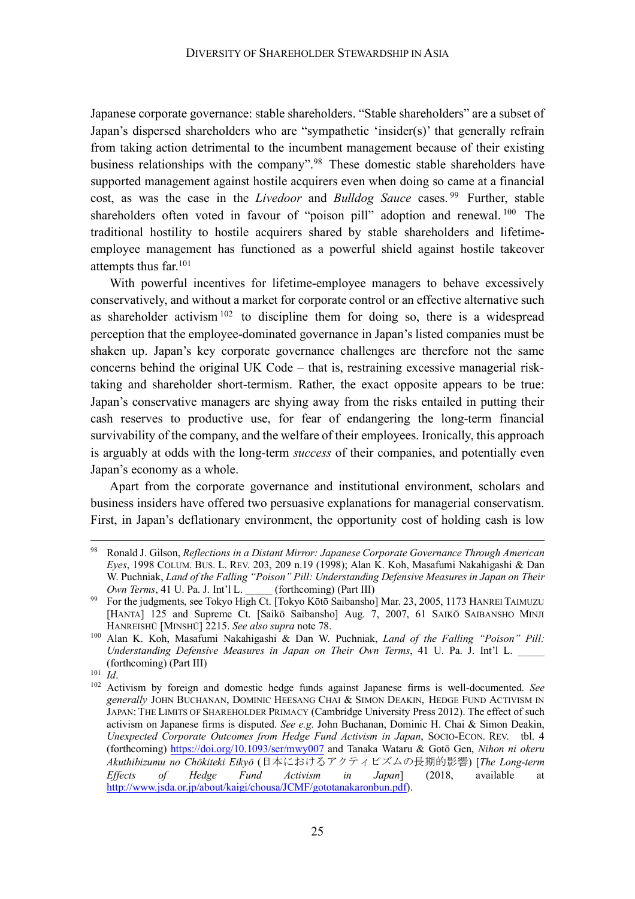Japanese corporate governance: stable shareholders. "Stable shareholders" are a subset of Japan's dispersed shareholders who are "sympathetic 'insider(s)' that generally refrain from taking action detrimental to the incumbent management because of their existing business relationships with the company".[98] These domestic stable shareholders have supported management against hostile acquirers even when doing so came at a financial cost, as was the case in the *Livedoor* and *Bulldog Sauce* cases.[99] Further, stable shareholders often voted in favour of "poison pill" adoption and renewal.[100] The traditional hostility to hostile acquirers shared by stable shareholders and lifetime-employee management has functioned as a powerful shield against hostile takeover attempts thus far.[101]

With powerful incentives for lifetime-employee managers to behave excessively conservatively, and without a market for corporate control or an effective alternative such as shareholder activism[102] to discipline them for doing so, there is a widespread perception that the employee-dominated governance in Japan's listed companies must be shaken up. Japan's key corporate governance challenges are therefore not the same concerns behind the original UK Code – that is, restraining excessive managerial risk-taking and shareholder short-termism. Rather, the exact opposite appears to be true: Japan's conservative managers are shying away from the risks entailed in putting their cash reserves to productive use, for fear of endangering the long-term financial survivability of the company, and the welfare of their employees. Ironically, this approach is arguably at odds with the long-term *success* of their companies, and potentially even Japan's economy as a whole.

Apart from the corporate governance and institutional environment, scholars and business insiders have offered two persuasive explanations for managerial conservatism. First, in Japan's deflationary environment, the opportunity cost of holding cash is low

---

[98] Ronald J. Gilson, *Reflections in a Distant Mirror: Japanese Corporate Governance Through American Eyes*, 1998 COLUM. BUS. L. REV. 203, 209 n.19 (1998); Alan K. Koh, Masafumi Nakahigashi & Dan W. Puchniak, *Land of the Falling "Poison" Pill: Understanding Defensive Measures in Japan on Their Own Terms*, 41 U. Pa. J. Int'l L. _____ (forthcoming) (Part III)

[99] For the judgments, see Tokyo High Ct. [Tokyo Kōtō Saibansho] Mar. 23, 2005, 1173 HANREI TAIMUZU [HANTA] 125 and Supreme Ct. [Saikō Saibansho] Aug. 7, 2007, 61 SAIKŌ SAIBANSHO MINJI HANREISHŪ [MINSHŪ] 2215. *See also supra* note 78.

[100] Alan K. Koh, Masafumi Nakahigashi & Dan W. Puchniak, *Land of the Falling "Poison" Pill: Understanding Defensive Measures in Japan on Their Own Terms*, 41 U. Pa. J. Int'l L. _____ (forthcoming) (Part III)

[101] *Id*.

[102] Activism by foreign and domestic hedge funds against Japanese firms is well-documented. *See generally* JOHN BUCHANAN, DOMINIC HEESANG CHAI & SIMON DEAKIN, HEDGE FUND ACTIVISM IN JAPAN: THE LIMITS OF SHAREHOLDER PRIMACY (Cambridge University Press 2012). The effect of such activism on Japanese firms is disputed. *See e.g.* John Buchanan, Dominic H. Chai & Simon Deakin, *Unexpected Corporate Outcomes from Hedge Fund Activism in Japan*, SOCIO-ECON. REV. tbl. 4 (forthcoming) https://doi.org/10.1093/ser/mwy007 and Tanaka Wataru & Gotō Gen, *Nihon ni okeru Akuthibizumu no Chōkiteki Eikyō* (日本におけるアクティビズムの長期的影響) [*The Long-term Effects of Hedge Fund Activism in Japan*] (2018, available at http://www.jsda.or.jp/about/kaigi/chousa/JCMF/gototanakaronbun.pdf).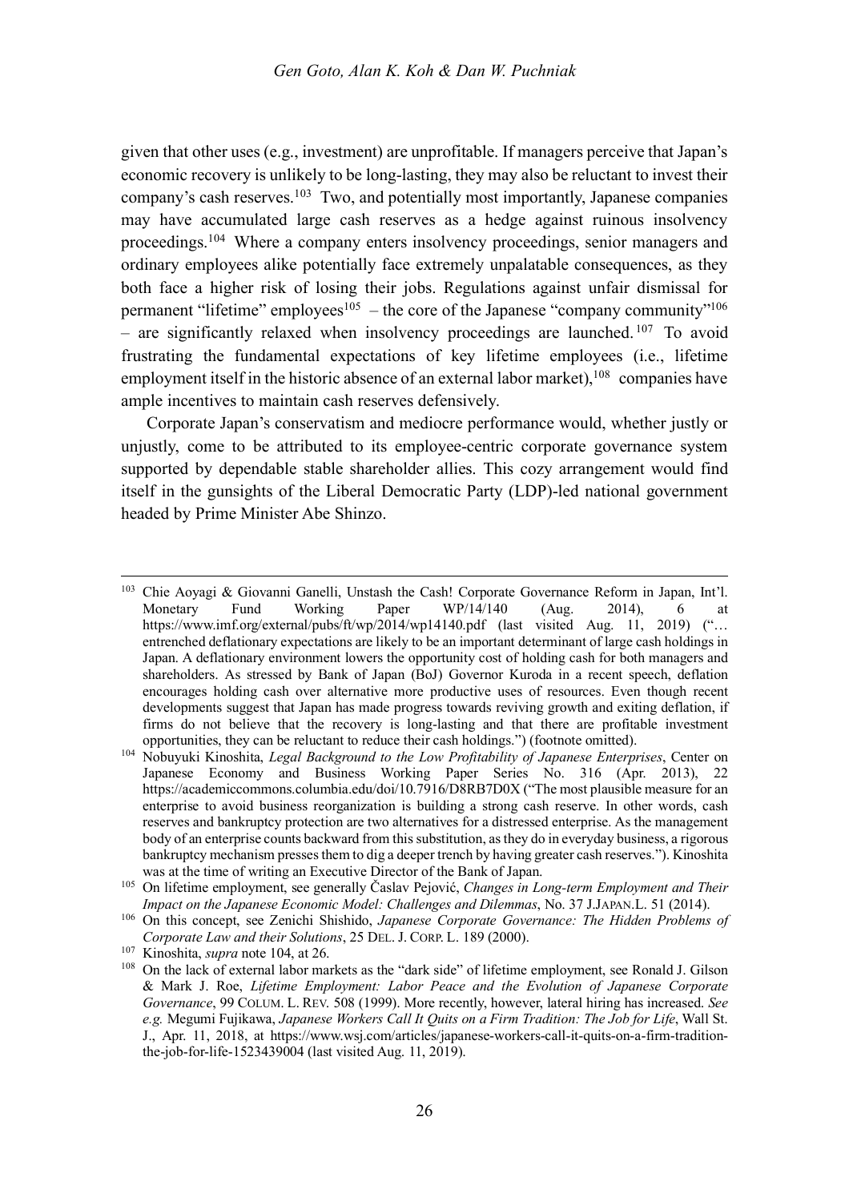given that other uses (e.g., investment) are unprofitable. If managers perceive that Japan's economic recovery is unlikely to be long-lasting, they may also be reluctant to invest their company's cash reserves.[103] Two, and potentially most importantly, Japanese companies may have accumulated large cash reserves as a hedge against ruinous insolvency proceedings.[104] Where a company enters insolvency proceedings, senior managers and ordinary employees alike potentially face extremely unpalatable consequences, as they both face a higher risk of losing their jobs. Regulations against unfair dismissal for permanent "lifetime" employees[105] – the core of the Japanese "company community"[106] – are significantly relaxed when insolvency proceedings are launched.[107] To avoid frustrating the fundamental expectations of key lifetime employees (i.e., lifetime employment itself in the historic absence of an external labor market),[108] companies have ample incentives to maintain cash reserves defensively.

Corporate Japan's conservatism and mediocre performance would, whether justly or unjustly, come to be attributed to its employee-centric corporate governance system supported by dependable stable shareholder allies. This cozy arrangement would find itself in the gunsights of the Liberal Democratic Party (LDP)-led national government headed by Prime Minister Abe Shinzo.

---

[103] Chie Aoyagi & Giovanni Ganelli, Unstash the Cash! Corporate Governance Reform in Japan, Int'l. Monetary Fund Working Paper WP/14/140 (Aug. 2014), 6 at https://www.imf.org/external/pubs/ft/wp/2014/wp14140.pdf (last visited Aug. 11, 2019) ("… entrenched deflationary expectations are likely to be an important determinant of large cash holdings in Japan. A deflationary environment lowers the opportunity cost of holding cash for both managers and shareholders. As stressed by Bank of Japan (BoJ) Governor Kuroda in a recent speech, deflation encourages holding cash over alternative more productive uses of resources. Even though recent developments suggest that Japan has made progress towards reviving growth and exiting deflation, if firms do not believe that the recovery is long-lasting and that there are profitable investment opportunities, they can be reluctant to reduce their cash holdings.") (footnote omitted).

[104] Nobuyuki Kinoshita, *Legal Background to the Low Profitability of Japanese Enterprises*, Center on Japanese Economy and Business Working Paper Series No. 316 (Apr. 2013), 22 https://academiccommons.columbia.edu/doi/10.7916/D8RB7D0X ("The most plausible measure for an enterprise to avoid business reorganization is building a strong cash reserve. In other words, cash reserves and bankruptcy protection are two alternatives for a distressed enterprise. As the management body of an enterprise counts backward from this substitution, as they do in everyday business, a rigorous bankruptcy mechanism presses them to dig a deeper trench by having greater cash reserves."). Kinoshita was at the time of writing an Executive Director of the Bank of Japan.

[105] On lifetime employment, see generally Časlav Pejović, *Changes in Long-term Employment and Their Impact on the Japanese Economic Model: Challenges and Dilemmas*, No. 37 J.JAPAN.L. 51 (2014).

[106] On this concept, see Zenichi Shishido, *Japanese Corporate Governance: The Hidden Problems of Corporate Law and their Solutions*, 25 DEL. J. CORP. L. 189 (2000).

[107] Kinoshita, *supra* note 104, at 26.

[108] On the lack of external labor markets as the "dark side" of lifetime employment, see Ronald J. Gilson & Mark J. Roe, *Lifetime Employment: Labor Peace and the Evolution of Japanese Corporate Governance*, 99 COLUM. L. REV. 508 (1999). More recently, however, lateral hiring has increased. *See e.g.* Megumi Fujikawa, *Japanese Workers Call It Quits on a Firm Tradition: The Job for Life*, Wall St. J., Apr. 11, 2018, at https://www.wsj.com/articles/japanese-workers-call-it-quits-on-a-firm-tradition-the-job-for-life-1523439004 (last visited Aug. 11, 2019).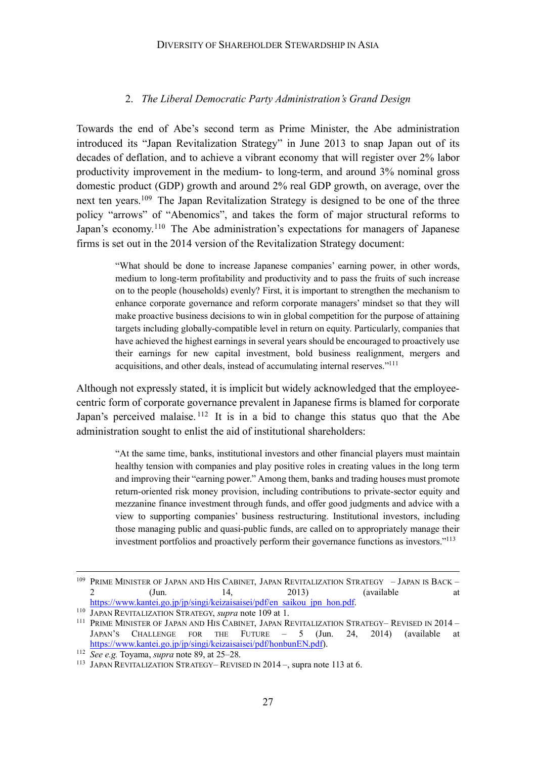### 2. *The Liberal Democratic Party Administration's Grand Design*

Towards the end of Abe's second term as Prime Minister, the Abe administration introduced its "Japan Revitalization Strategy" in June 2013 to snap Japan out of its decades of deflation, and to achieve a vibrant economy that will register over 2% labor productivity improvement in the medium- to long-term, and around 3% nominal gross domestic product (GDP) growth and around 2% real GDP growth, on average, over the next ten years.[109] The Japan Revitalization Strategy is designed to be one of the three policy "arrows" of "Abenomics", and takes the form of major structural reforms to Japan's economy.[110] The Abe administration's expectations for managers of Japanese firms is set out in the 2014 version of the Revitalization Strategy document:

> "What should be done to increase Japanese companies' earning power, in other words, medium to long-term profitability and productivity and to pass the fruits of such increase on to the people (households) evenly? First, it is important to strengthen the mechanism to enhance corporate governance and reform corporate managers' mindset so that they will make proactive business decisions to win in global competition for the purpose of attaining targets including globally-compatible level in return on equity. Particularly, companies that have achieved the highest earnings in several years should be encouraged to proactively use their earnings for new capital investment, bold business realignment, mergers and acquisitions, and other deals, instead of accumulating internal reserves."[111]

Although not expressly stated, it is implicit but widely acknowledged that the employee-centric form of corporate governance prevalent in Japanese firms is blamed for corporate Japan's perceived malaise.[112] It is in a bid to change this status quo that the Abe administration sought to enlist the aid of institutional shareholders:

> "At the same time, banks, institutional investors and other financial players must maintain healthy tension with companies and play positive roles in creating values in the long term and improving their "earning power." Among them, banks and trading houses must promote return-oriented risk money provision, including contributions to private-sector equity and mezzanine finance investment through funds, and offer good judgments and advice with a view to supporting companies' business restructuring. Institutional investors, including those managing public and quasi-public funds, are called on to appropriately manage their investment portfolios and proactively perform their governance functions as investors."[113]

---

[109] PRIME MINISTER OF JAPAN AND HIS CABINET, JAPAN REVITALIZATION STRATEGY – JAPAN IS BACK – 2 (Jun. 14, 2013) (available at https://www.kantei.go.jp/jp/singi/keizaisaisei/pdf/en_saikou_jpn_hon.pdf.

[110] JAPAN REVITALIZATION STRATEGY, *supra* note 109 at 1.

[111] PRIME MINISTER OF JAPAN AND HIS CABINET, JAPAN REVITALIZATION STRATEGY– REVISED IN 2014 – JAPAN'S CHALLENGE FOR THE FUTURE – 5 (Jun. 24, 2014) (available at https://www.kantei.go.jp/jp/singi/keizaisaisei/pdf/honbunEN.pdf).

[112] *See e.g.* Toyama, *supra* note 89, at 25–28.

[113] JAPAN REVITALIZATION STRATEGY– REVISED IN 2014 –, supra note 113 at 6.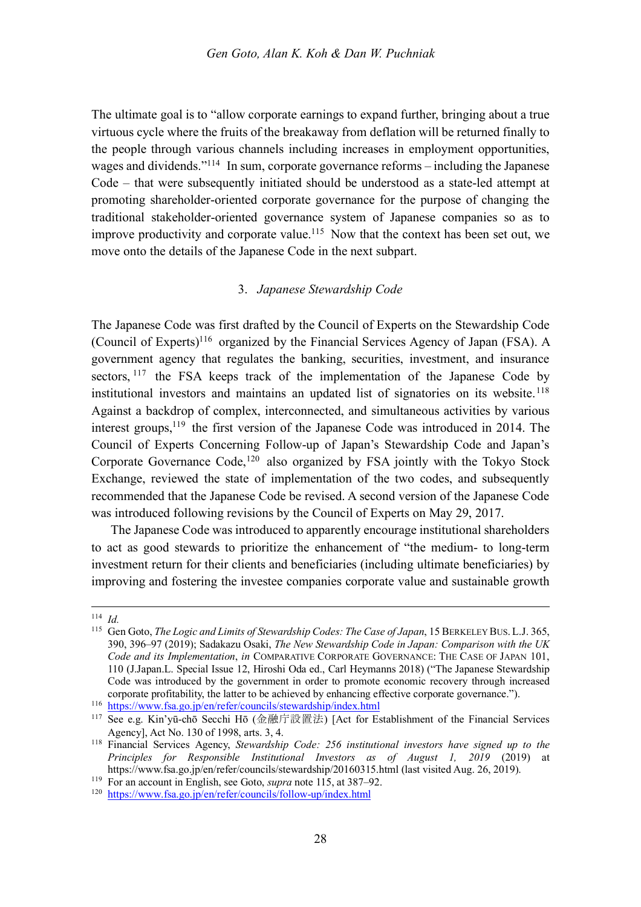The ultimate goal is to "allow corporate earnings to expand further, bringing about a true virtuous cycle where the fruits of the breakaway from deflation will be returned finally to the people through various channels including increases in employment opportunities, wages and dividends."[114] In sum, corporate governance reforms – including the Japanese Code – that were subsequently initiated should be understood as a state-led attempt at promoting shareholder-oriented corporate governance for the purpose of changing the traditional stakeholder-oriented governance system of Japanese companies so as to improve productivity and corporate value.[115] Now that the context has been set out, we move onto the details of the Japanese Code in the next subpart.

### 3. *Japanese Stewardship Code*

The Japanese Code was first drafted by the Council of Experts on the Stewardship Code (Council of Experts)[116] organized by the Financial Services Agency of Japan (FSA). A government agency that regulates the banking, securities, investment, and insurance sectors,[117] the FSA keeps track of the implementation of the Japanese Code by institutional investors and maintains an updated list of signatories on its website.[118] Against a backdrop of complex, interconnected, and simultaneous activities by various interest groups,[119] the first version of the Japanese Code was introduced in 2014. The Council of Experts Concerning Follow-up of Japan's Stewardship Code and Japan's Corporate Governance Code,[120] also organized by FSA jointly with the Tokyo Stock Exchange, reviewed the state of implementation of the two codes, and subsequently recommended that the Japanese Code be revised. A second version of the Japanese Code was introduced following revisions by the Council of Experts on May 29, 2017.

The Japanese Code was introduced to apparently encourage institutional shareholders to act as good stewards to prioritize the enhancement of "the medium- to long-term investment return for their clients and beneficiaries (including ultimate beneficiaries) by improving and fostering the investee companies corporate value and sustainable growth

---

[114] *Id.*

[115] Gen Goto, *The Logic and Limits of Stewardship Codes: The Case of Japan*, 15 BERKELEY BUS. L.J. 365, 390, 396–97 (2019); Sadakazu Osaki, *The New Stewardship Code in Japan: Comparison with the UK Code and its Implementation*, *in* COMPARATIVE CORPORATE GOVERNANCE: THE CASE OF JAPAN 101, 110 (J.Japan.L. Special Issue 12, Hiroshi Oda ed., Carl Heymanns 2018) ("The Japanese Stewardship Code was introduced by the government in order to promote economic recovery through increased corporate profitability, the latter to be achieved by enhancing effective corporate governance.").

[116] https://www.fsa.go.jp/en/refer/councils/stewardship/index.html

[117] See e.g. Kin'yū-chō Secchi Hō (金融庁設置法) [Act for Establishment of the Financial Services Agency], Act No. 130 of 1998, arts. 3, 4.

[118] Financial Services Agency, *Stewardship Code: 256 institutional investors have signed up to the Principles for Responsible Institutional Investors as of August 1, 2019* (2019) at https://www.fsa.go.jp/en/refer/councils/stewardship/20160315.html (last visited Aug. 26, 2019).

[119] For an account in English, see Goto, *supra* note 115, at 387–92.

[120] https://www.fsa.go.jp/en/refer/councils/follow-up/index.html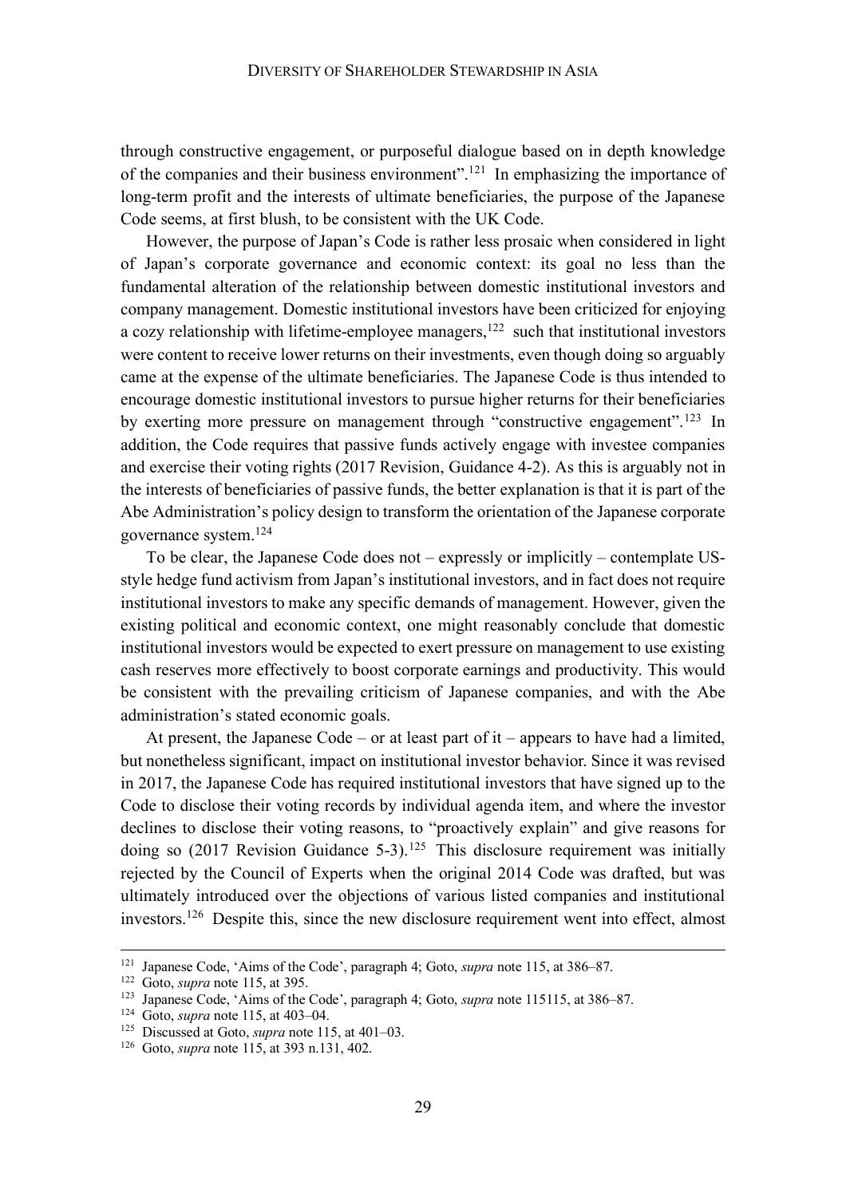through constructive engagement, or purposeful dialogue based on in depth knowledge of the companies and their business environment".[121] In emphasizing the importance of long-term profit and the interests of ultimate beneficiaries, the purpose of the Japanese Code seems, at first blush, to be consistent with the UK Code.

However, the purpose of Japan's Code is rather less prosaic when considered in light of Japan's corporate governance and economic context: its goal no less than the fundamental alteration of the relationship between domestic institutional investors and company management. Domestic institutional investors have been criticized for enjoying a cozy relationship with lifetime-employee managers,[122] such that institutional investors were content to receive lower returns on their investments, even though doing so arguably came at the expense of the ultimate beneficiaries. The Japanese Code is thus intended to encourage domestic institutional investors to pursue higher returns for their beneficiaries by exerting more pressure on management through "constructive engagement".[123] In addition, the Code requires that passive funds actively engage with investee companies and exercise their voting rights (2017 Revision, Guidance 4-2). As this is arguably not in the interests of beneficiaries of passive funds, the better explanation is that it is part of the Abe Administration's policy design to transform the orientation of the Japanese corporate governance system.[124]

To be clear, the Japanese Code does not – expressly or implicitly – contemplate US-style hedge fund activism from Japan's institutional investors, and in fact does not require institutional investors to make any specific demands of management. However, given the existing political and economic context, one might reasonably conclude that domestic institutional investors would be expected to exert pressure on management to use existing cash reserves more effectively to boost corporate earnings and productivity. This would be consistent with the prevailing criticism of Japanese companies, and with the Abe administration's stated economic goals.

At present, the Japanese Code – or at least part of it – appears to have had a limited, but nonetheless significant, impact on institutional investor behavior. Since it was revised in 2017, the Japanese Code has required institutional investors that have signed up to the Code to disclose their voting records by individual agenda item, and where the investor declines to disclose their voting reasons, to "proactively explain" and give reasons for doing so (2017 Revision Guidance 5-3).[125] This disclosure requirement was initially rejected by the Council of Experts when the original 2014 Code was drafted, but was ultimately introduced over the objections of various listed companies and institutional investors.[126] Despite this, since the new disclosure requirement went into effect, almost

---

[121] Japanese Code, 'Aims of the Code', paragraph 4; Goto, *supra* note 115, at 386–87.

[122] Goto, *supra* note 115, at 395.

[123] Japanese Code, 'Aims of the Code', paragraph 4; Goto, *supra* note 115115, at 386–87.

[124] Goto, *supra* note 115, at 403–04.

[125] Discussed at Goto, *supra* note 115, at 401–03.

[126] Goto, *supra* note 115, at 393 n.131, 402.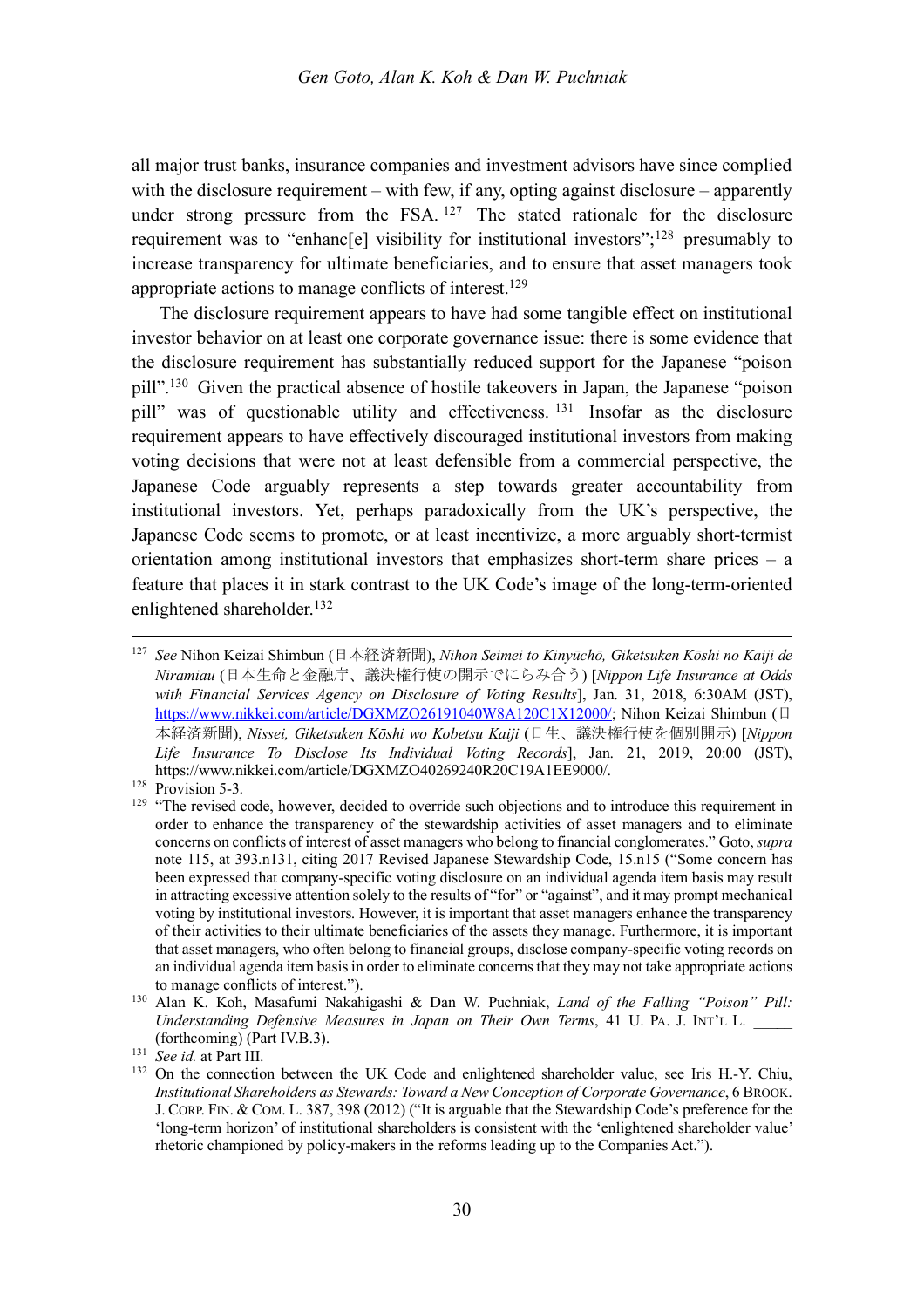all major trust banks, insurance companies and investment advisors have since complied with the disclosure requirement – with few, if any, opting against disclosure – apparently under strong pressure from the FSA.[127] The stated rationale for the disclosure requirement was to "enhanc[e] visibility for institutional investors";[128] presumably to increase transparency for ultimate beneficiaries, and to ensure that asset managers took appropriate actions to manage conflicts of interest.[129]

The disclosure requirement appears to have had some tangible effect on institutional investor behavior on at least one corporate governance issue: there is some evidence that the disclosure requirement has substantially reduced support for the Japanese "poison pill".[130] Given the practical absence of hostile takeovers in Japan, the Japanese "poison pill" was of questionable utility and effectiveness.[131] Insofar as the disclosure requirement appears to have effectively discouraged institutional investors from making voting decisions that were not at least defensible from a commercial perspective, the Japanese Code arguably represents a step towards greater accountability from institutional investors. Yet, perhaps paradoxically from the UK's perspective, the Japanese Code seems to promote, or at least incentivize, a more arguably short-termist orientation among institutional investors that emphasizes short-term share prices – a feature that places it in stark contrast to the UK Code's image of the long-term-oriented enlightened shareholder.[132]

---

[127] *See* Nihon Keizai Shimbun (日本経済新聞), *Nihon Seimei to Kinyūchō, Giketsuken Kōshi no Kaiji de Niramiau* (日本生命と金融庁、議決権行使の開示でにらみ合う) [*Nippon Life Insurance at Odds with Financial Services Agency on Disclosure of Voting Results*], Jan. 31, 2018, 6:30AM (JST), https://www.nikkei.com/article/DGXMZO26191040W8A120C1X12000/; Nihon Keizai Shimbun (日本経済新聞), *Nissei, Giketsuken Kōshi wo Kobetsu Kaiji* (日生、議決権行使を個別開示) [*Nippon Life Insurance To Disclose Its Individual Voting Records*], Jan. 21, 2019, 20:00 (JST), https://www.nikkei.com/article/DGXMZO40269240R20C19A1EE9000/.

[128] Provision 5-3.

[129] "The revised code, however, decided to override such objections and to introduce this requirement in order to enhance the transparency of the stewardship activities of asset managers and to eliminate concerns on conflicts of interest of asset managers who belong to financial conglomerates." Goto, *supra* note 115, at 393.n131, citing 2017 Revised Japanese Stewardship Code, 15.n15 ("Some concern has been expressed that company-specific voting disclosure on an individual agenda item basis may result in attracting excessive attention solely to the results of "for" or "against", and it may prompt mechanical voting by institutional investors. However, it is important that asset managers enhance the transparency of their activities to their ultimate beneficiaries of the assets they manage. Furthermore, it is important that asset managers, who often belong to financial groups, disclose company-specific voting records on an individual agenda item basis in order to eliminate concerns that they may not take appropriate actions to manage conflicts of interest.").

[130] Alan K. Koh, Masafumi Nakahigashi & Dan W. Puchniak, *Land of the Falling "Poison" Pill: Understanding Defensive Measures in Japan on Their Own Terms*, 41 U. PA. J. INT'L L. _____ (forthcoming) (Part IV.B.3).

[131] *See id.* at Part III.

[132] On the connection between the UK Code and enlightened shareholder value, see Iris H.-Y. Chiu, *Institutional Shareholders as Stewards: Toward a New Conception of Corporate Governance*, 6 BROOK. J. CORP. FIN. & COM. L. 387, 398 (2012) ("It is arguable that the Stewardship Code's preference for the 'long-term horizon' of institutional shareholders is consistent with the 'enlightened shareholder value' rhetoric championed by policy-makers in the reforms leading up to the Companies Act.").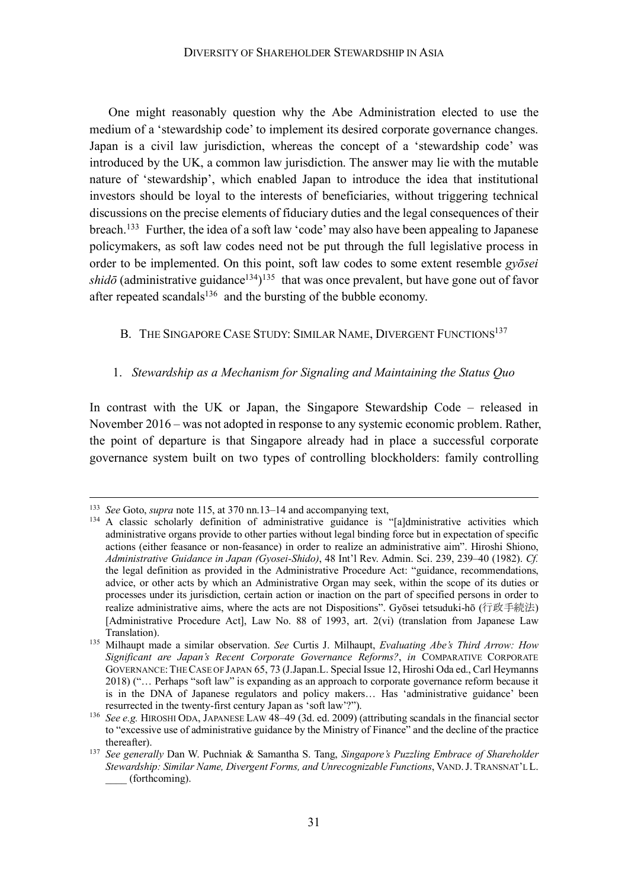One might reasonably question why the Abe Administration elected to use the medium of a 'stewardship code' to implement its desired corporate governance changes. Japan is a civil law jurisdiction, whereas the concept of a 'stewardship code' was introduced by the UK, a common law jurisdiction. The answer may lie with the mutable nature of 'stewardship', which enabled Japan to introduce the idea that institutional investors should be loyal to the interests of beneficiaries, without triggering technical discussions on the precise elements of fiduciary duties and the legal consequences of their breach.[133] Further, the idea of a soft law 'code' may also have been appealing to Japanese policymakers, as soft law codes need not be put through the full legislative process in order to be implemented. On this point, soft law codes to some extent resemble *gyōsei shidō* (administrative guidance[134])[135] that was once prevalent, but have gone out of favor after repeated scandals[136] and the bursting of the bubble economy.

### B. The Singapore Case Study: Similar Name, Divergent Functions[137]

#### 1. *Stewardship as a Mechanism for Signaling and Maintaining the Status Quo*

In contrast with the UK or Japan, the Singapore Stewardship Code – released in November 2016 – was not adopted in response to any systemic economic problem. Rather, the point of departure is that Singapore already had in place a successful corporate governance system built on two types of controlling blockholders: family controlling

---

[133] *See* Goto, *supra* note 115, at 370 nn.13–14 and accompanying text,

[134] A classic scholarly definition of administrative guidance is "[a]dministrative activities which administrative organs provide to other parties without legal binding force but in expectation of specific actions (either feasance or non-feasance) in order to realize an administrative aim". Hiroshi Shiono, *Administrative Guidance in Japan (Gyosei-Shido)*, 48 Int'l Rev. Admin. Sci. 239, 239–40 (1982). *Cf.* the legal definition as provided in the Administrative Procedure Act: "guidance, recommendations, advice, or other acts by which an Administrative Organ may seek, within the scope of its duties or processes under its jurisdiction, certain action or inaction on the part of specified persons in order to realize administrative aims, where the acts are not Dispositions". Gyōsei tetsuduki-hō (行政手続法) [Administrative Procedure Act], Law No. 88 of 1993, art. 2(vi) (translation from Japanese Law Translation).

[135] Milhaupt made a similar observation. *See* Curtis J. Milhaupt, *Evaluating Abe's Third Arrow: How Significant are Japan's Recent Corporate Governance Reforms?*, *in* COMPARATIVE CORPORATE GOVERNANCE: THE CASE OF JAPAN 65, 73 (J.Japan.L. Special Issue 12, Hiroshi Oda ed., Carl Heymanns 2018) ("… Perhaps "soft law" is expanding as an approach to corporate governance reform because it is in the DNA of Japanese regulators and policy makers… Has 'administrative guidance' been resurrected in the twenty-first century Japan as 'soft law'?").

[136] *See e.g.* HIROSHI ODA, JAPANESE LAW 48–49 (3d. ed. 2009) (attributing scandals in the financial sector to "excessive use of administrative guidance by the Ministry of Finance" and the decline of the practice thereafter).

[137] *See generally* Dan W. Puchniak & Samantha S. Tang, *Singapore's Puzzling Embrace of Shareholder Stewardship: Similar Name, Divergent Forms, and Unrecognizable Functions*, VAND. J. TRANSNAT'L L. ____ (forthcoming).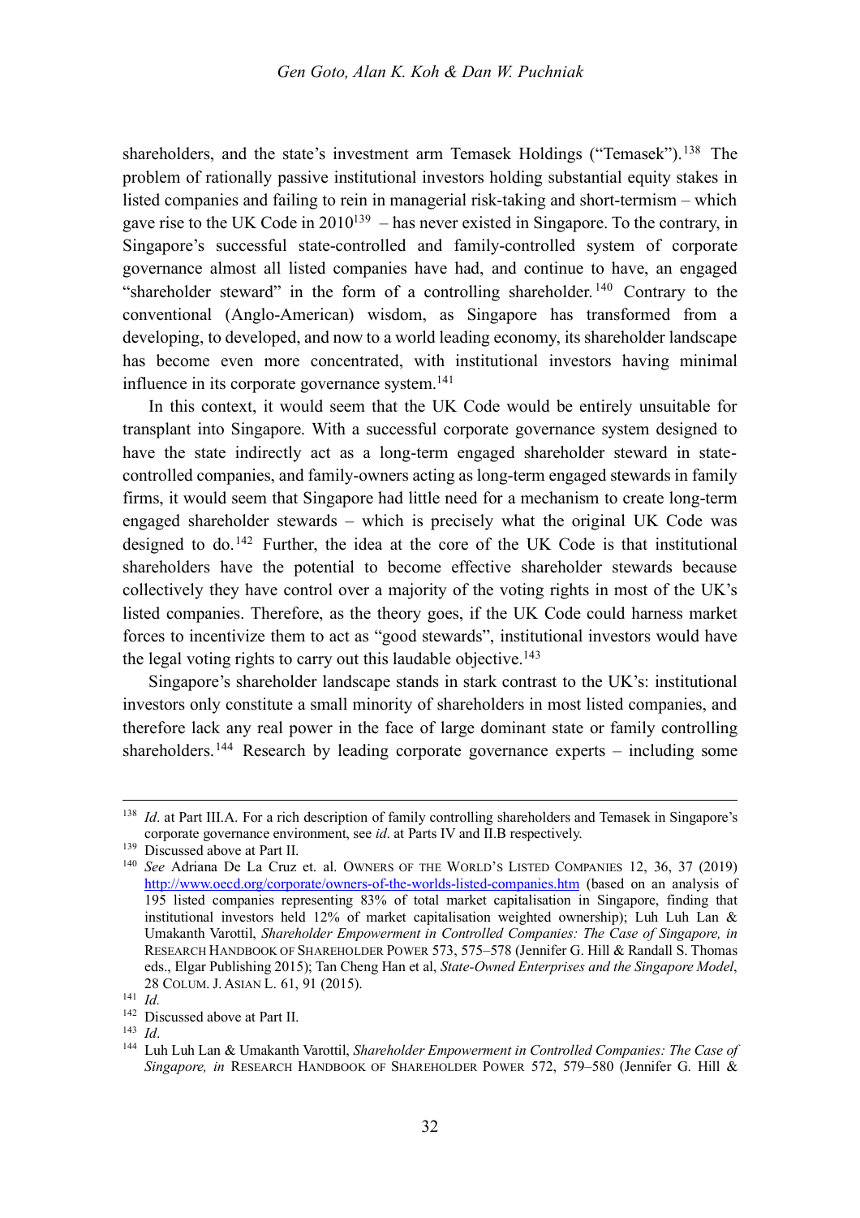shareholders, and the state's investment arm Temasek Holdings ("Temasek").[138] The problem of rationally passive institutional investors holding substantial equity stakes in listed companies and failing to rein in managerial risk-taking and short-termism – which gave rise to the UK Code in 2010[139] – has never existed in Singapore. To the contrary, in Singapore's successful state-controlled and family-controlled system of corporate governance almost all listed companies have had, and continue to have, an engaged "shareholder steward" in the form of a controlling shareholder.[140] Contrary to the conventional (Anglo-American) wisdom, as Singapore has transformed from a developing, to developed, and now to a world leading economy, its shareholder landscape has become even more concentrated, with institutional investors having minimal influence in its corporate governance system.[141]

In this context, it would seem that the UK Code would be entirely unsuitable for transplant into Singapore. With a successful corporate governance system designed to have the state indirectly act as a long-term engaged shareholder steward in state-controlled companies, and family-owners acting as long-term engaged stewards in family firms, it would seem that Singapore had little need for a mechanism to create long-term engaged shareholder stewards – which is precisely what the original UK Code was designed to do.[142] Further, the idea at the core of the UK Code is that institutional shareholders have the potential to become effective shareholder stewards because collectively they have control over a majority of the voting rights in most of the UK's listed companies. Therefore, as the theory goes, if the UK Code could harness market forces to incentivize them to act as "good stewards", institutional investors would have the legal voting rights to carry out this laudable objective.[143]

Singapore's shareholder landscape stands in stark contrast to the UK's: institutional investors only constitute a small minority of shareholders in most listed companies, and therefore lack any real power in the face of large dominant state or family controlling shareholders.[144] Research by leading corporate governance experts – including some

---

[138] *Id*. at Part III.A. For a rich description of family controlling shareholders and Temasek in Singapore's corporate governance environment, see *id*. at Parts IV and II.B respectively.

[139] Discussed above at Part II.

[140] *See* Adriana De La Cruz et. al. OWNERS OF THE WORLD'S LISTED COMPANIES 12, 36, 37 (2019) http://www.oecd.org/corporate/owners-of-the-worlds-listed-companies.htm (based on an analysis of 195 listed companies representing 83% of total market capitalisation in Singapore, finding that institutional investors held 12% of market capitalisation weighted ownership); Luh Luh Lan & Umakanth Varottil, *Shareholder Empowerment in Controlled Companies: The Case of Singapore, in* RESEARCH HANDBOOK OF SHAREHOLDER POWER 573, 575–578 (Jennifer G. Hill & Randall S. Thomas eds., Elgar Publishing 2015); Tan Cheng Han et al, *State-Owned Enterprises and the Singapore Model*, 28 COLUM. J. ASIAN L. 61, 91 (2015).

[141] *Id.*

[142] Discussed above at Part II.

[143] *Id*.

[144] Luh Luh Lan & Umakanth Varottil, *Shareholder Empowerment in Controlled Companies: The Case of Singapore, in* RESEARCH HANDBOOK OF SHAREHOLDER POWER 572, 579–580 (Jennifer G. Hill &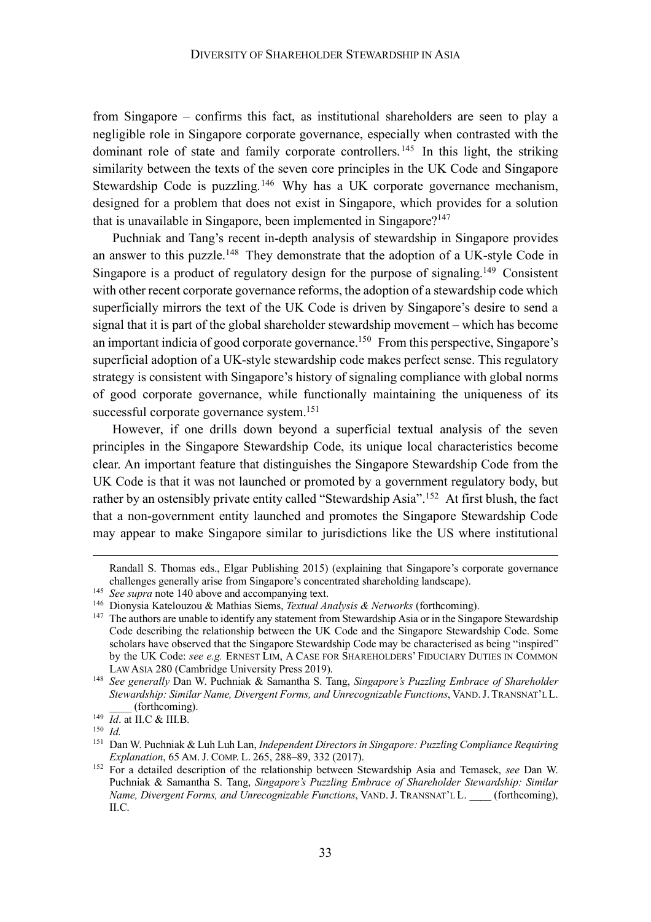from Singapore – confirms this fact, as institutional shareholders are seen to play a negligible role in Singapore corporate governance, especially when contrasted with the dominant role of state and family corporate controllers.[145] In this light, the striking similarity between the texts of the seven core principles in the UK Code and Singapore Stewardship Code is puzzling.[146] Why has a UK corporate governance mechanism, designed for a problem that does not exist in Singapore, which provides for a solution that is unavailable in Singapore, been implemented in Singapore?[147]

Puchniak and Tang's recent in-depth analysis of stewardship in Singapore provides an answer to this puzzle.[148] They demonstrate that the adoption of a UK-style Code in Singapore is a product of regulatory design for the purpose of signaling.[149] Consistent with other recent corporate governance reforms, the adoption of a stewardship code which superficially mirrors the text of the UK Code is driven by Singapore's desire to send a signal that it is part of the global shareholder stewardship movement – which has become an important indicia of good corporate governance.[150] From this perspective, Singapore's superficial adoption of a UK-style stewardship code makes perfect sense. This regulatory strategy is consistent with Singapore's history of signaling compliance with global norms of good corporate governance, while functionally maintaining the uniqueness of its successful corporate governance system.[151]

However, if one drills down beyond a superficial textual analysis of the seven principles in the Singapore Stewardship Code, its unique local characteristics become clear. An important feature that distinguishes the Singapore Stewardship Code from the UK Code is that it was not launched or promoted by a government regulatory body, but rather by an ostensibly private entity called "Stewardship Asia".[152] At first blush, the fact that a non-government entity launched and promotes the Singapore Stewardship Code may appear to make Singapore similar to jurisdictions like the US where institutional

---

Randall S. Thomas eds., Elgar Publishing 2015) (explaining that Singapore's corporate governance challenges generally arise from Singapore's concentrated shareholding landscape).

[145] *See supra* note 140 above and accompanying text.

[146] Dionysia Katelouzou & Mathias Siems, *Textual Analysis & Networks* (forthcoming).

[147] The authors are unable to identify any statement from Stewardship Asia or in the Singapore Stewardship Code describing the relationship between the UK Code and the Singapore Stewardship Code. Some scholars have observed that the Singapore Stewardship Code may be characterised as being "inspired" by the UK Code: *see e.g.* ERNEST LIM, A CASE FOR SHAREHOLDERS' FIDUCIARY DUTIES IN COMMON LAW ASIA 280 (Cambridge University Press 2019).

[148] *See generally* Dan W. Puchniak & Samantha S. Tang, *Singapore's Puzzling Embrace of Shareholder Stewardship: Similar Name, Divergent Forms, and Unrecognizable Functions*, VAND. J. TRANSNAT'L L. ____ (forthcoming).

[149] *Id*. at II.C & III.B.

[150] *Id.*

[151] Dan W. Puchniak & Luh Luh Lan, *Independent Directors in Singapore: Puzzling Compliance Requiring Explanation*, 65 AM. J. COMP. L. 265, 288–89, 332 (2017).

[152] For a detailed description of the relationship between Stewardship Asia and Temasek, *see* Dan W. Puchniak & Samantha S. Tang, *Singapore's Puzzling Embrace of Shareholder Stewardship: Similar Name, Divergent Forms, and Unrecognizable Functions*, VAND. J. TRANSNAT'L L. ____ (forthcoming), II.C.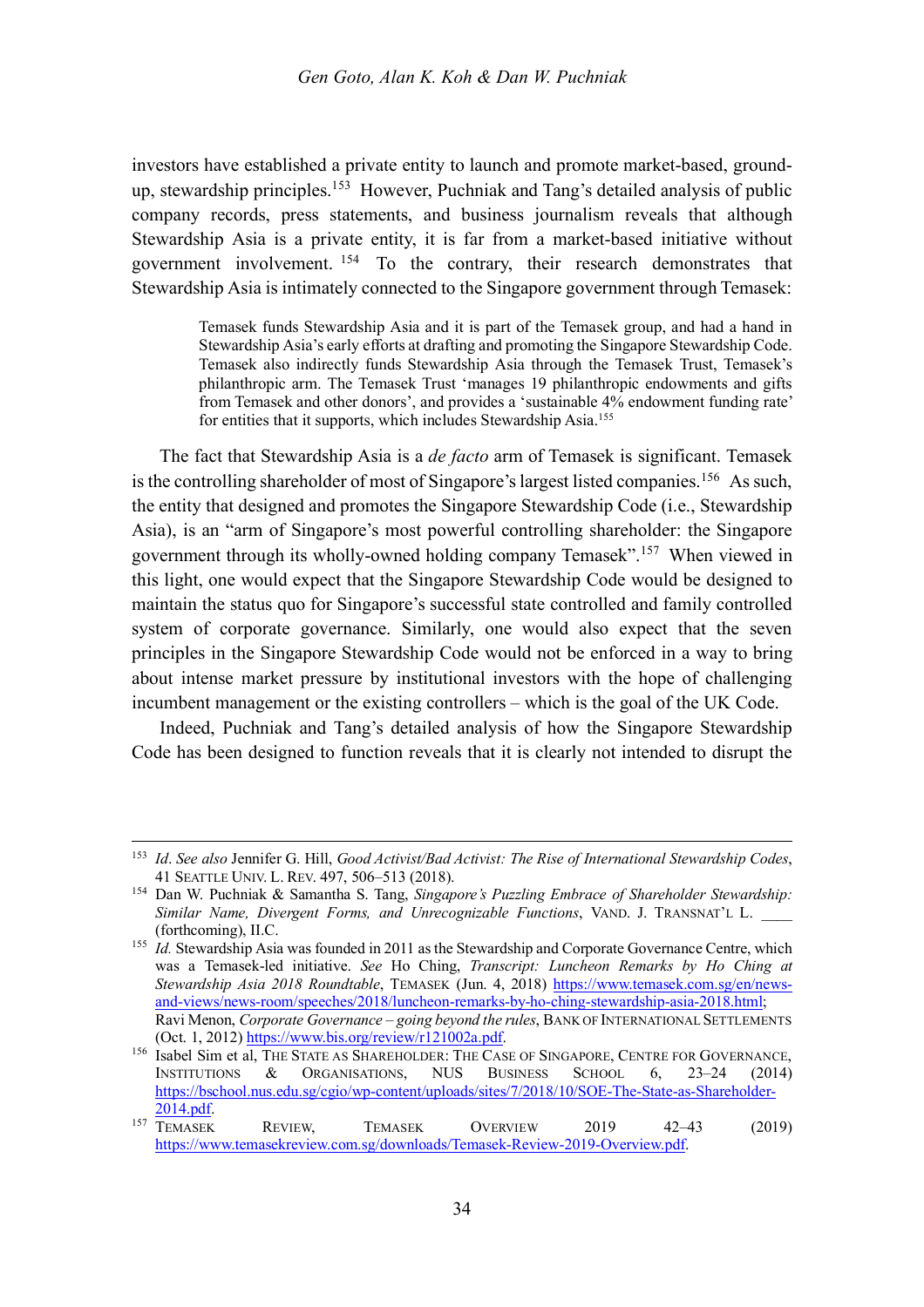investors have established a private entity to launch and promote market-based, ground-up, stewardship principles.[153] However, Puchniak and Tang's detailed analysis of public company records, press statements, and business journalism reveals that although Stewardship Asia is a private entity, it is far from a market-based initiative without government involvement.[154] To the contrary, their research demonstrates that Stewardship Asia is intimately connected to the Singapore government through Temasek:

> Temasek funds Stewardship Asia and it is part of the Temasek group, and had a hand in Stewardship Asia's early efforts at drafting and promoting the Singapore Stewardship Code. Temasek also indirectly funds Stewardship Asia through the Temasek Trust, Temasek's philanthropic arm. The Temasek Trust 'manages 19 philanthropic endowments and gifts from Temasek and other donors', and provides a 'sustainable 4% endowment funding rate' for entities that it supports, which includes Stewardship Asia.[155]

The fact that Stewardship Asia is a *de facto* arm of Temasek is significant. Temasek is the controlling shareholder of most of Singapore's largest listed companies.[156] As such, the entity that designed and promotes the Singapore Stewardship Code (i.e., Stewardship Asia), is an "arm of Singapore's most powerful controlling shareholder: the Singapore government through its wholly-owned holding company Temasek".[157] When viewed in this light, one would expect that the Singapore Stewardship Code would be designed to maintain the status quo for Singapore's successful state controlled and family controlled system of corporate governance. Similarly, one would also expect that the seven principles in the Singapore Stewardship Code would not be enforced in a way to bring about intense market pressure by institutional investors with the hope of challenging incumbent management or the existing controllers – which is the goal of the UK Code.

Indeed, Puchniak and Tang's detailed analysis of how the Singapore Stewardship Code has been designed to function reveals that it is clearly not intended to disrupt the

---

[153] *Id*. *See also* Jennifer G. Hill, *Good Activist/Bad Activist: The Rise of International Stewardship Codes*, 41 SEATTLE UNIV. L. REV. 497, 506–513 (2018).

[154] Dan W. Puchniak & Samantha S. Tang, *Singapore's Puzzling Embrace of Shareholder Stewardship: Similar Name, Divergent Forms, and Unrecognizable Functions*, VAND. J. TRANSNAT'L L. ____ (forthcoming), II.C.

[155] *Id.* Stewardship Asia was founded in 2011 as the Stewardship and Corporate Governance Centre, which was a Temasek-led initiative. *See* Ho Ching, *Transcript: Luncheon Remarks by Ho Ching at Stewardship Asia 2018 Roundtable*, TEMASEK (Jun. 4, 2018) https://www.temasek.com.sg/en/news-and-views/news-room/speeches/2018/luncheon-remarks-by-ho-ching-stewardship-asia-2018.html; Ravi Menon, *Corporate Governance – going beyond the rules*, BANK OF INTERNATIONAL SETTLEMENTS (Oct. 1, 2012) https://www.bis.org/review/r121002a.pdf.

[156] Isabel Sim et al, THE STATE AS SHAREHOLDER: THE CASE OF SINGAPORE, CENTRE FOR GOVERNANCE, INSTITUTIONS & ORGANISATIONS, NUS BUSINESS SCHOOL 6, 23–24 (2014) https://bschool.nus.edu.sg/cgio/wp-content/uploads/sites/7/2018/10/SOE-The-State-as-Shareholder-2014.pdf.

[157] TEMASEK REVIEW, TEMASEK OVERVIEW 2019 42–43 (2019) https://www.temasekreview.com.sg/downloads/Temasek-Review-2019-Overview.pdf.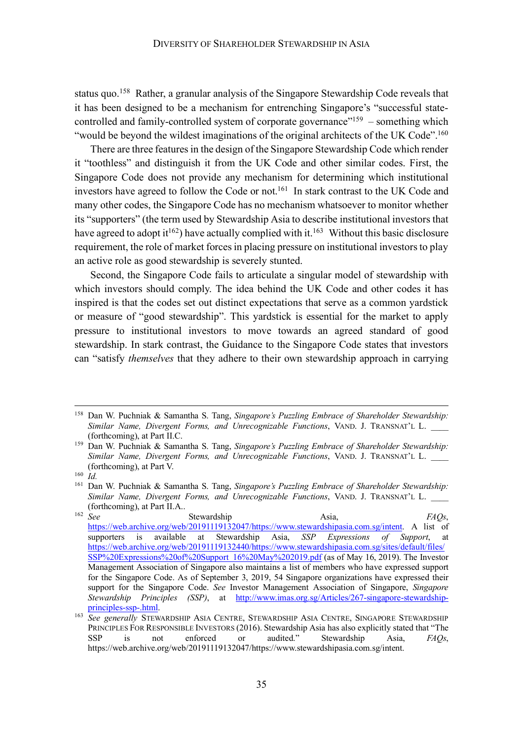status quo.[158] Rather, a granular analysis of the Singapore Stewardship Code reveals that it has been designed to be a mechanism for entrenching Singapore's "successful state-controlled and family-controlled system of corporate governance"[159] – something which "would be beyond the wildest imaginations of the original architects of the UK Code".[160]

There are three features in the design of the Singapore Stewardship Code which render it "toothless" and distinguish it from the UK Code and other similar codes. First, the Singapore Code does not provide any mechanism for determining which institutional investors have agreed to follow the Code or not.[161] In stark contrast to the UK Code and many other codes, the Singapore Code has no mechanism whatsoever to monitor whether its "supporters" (the term used by Stewardship Asia to describe institutional investors that have agreed to adopt it[162]) have actually complied with it.[163] Without this basic disclosure requirement, the role of market forces in placing pressure on institutional investors to play an active role as good stewardship is severely stunted.

Second, the Singapore Code fails to articulate a singular model of stewardship with which investors should comply. The idea behind the UK Code and other codes it has inspired is that the codes set out distinct expectations that serve as a common yardstick or measure of "good stewardship". This yardstick is essential for the market to apply pressure to institutional investors to move towards an agreed standard of good stewardship. In stark contrast, the Guidance to the Singapore Code states that investors can "satisfy *themselves* that they adhere to their own stewardship approach in carrying

---

[158] Dan W. Puchniak & Samantha S. Tang, *Singapore's Puzzling Embrace of Shareholder Stewardship: Similar Name, Divergent Forms, and Unrecognizable Functions*, VAND. J. TRANSNAT'L L. ____ (forthcoming), at Part II.C.

[159] Dan W. Puchniak & Samantha S. Tang, *Singapore's Puzzling Embrace of Shareholder Stewardship: Similar Name, Divergent Forms, and Unrecognizable Functions*, VAND. J. TRANSNAT'L L. ____ (forthcoming), at Part V.

[160] *Id.*

[161] Dan W. Puchniak & Samantha S. Tang, *Singapore's Puzzling Embrace of Shareholder Stewardship: Similar Name, Divergent Forms, and Unrecognizable Functions*, VAND. J. TRANSNAT'L L. ____ (forthcoming), at Part II.A..

[162] *See* Stewardship Asia, *FAQs*, https://web.archive.org/web/20191119132047/https://www.stewardshipasia.com.sg/intent. A list of supporters is available at Stewardship Asia, *SSP Expressions of Support*, at https://web.archive.org/web/20191119132440/https://www.stewardshipasia.com.sg/sites/default/files/SSP%20Expressions%20of%20Support_16%20May%202019.pdf (as of May 16, 2019). The Investor Management Association of Singapore also maintains a list of members who have expressed support for the Singapore Code. As of September 3, 2019, 54 Singapore organizations have expressed their support for the Singapore Code. *See* Investor Management Association of Singapore, *Singapore Stewardship Principles (SSP)*, at http://www.imas.org.sg/Articles/267-singapore-stewardship-principles-ssp-.html.

[163] *See generally* STEWARDSHIP ASIA CENTRE, STEWARDSHIP ASIA CENTRE, SINGAPORE STEWARDSHIP PRINCIPLES FOR RESPONSIBLE INVESTORS (2016). Stewardship Asia has also explicitly stated that "The SSP is not enforced or audited." Stewardship Asia, *FAQs*, https://web.archive.org/web/20191119132047/https://www.stewardshipasia.com.sg/intent.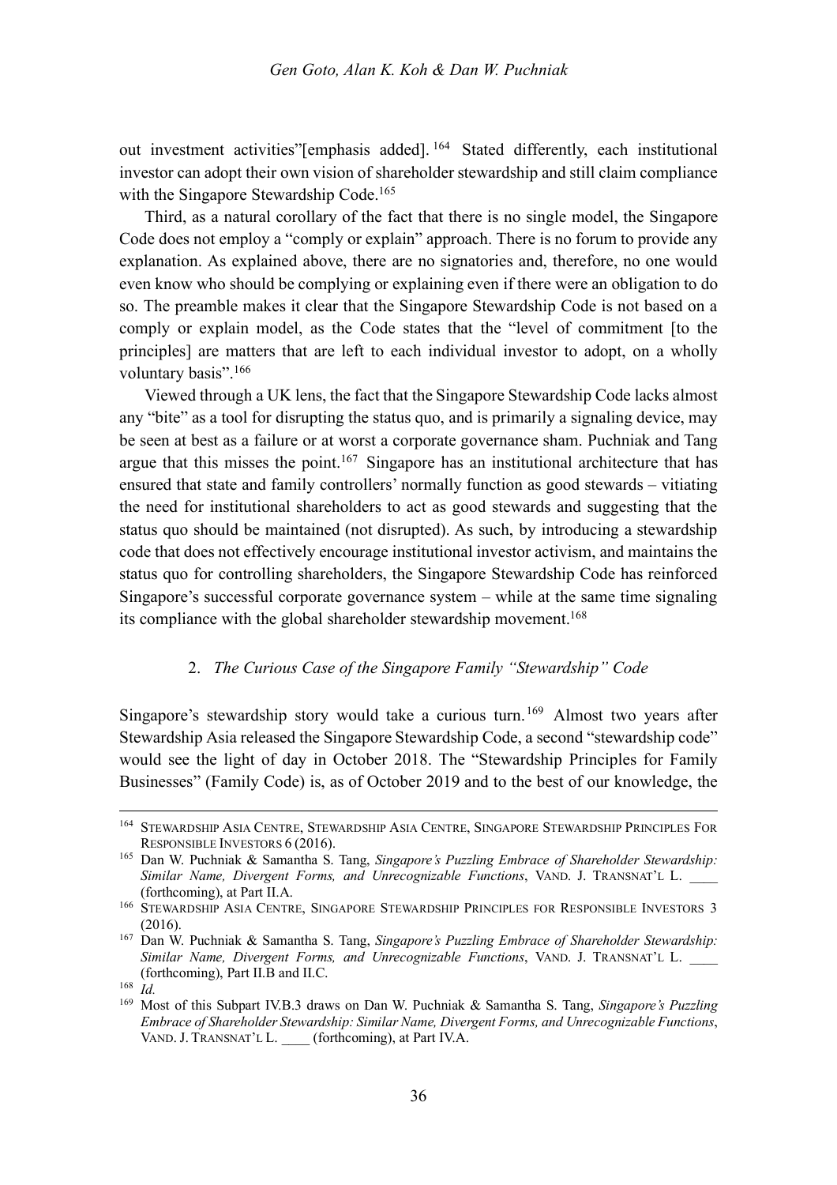out investment activities"[emphasis added].[164] Stated differently, each institutional investor can adopt their own vision of shareholder stewardship and still claim compliance with the Singapore Stewardship Code.[165]

Third, as a natural corollary of the fact that there is no single model, the Singapore Code does not employ a "comply or explain" approach. There is no forum to provide any explanation. As explained above, there are no signatories and, therefore, no one would even know who should be complying or explaining even if there were an obligation to do so. The preamble makes it clear that the Singapore Stewardship Code is not based on a comply or explain model, as the Code states that the "level of commitment [to the principles] are matters that are left to each individual investor to adopt, on a wholly voluntary basis".[166]

Viewed through a UK lens, the fact that the Singapore Stewardship Code lacks almost any "bite" as a tool for disrupting the status quo, and is primarily a signaling device, may be seen at best as a failure or at worst a corporate governance sham. Puchniak and Tang argue that this misses the point.[167] Singapore has an institutional architecture that has ensured that state and family controllers' normally function as good stewards – vitiating the need for institutional shareholders to act as good stewards and suggesting that the status quo should be maintained (not disrupted). As such, by introducing a stewardship code that does not effectively encourage institutional investor activism, and maintains the status quo for controlling shareholders, the Singapore Stewardship Code has reinforced Singapore's successful corporate governance system – while at the same time signaling its compliance with the global shareholder stewardship movement.[168]

### 2. *The Curious Case of the Singapore Family "Stewardship" Code*

Singapore's stewardship story would take a curious turn.[169] Almost two years after Stewardship Asia released the Singapore Stewardship Code, a second "stewardship code" would see the light of day in October 2018. The "Stewardship Principles for Family Businesses" (Family Code) is, as of October 2019 and to the best of our knowledge, the

---

[164] STEWARDSHIP ASIA CENTRE, STEWARDSHIP ASIA CENTRE, SINGAPORE STEWARDSHIP PRINCIPLES FOR RESPONSIBLE INVESTORS 6 (2016).

[165] Dan W. Puchniak & Samantha S. Tang, *Singapore's Puzzling Embrace of Shareholder Stewardship: Similar Name, Divergent Forms, and Unrecognizable Functions*, VAND. J. TRANSNAT'L L. ____ (forthcoming), at Part II.A.

[166] STEWARDSHIP ASIA CENTRE, SINGAPORE STEWARDSHIP PRINCIPLES FOR RESPONSIBLE INVESTORS 3 (2016).

[167] Dan W. Puchniak & Samantha S. Tang, *Singapore's Puzzling Embrace of Shareholder Stewardship: Similar Name, Divergent Forms, and Unrecognizable Functions*, VAND. J. TRANSNAT'L L. ____ (forthcoming), Part II.B and II.C.

[168] *Id.*

[169] Most of this Subpart IV.B.3 draws on Dan W. Puchniak & Samantha S. Tang, *Singapore's Puzzling Embrace of Shareholder Stewardship: Similar Name, Divergent Forms, and Unrecognizable Functions*, VAND. J. TRANSNAT'L L. ____ (forthcoming), at Part IV.A.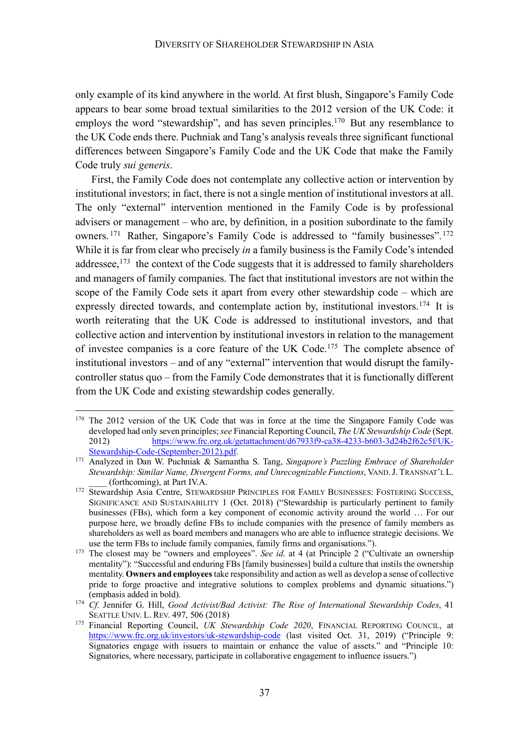only example of its kind anywhere in the world. At first blush, Singapore's Family Code appears to bear some broad textual similarities to the 2012 version of the UK Code: it employs the word "stewardship", and has seven principles.[170] But any resemblance to the UK Code ends there. Puchniak and Tang's analysis reveals three significant functional differences between Singapore's Family Code and the UK Code that make the Family Code truly *sui generis*.

First, the Family Code does not contemplate any collective action or intervention by institutional investors; in fact, there is not a single mention of institutional investors at all. The only "external" intervention mentioned in the Family Code is by professional advisers or management – who are, by definition, in a position subordinate to the family owners.[171] Rather, Singapore's Family Code is addressed to "family businesses".[172] While it is far from clear who precisely *in* a family business is the Family Code's intended addressee,[173] the context of the Code suggests that it is addressed to family shareholders and managers of family companies. The fact that institutional investors are not within the scope of the Family Code sets it apart from every other stewardship code – which are expressly directed towards, and contemplate action by, institutional investors.[174] It is worth reiterating that the UK Code is addressed to institutional investors, and that collective action and intervention by institutional investors in relation to the management of investee companies is a core feature of the UK Code.[175] The complete absence of institutional investors – and of any "external" intervention that would disrupt the family-controller status quo – from the Family Code demonstrates that it is functionally different from the UK Code and existing stewardship codes generally.

---

[170] The 2012 version of the UK Code that was in force at the time the Singapore Family Code was developed had only seven principles; *see* Financial Reporting Council, *The UK Stewardship Code* (Sept. 2012) https://www.frc.org.uk/getattachment/d67933f9-ca38-4233-b603-3d24b2f62c5f/UK-Stewardship-Code-(September-2012).pdf.

[171] Analyzed in Dan W. Puchniak & Samantha S. Tang, *Singapore's Puzzling Embrace of Shareholder Stewardship: Similar Name, Divergent Forms, and Unrecognizable Functions*, VAND. J. TRANSNAT'L L. ____ (forthcoming), at Part IV.A.

[172] Stewardship Asia Centre, STEWARDSHIP PRINCIPLES FOR FAMILY BUSINESSES: FOSTERING SUCCESS, SIGNIFICANCE AND SUSTAINABILITY 1 (Oct. 2018) ("Stewardship is particularly pertinent to family businesses (FBs), which form a key component of economic activity around the world … For our purpose here, we broadly define FBs to include companies with the presence of family members as shareholders as well as board members and managers who are able to influence strategic decisions. We use the term FBs to include family companies, family firms and organisations.").

[173] The closest may be "owners and employees". *See id.* at 4 (at Principle 2 ("Cultivate an ownership mentality"): "Successful and enduring FBs [family businesses] build a culture that instils the ownership mentality. **Owners and employees** take responsibility and action as well as develop a sense of collective pride to forge proactive and integrative solutions to complex problems and dynamic situations.") (emphasis added in bold).

[174] *Cf.* Jennifer G. Hill, *Good Activist/Bad Activist: The Rise of International Stewardship Codes*, 41 SEATTLE UNIV. L. REV. 497, 506 (2018)

[175] Financial Reporting Council, *UK Stewardship Code 2020*, FINANCIAL REPORTING COUNCIL, at https://www.frc.org.uk/investors/uk-stewardship-code (last visited Oct. 31, 2019) ("Principle 9: Signatories engage with issuers to maintain or enhance the value of assets." and "Principle 10: Signatories, where necessary, participate in collaborative engagement to influence issuers.")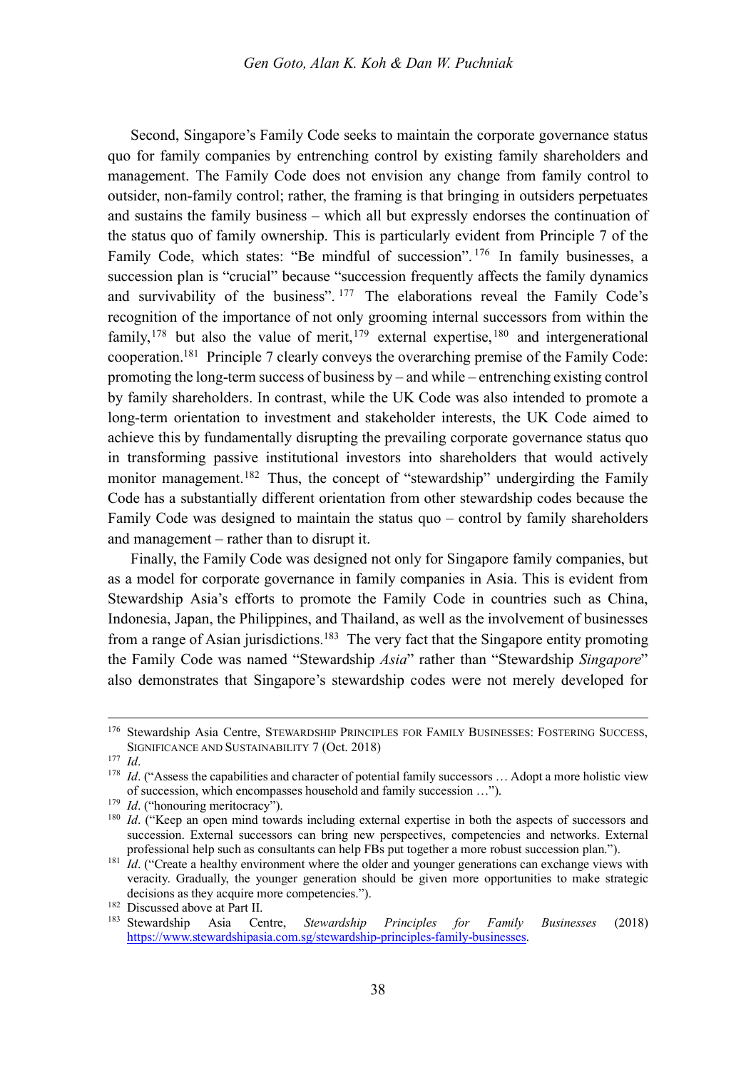Second, Singapore's Family Code seeks to maintain the corporate governance status quo for family companies by entrenching control by existing family shareholders and management. The Family Code does not envision any change from family control to outsider, non-family control; rather, the framing is that bringing in outsiders perpetuates and sustains the family business – which all but expressly endorses the continuation of the status quo of family ownership. This is particularly evident from Principle 7 of the Family Code, which states: "Be mindful of succession".[176] In family businesses, a succession plan is "crucial" because "succession frequently affects the family dynamics and survivability of the business".[177] The elaborations reveal the Family Code's recognition of the importance of not only grooming internal successors from within the family,[178] but also the value of merit,[179] external expertise,[180] and intergenerational cooperation.[181] Principle 7 clearly conveys the overarching premise of the Family Code: promoting the long-term success of business by – and while – entrenching existing control by family shareholders. In contrast, while the UK Code was also intended to promote a long-term orientation to investment and stakeholder interests, the UK Code aimed to achieve this by fundamentally disrupting the prevailing corporate governance status quo in transforming passive institutional investors into shareholders that would actively monitor management.[182] Thus, the concept of "stewardship" undergirding the Family Code has a substantially different orientation from other stewardship codes because the Family Code was designed to maintain the status quo – control by family shareholders and management – rather than to disrupt it.

Finally, the Family Code was designed not only for Singapore family companies, but as a model for corporate governance in family companies in Asia. This is evident from Stewardship Asia's efforts to promote the Family Code in countries such as China, Indonesia, Japan, the Philippines, and Thailand, as well as the involvement of businesses from a range of Asian jurisdictions.[183] The very fact that the Singapore entity promoting the Family Code was named "Stewardship *Asia*" rather than "Stewardship *Singapore*" also demonstrates that Singapore's stewardship codes were not merely developed for

---

[176] Stewardship Asia Centre, STEWARDSHIP PRINCIPLES FOR FAMILY BUSINESSES: FOSTERING SUCCESS, SIGNIFICANCE AND SUSTAINABILITY 7 (Oct. 2018)

[177] *Id*.

[178] *Id*. ("Assess the capabilities and character of potential family successors … Adopt a more holistic view of succession, which encompasses household and family succession …").

[179] *Id*. ("honouring meritocracy").

[180] *Id*. ("Keep an open mind towards including external expertise in both the aspects of successors and succession. External successors can bring new perspectives, competencies and networks. External professional help such as consultants can help FBs put together a more robust succession plan.").

[181] *Id*. ("Create a healthy environment where the older and younger generations can exchange views with veracity. Gradually, the younger generation should be given more opportunities to make strategic decisions as they acquire more competencies.").

[182] Discussed above at Part II.

[183] Stewardship Asia Centre, *Stewardship Principles for Family Businesses* (2018) https://www.stewardshipasia.com.sg/stewardship-principles-family-businesses.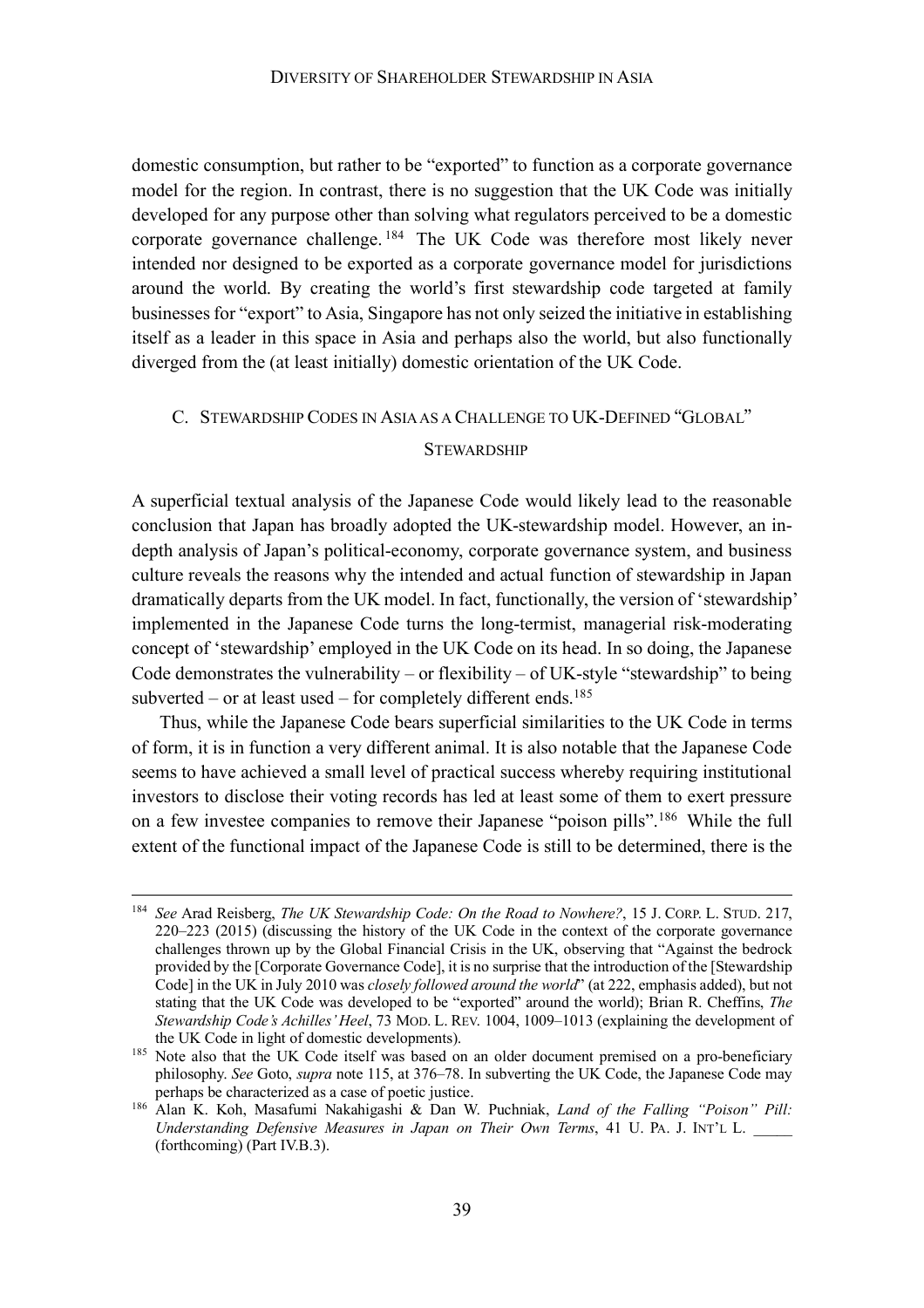domestic consumption, but rather to be "exported" to function as a corporate governance model for the region. In contrast, there is no suggestion that the UK Code was initially developed for any purpose other than solving what regulators perceived to be a domestic corporate governance challenge.[184] The UK Code was therefore most likely never intended nor designed to be exported as a corporate governance model for jurisdictions around the world. By creating the world's first stewardship code targeted at family businesses for "export" to Asia, Singapore has not only seized the initiative in establishing itself as a leader in this space in Asia and perhaps also the world, but also functionally diverged from the (at least initially) domestic orientation of the UK Code.

### C. STEWARDSHIP CODES IN ASIA AS A CHALLENGE TO UK-DEFINED "GLOBAL" STEWARDSHIP

A superficial textual analysis of the Japanese Code would likely lead to the reasonable conclusion that Japan has broadly adopted the UK-stewardship model. However, an in-depth analysis of Japan's political-economy, corporate governance system, and business culture reveals the reasons why the intended and actual function of stewardship in Japan dramatically departs from the UK model. In fact, functionally, the version of 'stewardship' implemented in the Japanese Code turns the long-termist, managerial risk-moderating concept of 'stewardship' employed in the UK Code on its head. In so doing, the Japanese Code demonstrates the vulnerability – or flexibility – of UK-style "stewardship" to being subverted – or at least used – for completely different ends.[185]

Thus, while the Japanese Code bears superficial similarities to the UK Code in terms of form, it is in function a very different animal. It is also notable that the Japanese Code seems to have achieved a small level of practical success whereby requiring institutional investors to disclose their voting records has led at least some of them to exert pressure on a few investee companies to remove their Japanese "poison pills".[186] While the full extent of the functional impact of the Japanese Code is still to be determined, there is the

---

[184] *See* Arad Reisberg, *The UK Stewardship Code: On the Road to Nowhere?*, 15 J. CORP. L. STUD. 217, 220–223 (2015) (discussing the history of the UK Code in the context of the corporate governance challenges thrown up by the Global Financial Crisis in the UK, observing that "Against the bedrock provided by the [Corporate Governance Code], it is no surprise that the introduction of the [Stewardship Code] in the UK in July 2010 was *closely followed around the world*" (at 222, emphasis added), but not stating that the UK Code was developed to be "exported" around the world); Brian R. Cheffins, *The Stewardship Code's Achilles' Heel*, 73 MOD. L. REV. 1004, 1009–1013 (explaining the development of the UK Code in light of domestic developments).

[185] Note also that the UK Code itself was based on an older document premised on a pro-beneficiary philosophy. *See* Goto, *supra* note 115, at 376–78. In subverting the UK Code, the Japanese Code may perhaps be characterized as a case of poetic justice.

[186] Alan K. Koh, Masafumi Nakahigashi & Dan W. Puchniak, *Land of the Falling "Poison" Pill: Understanding Defensive Measures in Japan on Their Own Terms*, 41 U. PA. J. INT'L L. _____ (forthcoming) (Part IV.B.3).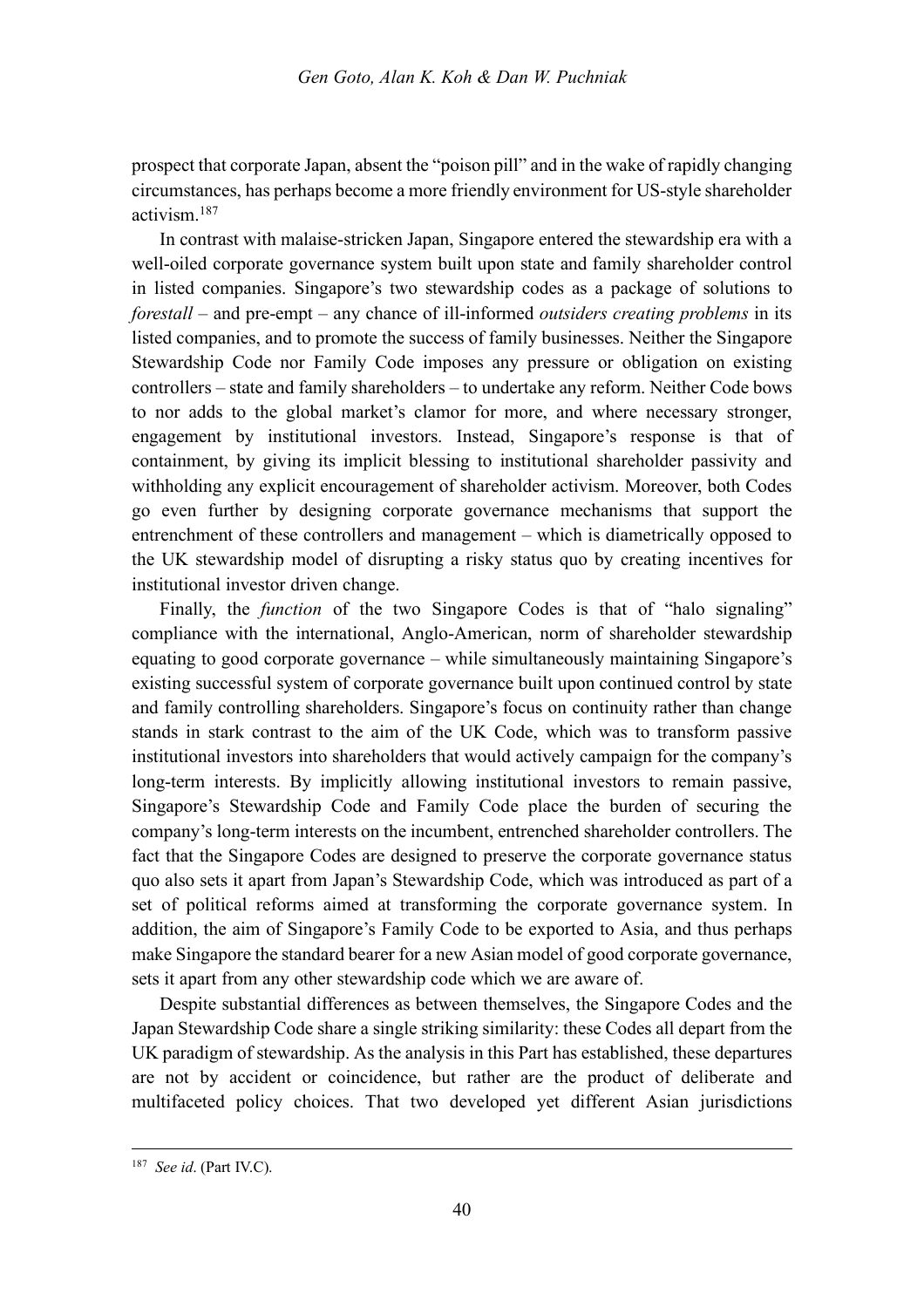prospect that corporate Japan, absent the "poison pill" and in the wake of rapidly changing circumstances, has perhaps become a more friendly environment for US-style shareholder activism.[187]

In contrast with malaise-stricken Japan, Singapore entered the stewardship era with a well-oiled corporate governance system built upon state and family shareholder control in listed companies. Singapore's two stewardship codes as a package of solutions to *forestall* – and pre-empt – any chance of ill-informed *outsiders creating problems* in its listed companies, and to promote the success of family businesses. Neither the Singapore Stewardship Code nor Family Code imposes any pressure or obligation on existing controllers – state and family shareholders – to undertake any reform. Neither Code bows to nor adds to the global market's clamor for more, and where necessary stronger, engagement by institutional investors. Instead, Singapore's response is that of containment, by giving its implicit blessing to institutional shareholder passivity and withholding any explicit encouragement of shareholder activism. Moreover, both Codes go even further by designing corporate governance mechanisms that support the entrenchment of these controllers and management – which is diametrically opposed to the UK stewardship model of disrupting a risky status quo by creating incentives for institutional investor driven change.

Finally, the *function* of the two Singapore Codes is that of "halo signaling" compliance with the international, Anglo-American, norm of shareholder stewardship equating to good corporate governance – while simultaneously maintaining Singapore's existing successful system of corporate governance built upon continued control by state and family controlling shareholders. Singapore's focus on continuity rather than change stands in stark contrast to the aim of the UK Code, which was to transform passive institutional investors into shareholders that would actively campaign for the company's long-term interests. By implicitly allowing institutional investors to remain passive, Singapore's Stewardship Code and Family Code place the burden of securing the company's long-term interests on the incumbent, entrenched shareholder controllers. The fact that the Singapore Codes are designed to preserve the corporate governance status quo also sets it apart from Japan's Stewardship Code, which was introduced as part of a set of political reforms aimed at transforming the corporate governance system. In addition, the aim of Singapore's Family Code to be exported to Asia, and thus perhaps make Singapore the standard bearer for a new Asian model of good corporate governance, sets it apart from any other stewardship code which we are aware of.

Despite substantial differences as between themselves, the Singapore Codes and the Japan Stewardship Code share a single striking similarity: these Codes all depart from the UK paradigm of stewardship. As the analysis in this Part has established, these departures are not by accident or coincidence, but rather are the product of deliberate and multifaceted policy choices. That two developed yet different Asian jurisdictions

---

[187] *See id*. (Part IV.C).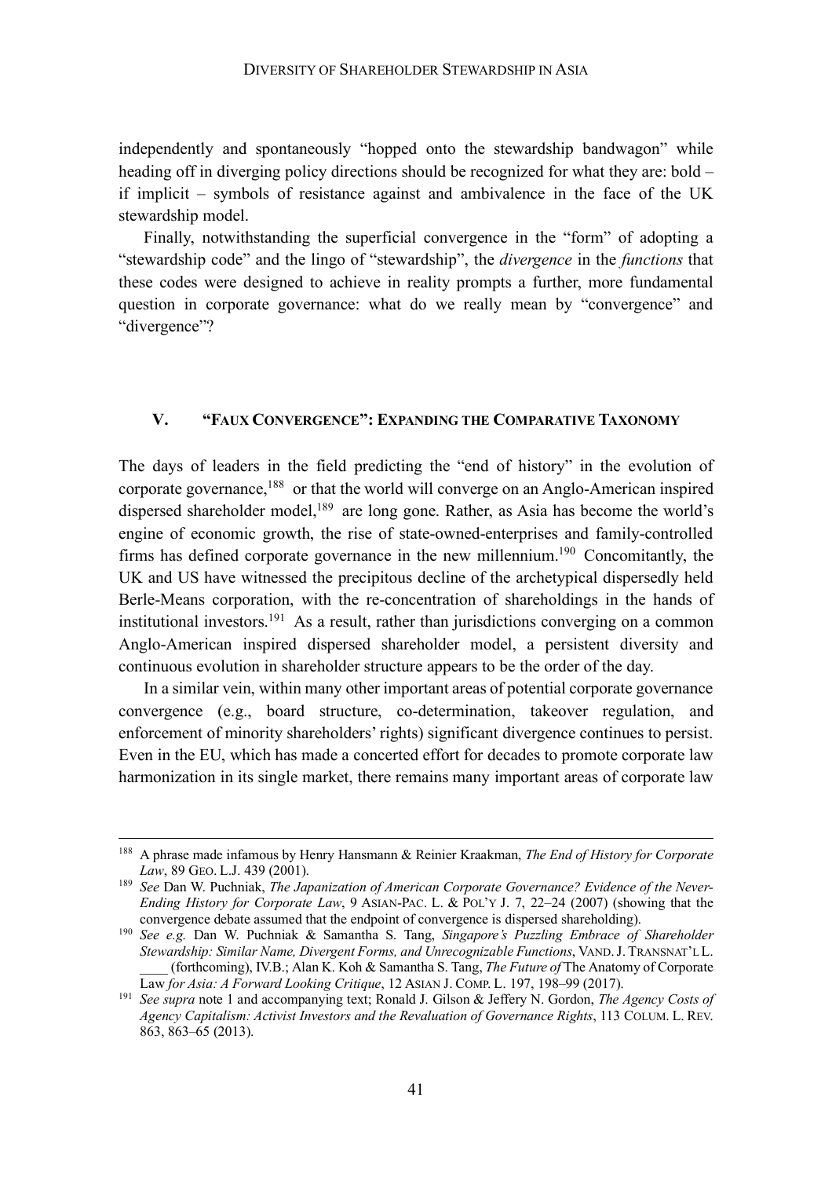independently and spontaneously "hopped onto the stewardship bandwagon" while heading off in diverging policy directions should be recognized for what they are: bold – if implicit – symbols of resistance against and ambivalence in the face of the UK stewardship model.

Finally, notwithstanding the superficial convergence in the "form" of adopting a "stewardship code" and the lingo of "stewardship", the *divergence* in the *functions* that these codes were designed to achieve in reality prompts a further, more fundamental question in corporate governance: what do we really mean by "convergence" and "divergence"?

## V. "FAUX CONVERGENCE": EXPANDING THE COMPARATIVE TAXONOMY

The days of leaders in the field predicting the "end of history" in the evolution of corporate governance,[188] or that the world will converge on an Anglo-American inspired dispersed shareholder model,[189] are long gone. Rather, as Asia has become the world's engine of economic growth, the rise of state-owned-enterprises and family-controlled firms has defined corporate governance in the new millennium.[190] Concomitantly, the UK and US have witnessed the precipitous decline of the archetypical dispersedly held Berle-Means corporation, with the re-concentration of shareholdings in the hands of institutional investors.[191] As a result, rather than jurisdictions converging on a common Anglo-American inspired dispersed shareholder model, a persistent diversity and continuous evolution in shareholder structure appears to be the order of the day.

In a similar vein, within many other important areas of potential corporate governance convergence (e.g., board structure, co-determination, takeover regulation, and enforcement of minority shareholders' rights) significant divergence continues to persist. Even in the EU, which has made a concerted effort for decades to promote corporate law harmonization in its single market, there remains many important areas of corporate law

---

[188] A phrase made infamous by Henry Hansmann & Reinier Kraakman, *The End of History for Corporate Law*, 89 GEO. L.J. 439 (2001).

[189] *See* Dan W. Puchniak, *The Japanization of American Corporate Governance? Evidence of the Never-Ending History for Corporate Law*, 9 ASIAN-PAC. L. & POL'Y J. 7, 22–24 (2007) (showing that the convergence debate assumed that the endpoint of convergence is dispersed shareholding).

[190] *See e.g.* Dan W. Puchniak & Samantha S. Tang, *Singapore's Puzzling Embrace of Shareholder Stewardship: Similar Name, Divergent Forms, and Unrecognizable Functions*, VAND. J. TRANSNAT'L L. ____ (forthcoming), IV.B.; Alan K. Koh & Samantha S. Tang, *The Future of* The Anatomy of Corporate Law *for Asia: A Forward Looking Critique*, 12 ASIAN J. COMP. L. 197, 198–99 (2017).

[191] *See supra* note 1 and accompanying text; Ronald J. Gilson & Jeffery N. Gordon, *The Agency Costs of Agency Capitalism: Activist Investors and the Revaluation of Governance Rights*, 113 COLUM. L. REV. 863, 863–65 (2013).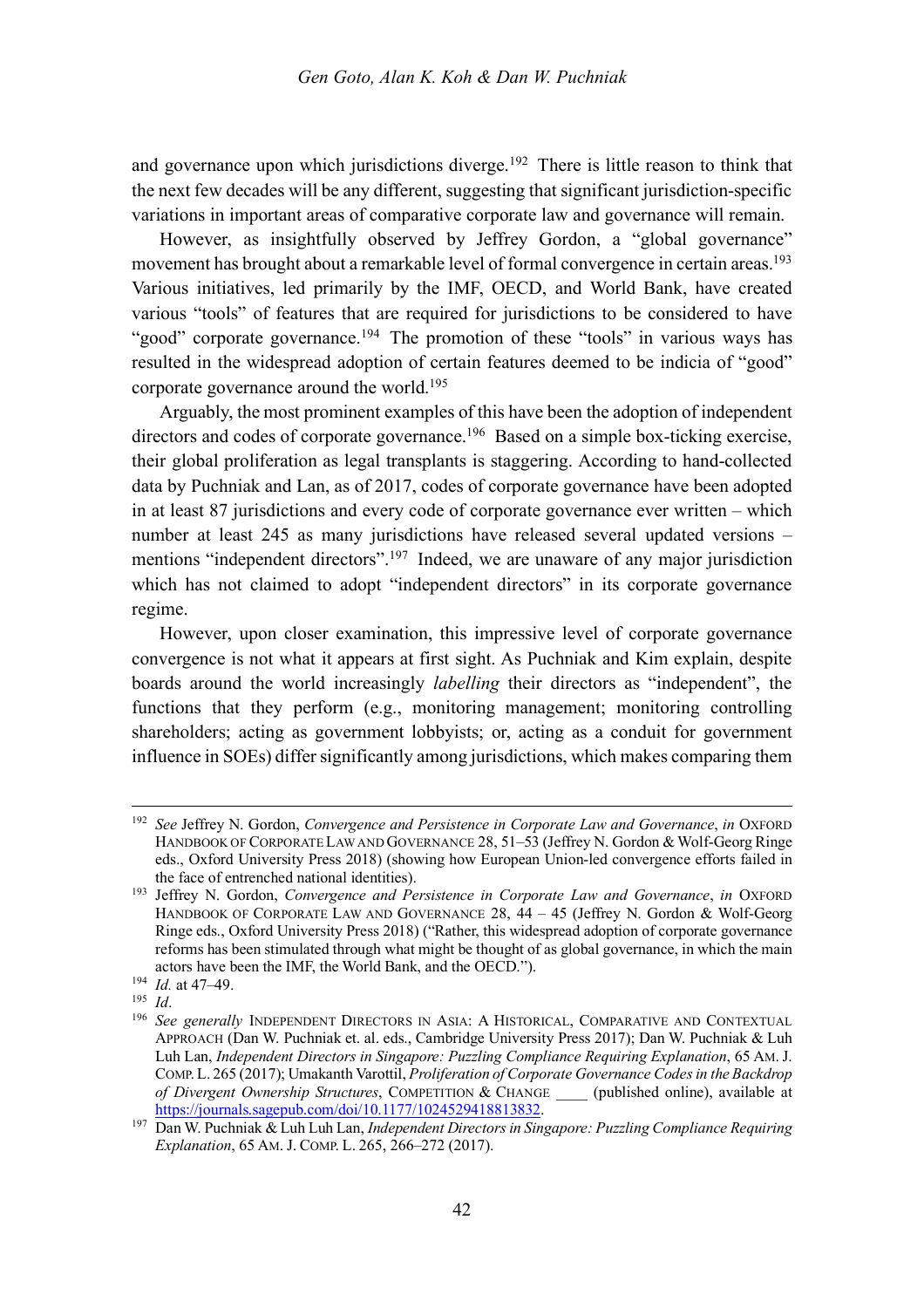and governance upon which jurisdictions diverge.[192] There is little reason to think that the next few decades will be any different, suggesting that significant jurisdiction-specific variations in important areas of comparative corporate law and governance will remain.

However, as insightfully observed by Jeffrey Gordon, a "global governance" movement has brought about a remarkable level of formal convergence in certain areas.[193] Various initiatives, led primarily by the IMF, OECD, and World Bank, have created various "tools" of features that are required for jurisdictions to be considered to have "good" corporate governance.[194] The promotion of these "tools" in various ways has resulted in the widespread adoption of certain features deemed to be indicia of "good" corporate governance around the world.[195]

Arguably, the most prominent examples of this have been the adoption of independent directors and codes of corporate governance.[196] Based on a simple box-ticking exercise, their global proliferation as legal transplants is staggering. According to hand-collected data by Puchniak and Lan, as of 2017, codes of corporate governance have been adopted in at least 87 jurisdictions and every code of corporate governance ever written – which number at least 245 as many jurisdictions have released several updated versions – mentions "independent directors".[197] Indeed, we are unaware of any major jurisdiction which has not claimed to adopt "independent directors" in its corporate governance regime.

However, upon closer examination, this impressive level of corporate governance convergence is not what it appears at first sight. As Puchniak and Kim explain, despite boards around the world increasingly *labelling* their directors as "independent", the functions that they perform (e.g., monitoring management; monitoring controlling shareholders; acting as government lobbyists; or, acting as a conduit for government influence in SOEs) differ significantly among jurisdictions, which makes comparing them

---

[192] *See* Jeffrey N. Gordon, *Convergence and Persistence in Corporate Law and Governance*, *in* OXFORD HANDBOOK OF CORPORATE LAW AND GOVERNANCE 28, 51–53 (Jeffrey N. Gordon & Wolf-Georg Ringe eds., Oxford University Press 2018) (showing how European Union-led convergence efforts failed in the face of entrenched national identities).

[193] Jeffrey N. Gordon, *Convergence and Persistence in Corporate Law and Governance*, *in* OXFORD HANDBOOK OF CORPORATE LAW AND GOVERNANCE 28, 44 – 45 (Jeffrey N. Gordon & Wolf-Georg Ringe eds., Oxford University Press 2018) ("Rather, this widespread adoption of corporate governance reforms has been stimulated through what might be thought of as global governance, in which the main actors have been the IMF, the World Bank, and the OECD.").

[194] *Id.* at 47–49.

[195] *Id*.

[196] *See generally* INDEPENDENT DIRECTORS IN ASIA: A HISTORICAL, COMPARATIVE AND CONTEXTUAL APPROACH (Dan W. Puchniak et. al. eds., Cambridge University Press 2017); Dan W. Puchniak & Luh Luh Lan, *Independent Directors in Singapore: Puzzling Compliance Requiring Explanation*, 65 AM. J. COMP. L. 265 (2017); Umakanth Varottil, *Proliferation of Corporate Governance Codes in the Backdrop of Divergent Ownership Structures*, COMPETITION & CHANGE ____ (published online), available at https://journals.sagepub.com/doi/10.1177/1024529418813832.

[197] Dan W. Puchniak & Luh Luh Lan, *Independent Directors in Singapore: Puzzling Compliance Requiring Explanation*, 65 AM. J. COMP. L. 265, 266–272 (2017).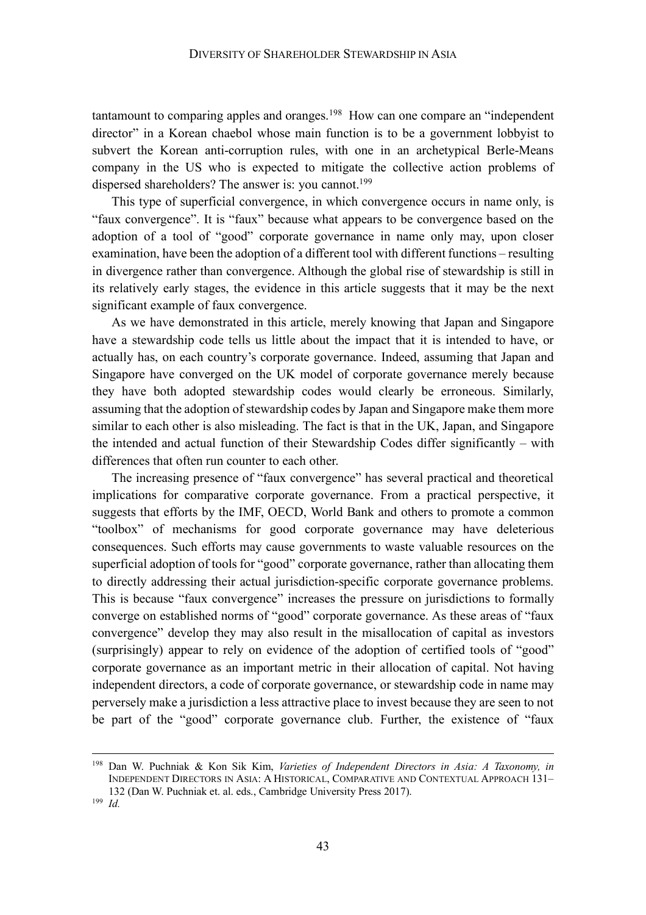tantamount to comparing apples and oranges.[198] How can one compare an "independent director" in a Korean chaebol whose main function is to be a government lobbyist to subvert the Korean anti-corruption rules, with one in an archetypical Berle-Means company in the US who is expected to mitigate the collective action problems of dispersed shareholders? The answer is: you cannot.[199]

This type of superficial convergence, in which convergence occurs in name only, is "faux convergence". It is "faux" because what appears to be convergence based on the adoption of a tool of "good" corporate governance in name only may, upon closer examination, have been the adoption of a different tool with different functions – resulting in divergence rather than convergence. Although the global rise of stewardship is still in its relatively early stages, the evidence in this article suggests that it may be the next significant example of faux convergence.

As we have demonstrated in this article, merely knowing that Japan and Singapore have a stewardship code tells us little about the impact that it is intended to have, or actually has, on each country's corporate governance. Indeed, assuming that Japan and Singapore have converged on the UK model of corporate governance merely because they have both adopted stewardship codes would clearly be erroneous. Similarly, assuming that the adoption of stewardship codes by Japan and Singapore make them more similar to each other is also misleading. The fact is that in the UK, Japan, and Singapore the intended and actual function of their Stewardship Codes differ significantly – with differences that often run counter to each other.

The increasing presence of "faux convergence" has several practical and theoretical implications for comparative corporate governance. From a practical perspective, it suggests that efforts by the IMF, OECD, World Bank and others to promote a common "toolbox" of mechanisms for good corporate governance may have deleterious consequences. Such efforts may cause governments to waste valuable resources on the superficial adoption of tools for "good" corporate governance, rather than allocating them to directly addressing their actual jurisdiction-specific corporate governance problems. This is because "faux convergence" increases the pressure on jurisdictions to formally converge on established norms of "good" corporate governance. As these areas of "faux convergence" develop they may also result in the misallocation of capital as investors (surprisingly) appear to rely on evidence of the adoption of certified tools of "good" corporate governance as an important metric in their allocation of capital. Not having independent directors, a code of corporate governance, or stewardship code in name may perversely make a jurisdiction a less attractive place to invest because they are seen to not be part of the "good" corporate governance club. Further, the existence of "faux

---

[198] Dan W. Puchniak & Kon Sik Kim, *Varieties of Independent Directors in Asia: A Taxonomy, in* INDEPENDENT DIRECTORS IN ASIA: A HISTORICAL, COMPARATIVE AND CONTEXTUAL APPROACH 131–132 (Dan W. Puchniak et. al. eds., Cambridge University Press 2017).

[199] *Id.*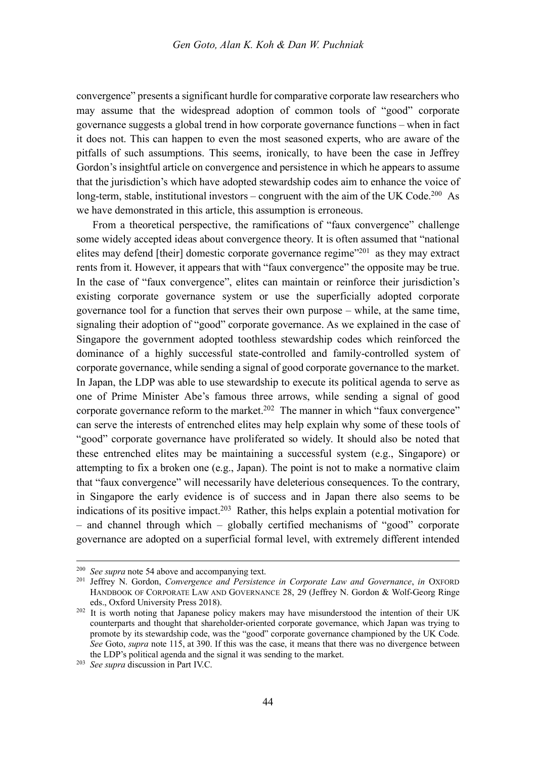convergence" presents a significant hurdle for comparative corporate law researchers who may assume that the widespread adoption of common tools of "good" corporate governance suggests a global trend in how corporate governance functions – when in fact it does not. This can happen to even the most seasoned experts, who are aware of the pitfalls of such assumptions. This seems, ironically, to have been the case in Jeffrey Gordon's insightful article on convergence and persistence in which he appears to assume that the jurisdiction's which have adopted stewardship codes aim to enhance the voice of long-term, stable, institutional investors – congruent with the aim of the UK Code.[200] As we have demonstrated in this article, this assumption is erroneous.

From a theoretical perspective, the ramifications of "faux convergence" challenge some widely accepted ideas about convergence theory. It is often assumed that "national elites may defend [their] domestic corporate governance regime"[201] as they may extract rents from it. However, it appears that with "faux convergence" the opposite may be true. In the case of "faux convergence", elites can maintain or reinforce their jurisdiction's existing corporate governance system or use the superficially adopted corporate governance tool for a function that serves their own purpose – while, at the same time, signaling their adoption of "good" corporate governance. As we explained in the case of Singapore the government adopted toothless stewardship codes which reinforced the dominance of a highly successful state-controlled and family-controlled system of corporate governance, while sending a signal of good corporate governance to the market. In Japan, the LDP was able to use stewardship to execute its political agenda to serve as one of Prime Minister Abe's famous three arrows, while sending a signal of good corporate governance reform to the market.[202] The manner in which "faux convergence" can serve the interests of entrenched elites may help explain why some of these tools of "good" corporate governance have proliferated so widely. It should also be noted that these entrenched elites may be maintaining a successful system (e.g., Singapore) or attempting to fix a broken one (e.g., Japan). The point is not to make a normative claim that "faux convergence" will necessarily have deleterious consequences. To the contrary, in Singapore the early evidence is of success and in Japan there also seems to be indications of its positive impact.[203] Rather, this helps explain a potential motivation for – and channel through which – globally certified mechanisms of "good" corporate governance are adopted on a superficial formal level, with extremely different intended

---

[200] *See supra* note 54 above and accompanying text.

[201] Jeffrey N. Gordon, *Convergence and Persistence in Corporate Law and Governance*, *in* OXFORD HANDBOOK OF CORPORATE LAW AND GOVERNANCE 28, 29 (Jeffrey N. Gordon & Wolf-Georg Ringe eds., Oxford University Press 2018).

[202] It is worth noting that Japanese policy makers may have misunderstood the intention of their UK counterparts and thought that shareholder-oriented corporate governance, which Japan was trying to promote by its stewardship code, was the "good" corporate governance championed by the UK Code. *See* Goto, *supra* note 115, at 390. If this was the case, it means that there was no divergence between the LDP's political agenda and the signal it was sending to the market.

[203] *See supra* discussion in Part IV.C.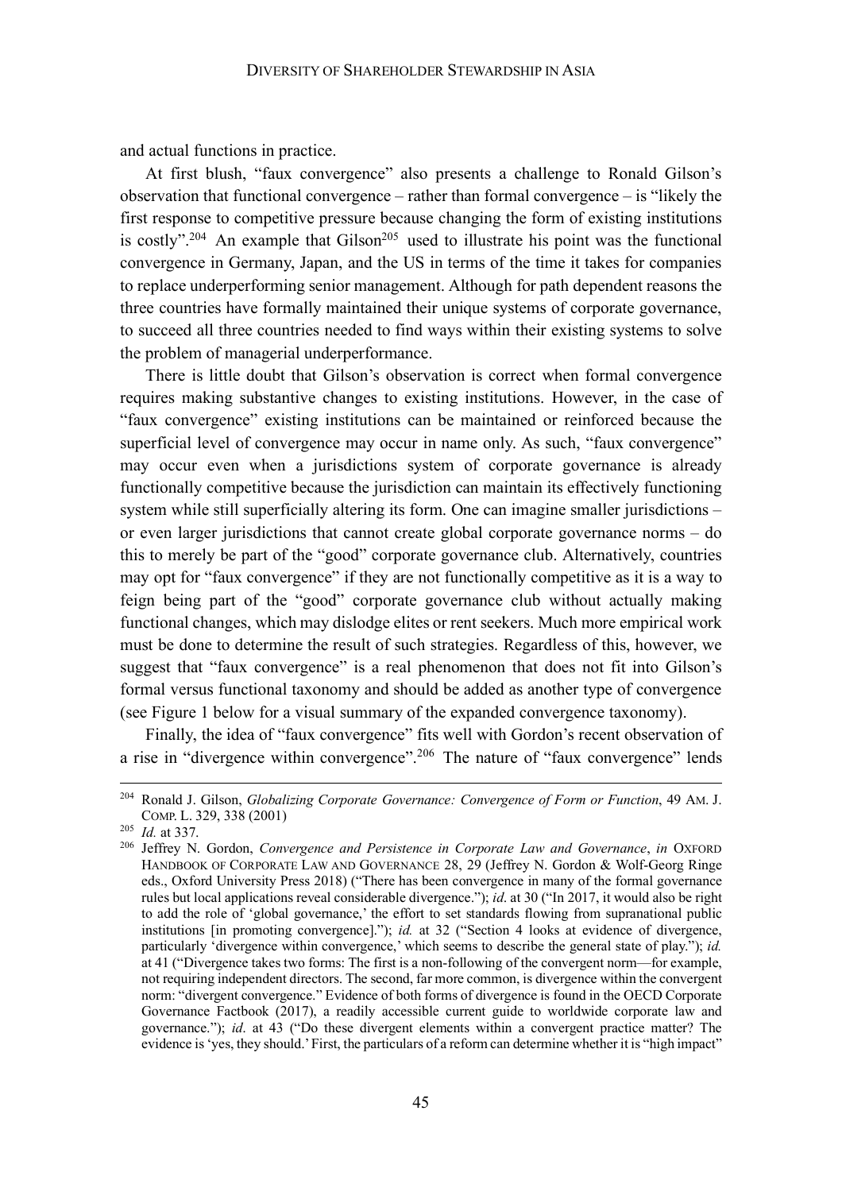and actual functions in practice.

At first blush, "faux convergence" also presents a challenge to Ronald Gilson's observation that functional convergence – rather than formal convergence – is "likely the first response to competitive pressure because changing the form of existing institutions is costly".[204] An example that Gilson[205] used to illustrate his point was the functional convergence in Germany, Japan, and the US in terms of the time it takes for companies to replace underperforming senior management. Although for path dependent reasons the three countries have formally maintained their unique systems of corporate governance, to succeed all three countries needed to find ways within their existing systems to solve the problem of managerial underperformance.

There is little doubt that Gilson's observation is correct when formal convergence requires making substantive changes to existing institutions. However, in the case of "faux convergence" existing institutions can be maintained or reinforced because the superficial level of convergence may occur in name only. As such, "faux convergence" may occur even when a jurisdictions system of corporate governance is already functionally competitive because the jurisdiction can maintain its effectively functioning system while still superficially altering its form. One can imagine smaller jurisdictions – or even larger jurisdictions that cannot create global corporate governance norms – do this to merely be part of the "good" corporate governance club. Alternatively, countries may opt for "faux convergence" if they are not functionally competitive as it is a way to feign being part of the "good" corporate governance club without actually making functional changes, which may dislodge elites or rent seekers. Much more empirical work must be done to determine the result of such strategies. Regardless of this, however, we suggest that "faux convergence" is a real phenomenon that does not fit into Gilson's formal versus functional taxonomy and should be added as another type of convergence (see Figure 1 below for a visual summary of the expanded convergence taxonomy).

Finally, the idea of "faux convergence" fits well with Gordon's recent observation of a rise in "divergence within convergence".[206] The nature of "faux convergence" lends

---

[204] Ronald J. Gilson, *Globalizing Corporate Governance: Convergence of Form or Function*, 49 AM. J. COMP. L. 329, 338 (2001)

[205] *Id.* at 337.

[206] Jeffrey N. Gordon, *Convergence and Persistence in Corporate Law and Governance*, *in* OXFORD HANDBOOK OF CORPORATE LAW AND GOVERNANCE 28, 29 (Jeffrey N. Gordon & Wolf-Georg Ringe eds., Oxford University Press 2018) ("There has been convergence in many of the formal governance rules but local applications reveal considerable divergence."); *id*. at 30 ("In 2017, it would also be right to add the role of 'global governance,' the effort to set standards flowing from supranational public institutions [in promoting convergence]."); *id.* at 32 ("Section 4 looks at evidence of divergence, particularly 'divergence within convergence,' which seems to describe the general state of play."); *id.* at 41 ("Divergence takes two forms: The first is a non-following of the convergent norm—for example, not requiring independent directors. The second, far more common, is divergence within the convergent norm: "divergent convergence." Evidence of both forms of divergence is found in the OECD Corporate Governance Factbook (2017), a readily accessible current guide to worldwide corporate law and governance."); *id*. at 43 ("Do these divergent elements within a convergent practice matter? The evidence is 'yes, they should.' First, the particulars of a reform can determine whether it is "high impact"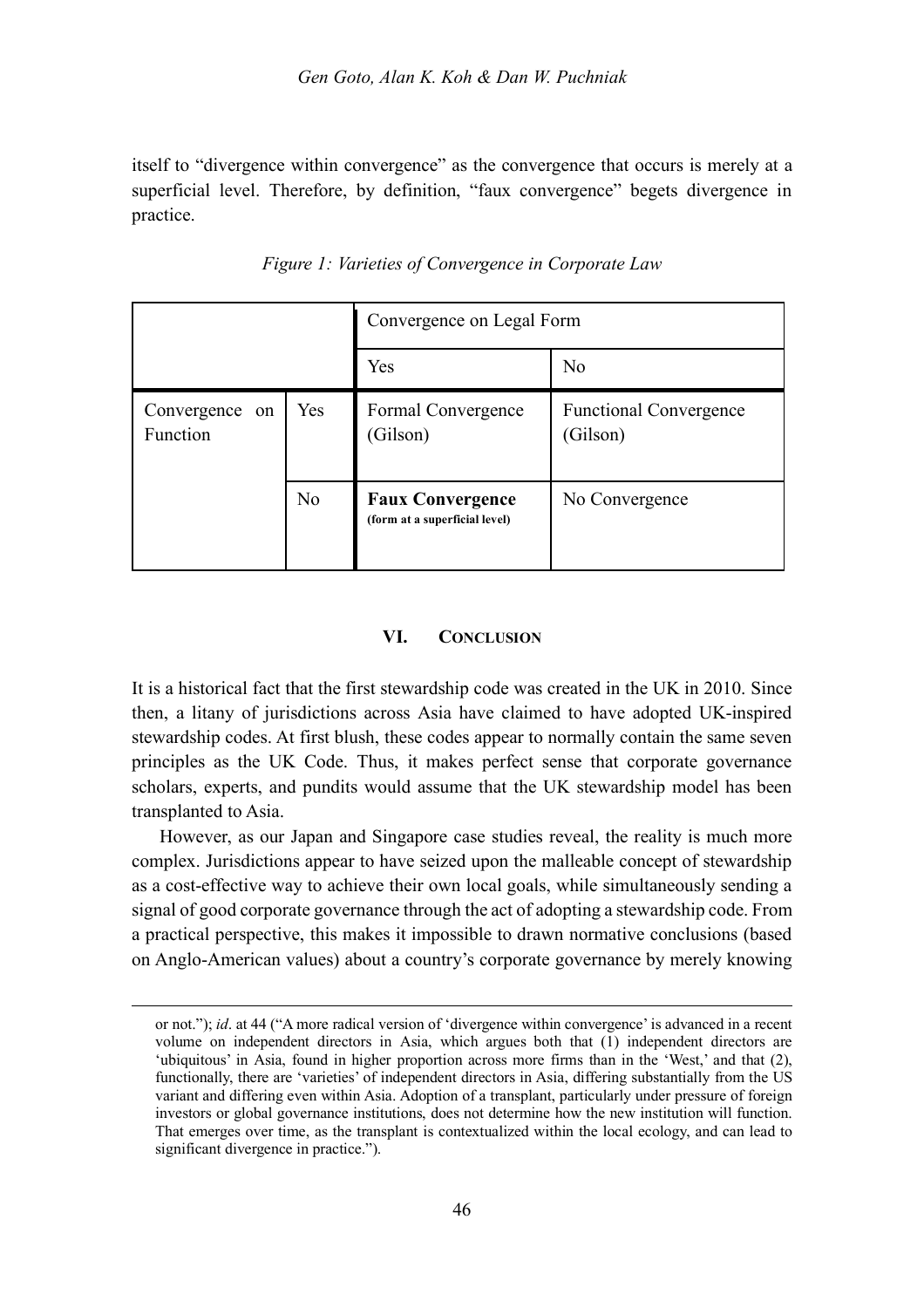itself to "divergence within convergence" as the convergence that occurs is merely at a superficial level. Therefore, by definition, "faux convergence" begets divergence in practice.

*Figure 1: Varieties of Convergence in Corporate Law*

| | | Convergence on Legal Form | |
|---|---|---|---|
| | | Yes | No |
| Convergence on Function | Yes | Formal Convergence (Gilson) | Functional Convergence (Gilson) |
| | No | **Faux Convergence** **(form at a superficial level)** | No Convergence |

## VI. Conclusion

It is a historical fact that the first stewardship code was created in the UK in 2010. Since then, a litany of jurisdictions across Asia have claimed to have adopted UK-inspired stewardship codes. At first blush, these codes appear to normally contain the same seven principles as the UK Code. Thus, it makes perfect sense that corporate governance scholars, experts, and pundits would assume that the UK stewardship model has been transplanted to Asia.

However, as our Japan and Singapore case studies reveal, the reality is much more complex. Jurisdictions appear to have seized upon the malleable concept of stewardship as a cost-effective way to achieve their own local goals, while simultaneously sending a signal of good corporate governance through the act of adopting a stewardship code. From a practical perspective, this makes it impossible to drawn normative conclusions (based on Anglo-American values) about a country's corporate governance by merely knowing

or not."); *id*. at 44 ("A more radical version of 'divergence within convergence' is advanced in a recent volume on independent directors in Asia, which argues both that (1) independent directors are 'ubiquitous' in Asia, found in higher proportion across more firms than in the 'West,' and that (2), functionally, there are 'varieties' of independent directors in Asia, differing substantially from the US variant and differing even within Asia. Adoption of a transplant, particularly under pressure of foreign investors or global governance institutions, does not determine how the new institution will function. That emerges over time, as the transplant is contextualized within the local ecology, and can lead to significant divergence in practice.").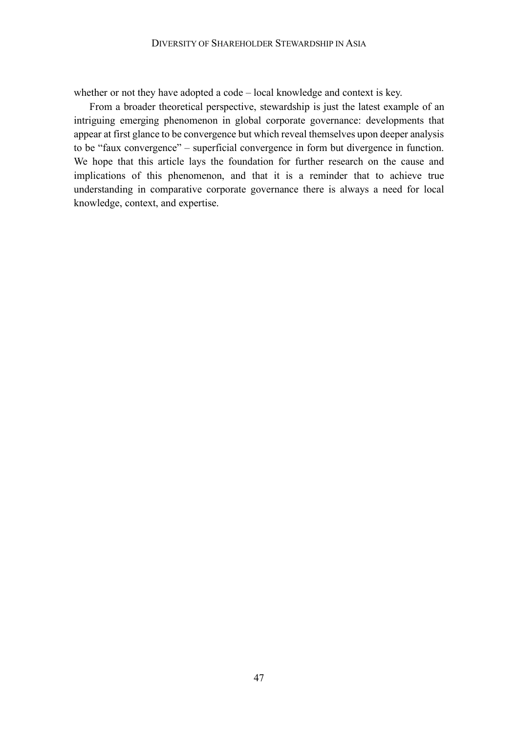whether or not they have adopted a code – local knowledge and context is key.

From a broader theoretical perspective, stewardship is just the latest example of an intriguing emerging phenomenon in global corporate governance: developments that appear at first glance to be convergence but which reveal themselves upon deeper analysis to be "faux convergence" – superficial convergence in form but divergence in function. We hope that this article lays the foundation for further research on the cause and implications of this phenomenon, and that it is a reminder that to achieve true understanding in comparative corporate governance there is always a need for local knowledge, context, and expertise.